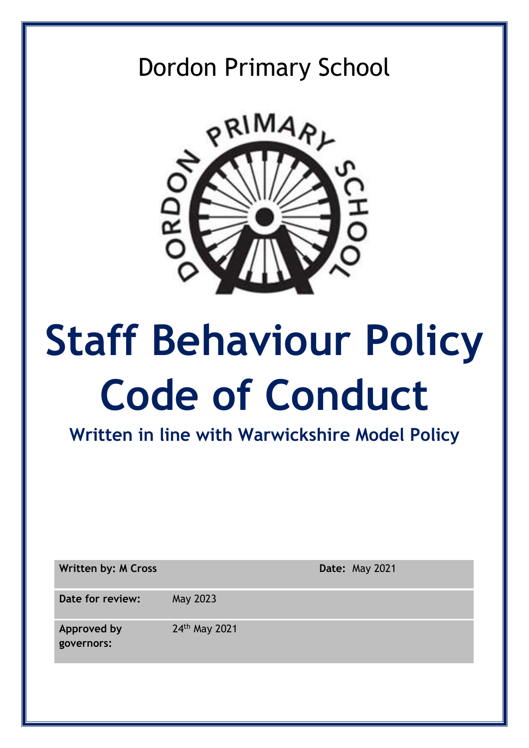Dordon Primary School

# Staff Behaviour Policy Code of Conduct

## Written in line with Warwickshire Model Policy

| **Written by: M Cross** | | **Date:** May 2021 |
|---|---|---|
| **Date for review:** | May 2023 | |
| **Approved by governors:** | 24th May 2021 | |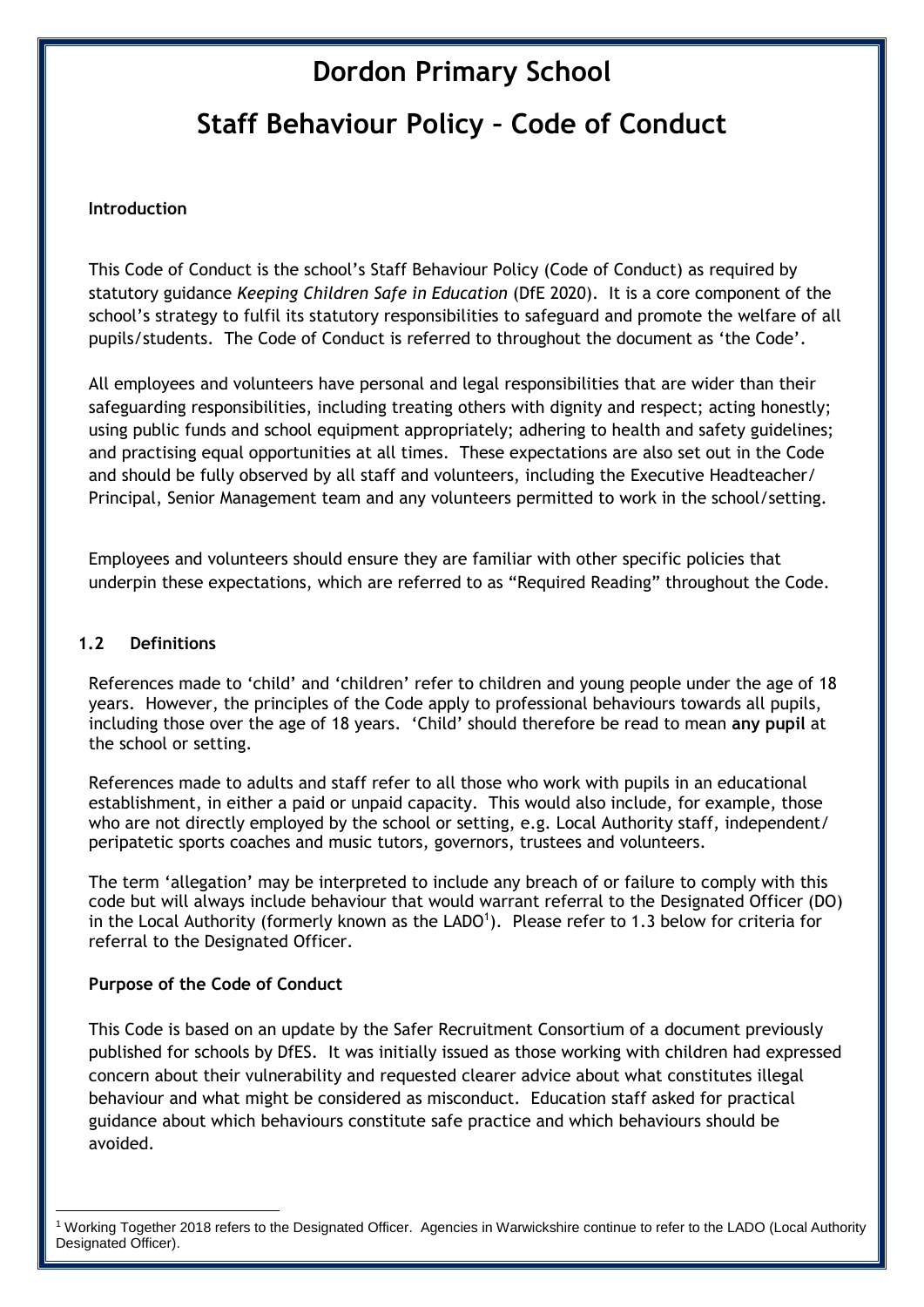# Dordon Primary School

# Staff Behaviour Policy – Code of Conduct

**Introduction**

This Code of Conduct is the school's Staff Behaviour Policy (Code of Conduct) as required by statutory guidance *Keeping Children Safe in Education* (DfE 2020). It is a core component of the school's strategy to fulfil its statutory responsibilities to safeguard and promote the welfare of all pupils/students. The Code of Conduct is referred to throughout the document as 'the Code'.

All employees and volunteers have personal and legal responsibilities that are wider than their safeguarding responsibilities, including treating others with dignity and respect; acting honestly; using public funds and school equipment appropriately; adhering to health and safety guidelines; and practising equal opportunities at all times. These expectations are also set out in the Code and should be fully observed by all staff and volunteers, including the Executive Headteacher/ Principal, Senior Management team and any volunteers permitted to work in the school/setting.

Employees and volunteers should ensure they are familiar with other specific policies that underpin these expectations, which are referred to as "Required Reading" throughout the Code.

**1.2 Definitions**

References made to 'child' and 'children' refer to children and young people under the age of 18 years. However, the principles of the Code apply to professional behaviours towards all pupils, including those over the age of 18 years. 'Child' should therefore be read to mean **any pupil** at the school or setting.

References made to adults and staff refer to all those who work with pupils in an educational establishment, in either a paid or unpaid capacity. This would also include, for example, those who are not directly employed by the school or setting, e.g. Local Authority staff, independent/ peripatetic sports coaches and music tutors, governors, trustees and volunteers.

The term 'allegation' may be interpreted to include any breach of or failure to comply with this code but will always include behaviour that would warrant referral to the Designated Officer (DO) in the Local Authority (formerly known as the LADO[1]). Please refer to 1.3 below for criteria for referral to the Designated Officer.

**Purpose of the Code of Conduct**

This Code is based on an update by the Safer Recruitment Consortium of a document previously published for schools by DfES. It was initially issued as those working with children had expressed concern about their vulnerability and requested clearer advice about what constitutes illegal behaviour and what might be considered as misconduct. Education staff asked for practical guidance about which behaviours constitute safe practice and which behaviours should be avoided.

[1] Working Together 2018 refers to the Designated Officer. Agencies in Warwickshire continue to refer to the LADO (Local Authority Designated Officer).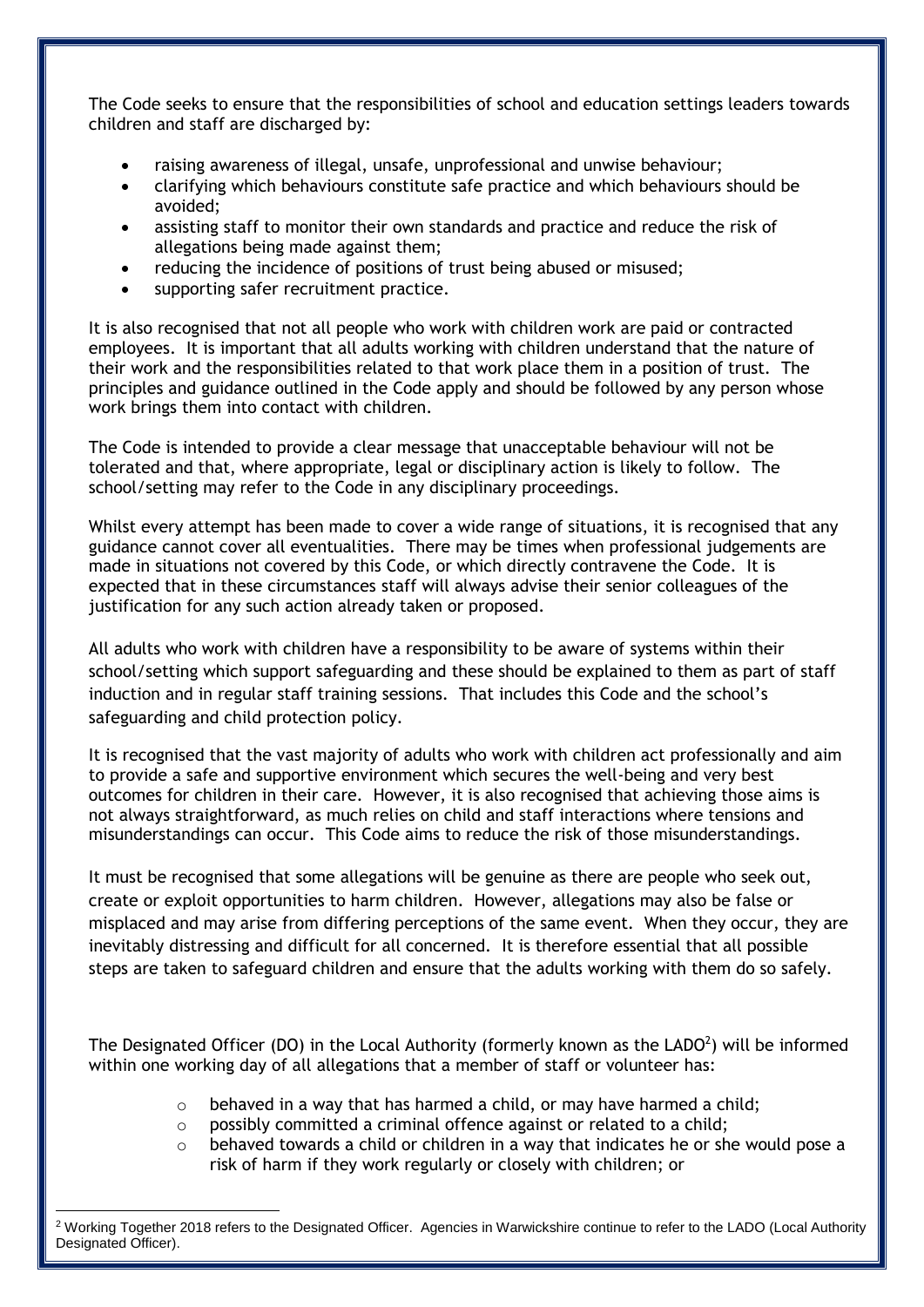The Code seeks to ensure that the responsibilities of school and education settings leaders towards children and staff are discharged by:

- raising awareness of illegal, unsafe, unprofessional and unwise behaviour;
- clarifying which behaviours constitute safe practice and which behaviours should be avoided;
- assisting staff to monitor their own standards and practice and reduce the risk of allegations being made against them;
- reducing the incidence of positions of trust being abused or misused;
- supporting safer recruitment practice.

It is also recognised that not all people who work with children work are paid or contracted employees. It is important that all adults working with children understand that the nature of their work and the responsibilities related to that work place them in a position of trust. The principles and guidance outlined in the Code apply and should be followed by any person whose work brings them into contact with children.

The Code is intended to provide a clear message that unacceptable behaviour will not be tolerated and that, where appropriate, legal or disciplinary action is likely to follow. The school/setting may refer to the Code in any disciplinary proceedings.

Whilst every attempt has been made to cover a wide range of situations, it is recognised that any guidance cannot cover all eventualities. There may be times when professional judgements are made in situations not covered by this Code, or which directly contravene the Code. It is expected that in these circumstances staff will always advise their senior colleagues of the justification for any such action already taken or proposed.

All adults who work with children have a responsibility to be aware of systems within their school/setting which support safeguarding and these should be explained to them as part of staff induction and in regular staff training sessions. That includes this Code and the school's safeguarding and child protection policy.

It is recognised that the vast majority of adults who work with children act professionally and aim to provide a safe and supportive environment which secures the well-being and very best outcomes for children in their care. However, it is also recognised that achieving those aims is not always straightforward, as much relies on child and staff interactions where tensions and misunderstandings can occur. This Code aims to reduce the risk of those misunderstandings.

It must be recognised that some allegations will be genuine as there are people who seek out, create or exploit opportunities to harm children. However, allegations may also be false or misplaced and may arise from differing perceptions of the same event. When they occur, they are inevitably distressing and difficult for all concerned. It is therefore essential that all possible steps are taken to safeguard children and ensure that the adults working with them do so safely.

The Designated Officer (DO) in the Local Authority (formerly known as the LADO[2]) will be informed within one working day of all allegations that a member of staff or volunteer has:

- behaved in a way that has harmed a child, or may have harmed a child;
- possibly committed a criminal offence against or related to a child;
- behaved towards a child or children in a way that indicates he or she would pose a risk of harm if they work regularly or closely with children; or

[2] Working Together 2018 refers to the Designated Officer. Agencies in Warwickshire continue to refer to the LADO (Local Authority Designated Officer).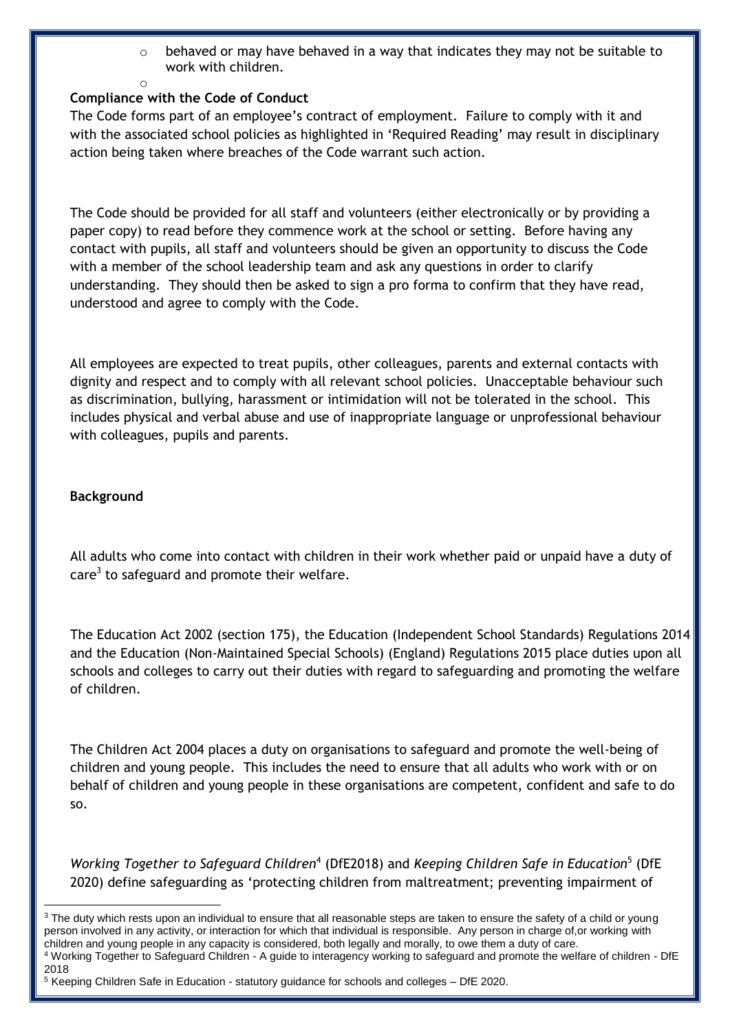- behaved or may have behaved in a way that indicates they may not be suitable to work with children.

**Compliance with the Code of Conduct**

The Code forms part of an employee's contract of employment. Failure to comply with it and with the associated school policies as highlighted in 'Required Reading' may result in disciplinary action being taken where breaches of the Code warrant such action.

The Code should be provided for all staff and volunteers (either electronically or by providing a paper copy) to read before they commence work at the school or setting. Before having any contact with pupils, all staff and volunteers should be given an opportunity to discuss the Code with a member of the school leadership team and ask any questions in order to clarify understanding. They should then be asked to sign a pro forma to confirm that they have read, understood and agree to comply with the Code.

All employees are expected to treat pupils, other colleagues, parents and external contacts with dignity and respect and to comply with all relevant school policies. Unacceptable behaviour such as discrimination, bullying, harassment or intimidation will not be tolerated in the school. This includes physical and verbal abuse and use of inappropriate language or unprofessional behaviour with colleagues, pupils and parents.

**Background**

All adults who come into contact with children in their work whether paid or unpaid have a duty of care[3] to safeguard and promote their welfare.

The Education Act 2002 (section 175), the Education (Independent School Standards) Regulations 2014 and the Education (Non-Maintained Special Schools) (England) Regulations 2015 place duties upon all schools and colleges to carry out their duties with regard to safeguarding and promoting the welfare of children.

The Children Act 2004 places a duty on organisations to safeguard and promote the well-being of children and young people. This includes the need to ensure that all adults who work with or on behalf of children and young people in these organisations are competent, confident and safe to do so.

*Working Together to Safeguard Children*[4] (DfE2018) and *Keeping Children Safe in Education*[5] (DfE 2020) define safeguarding as 'protecting children from maltreatment; preventing impairment of

---

[3] The duty which rests upon an individual to ensure that all reasonable steps are taken to ensure the safety of a child or young person involved in any activity, or interaction for which that individual is responsible. Any person in charge of,or working with children and young people in any capacity is considered, both legally and morally, to owe them a duty of care.

[4] Working Together to Safeguard Children - A guide to interagency working to safeguard and promote the welfare of children - DfE 2018

[5] Keeping Children Safe in Education - statutory guidance for schools and colleges – DfE 2020.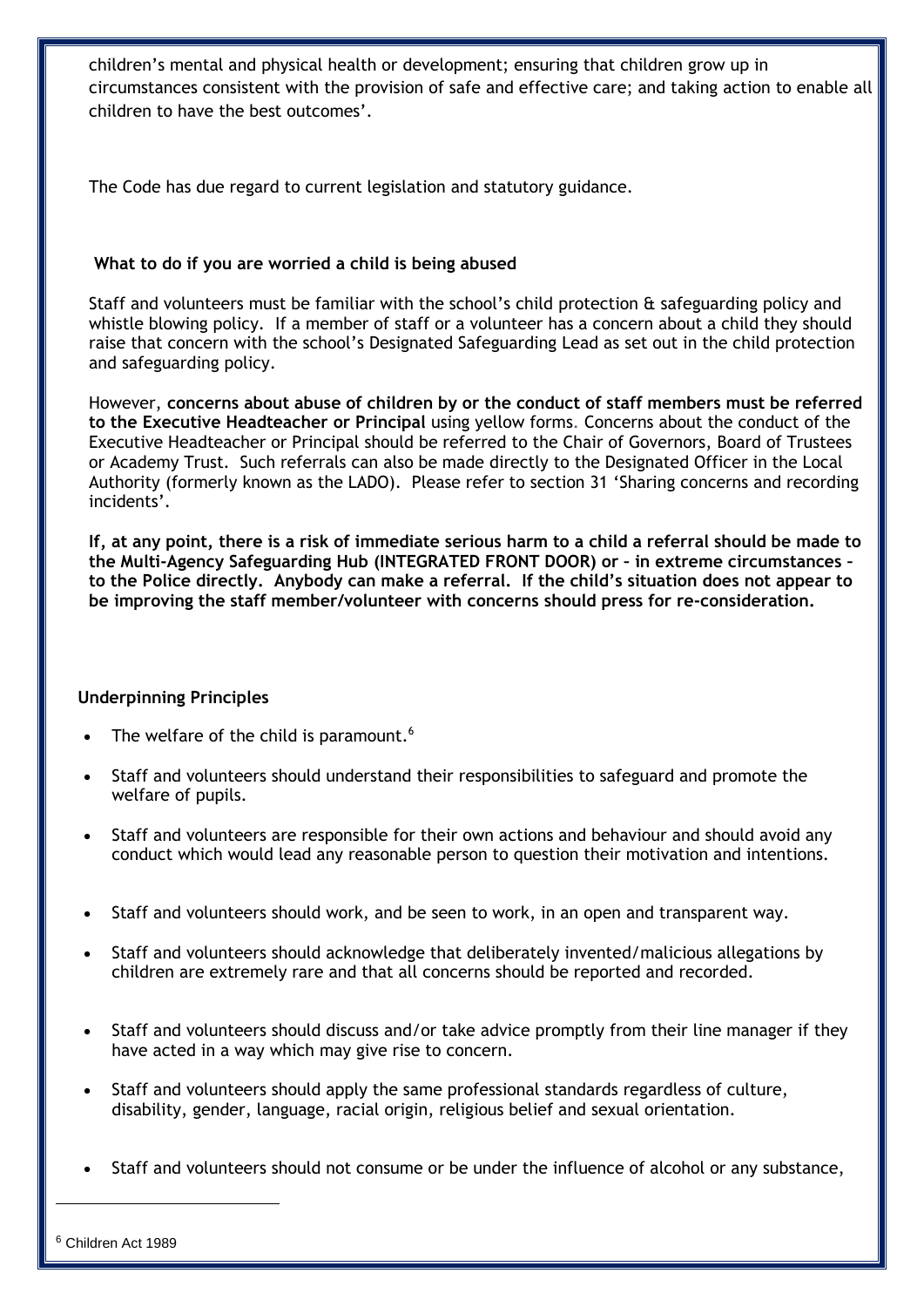children's mental and physical health or development; ensuring that children grow up in circumstances consistent with the provision of safe and effective care; and taking action to enable all children to have the best outcomes'.

The Code has due regard to current legislation and statutory guidance.

### What to do if you are worried a child is being abused

Staff and volunteers must be familiar with the school's child protection & safeguarding policy and whistle blowing policy. If a member of staff or a volunteer has a concern about a child they should raise that concern with the school's Designated Safeguarding Lead as set out in the child protection and safeguarding policy.

However, **concerns about abuse of children by or the conduct of staff members must be referred to the Executive Headteacher or Principal** using yellow forms. Concerns about the conduct of the Executive Headteacher or Principal should be referred to the Chair of Governors, Board of Trustees or Academy Trust. Such referrals can also be made directly to the Designated Officer in the Local Authority (formerly known as the LADO). Please refer to section 31 'Sharing concerns and recording incidents'.

**If, at any point, there is a risk of immediate serious harm to a child a referral should be made to the Multi-Agency Safeguarding Hub (INTEGRATED FRONT DOOR) or – in extreme circumstances – to the Police directly. Anybody can make a referral. If the child's situation does not appear to be improving the staff member/volunteer with concerns should press for re-consideration.**

### Underpinning Principles

- The welfare of the child is paramount.[6]
- Staff and volunteers should understand their responsibilities to safeguard and promote the welfare of pupils.
- Staff and volunteers are responsible for their own actions and behaviour and should avoid any conduct which would lead any reasonable person to question their motivation and intentions.
- Staff and volunteers should work, and be seen to work, in an open and transparent way.
- Staff and volunteers should acknowledge that deliberately invented/malicious allegations by children are extremely rare and that all concerns should be reported and recorded.
- Staff and volunteers should discuss and/or take advice promptly from their line manager if they have acted in a way which may give rise to concern.
- Staff and volunteers should apply the same professional standards regardless of culture, disability, gender, language, racial origin, religious belief and sexual orientation.
- Staff and volunteers should not consume or be under the influence of alcohol or any substance,

[6] Children Act 1989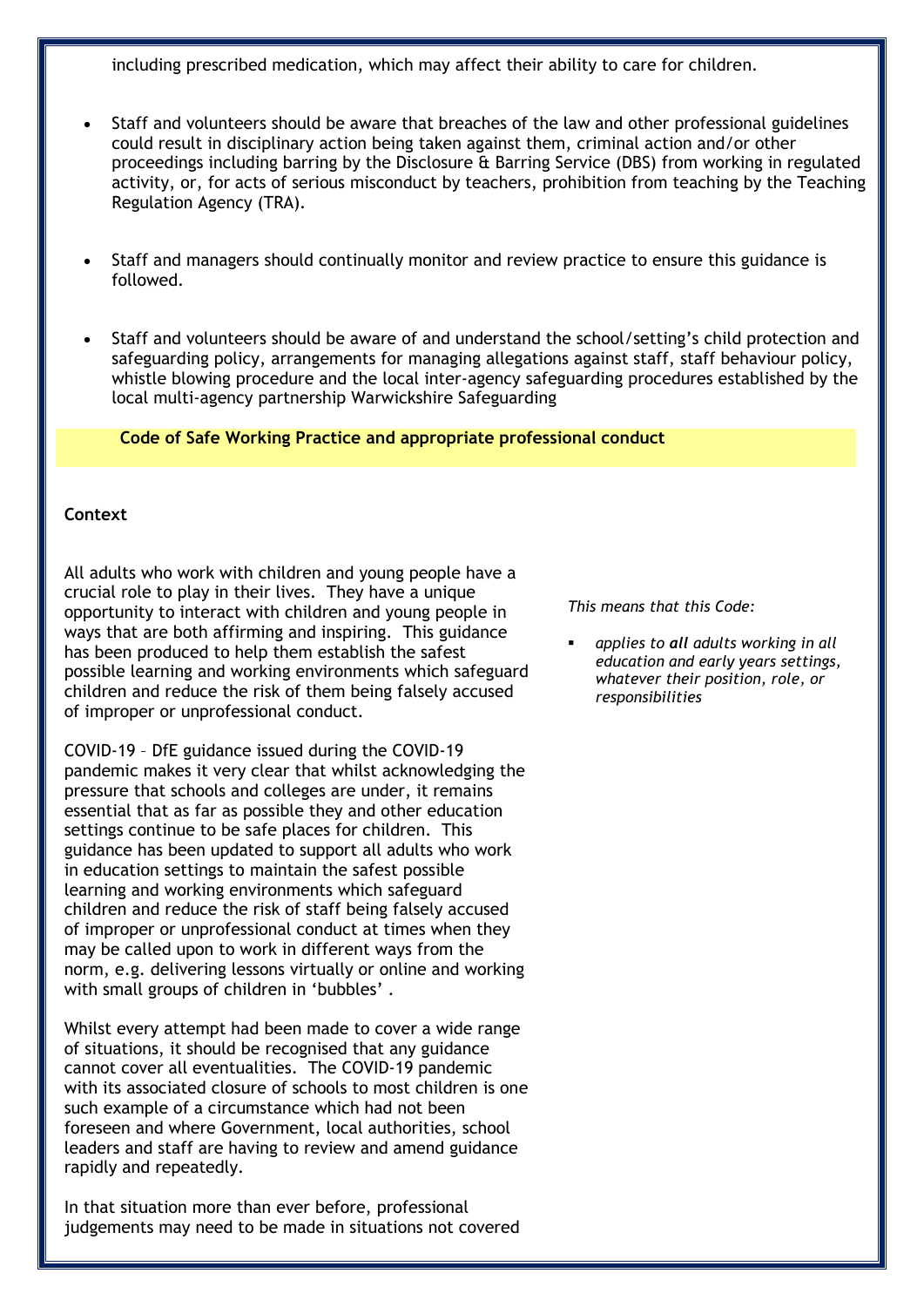including prescribed medication, which may affect their ability to care for children.

- Staff and volunteers should be aware that breaches of the law and other professional guidelines could result in disciplinary action being taken against them, criminal action and/or other proceedings including barring by the Disclosure & Barring Service (DBS) from working in regulated activity, or, for acts of serious misconduct by teachers, prohibition from teaching by the Teaching Regulation Agency (TRA).

- Staff and managers should continually monitor and review practice to ensure this guidance is followed.

- Staff and volunteers should be aware of and understand the school/setting's child protection and safeguarding policy, arrangements for managing allegations against staff, staff behaviour policy, whistle blowing procedure and the local inter-agency safeguarding procedures established by the local multi-agency partnership Warwickshire Safeguarding

## Code of Safe Working Practice and appropriate professional conduct

### Context

All adults who work with children and young people have a crucial role to play in their lives. They have a unique opportunity to interact with children and young people in ways that are both affirming and inspiring. This guidance has been produced to help them establish the safest possible learning and working environments which safeguard children and reduce the risk of them being falsely accused of improper or unprofessional conduct.

COVID-19 – DfE guidance issued during the COVID-19 pandemic makes it very clear that whilst acknowledging the pressure that schools and colleges are under, it remains essential that as far as possible they and other education settings continue to be safe places for children. This guidance has been updated to support all adults who work in education settings to maintain the safest possible learning and working environments which safeguard children and reduce the risk of staff being falsely accused of improper or unprofessional conduct at times when they may be called upon to work in different ways from the norm, e.g. delivering lessons virtually or online and working with small groups of children in 'bubbles' .

Whilst every attempt had been made to cover a wide range of situations, it should be recognised that any guidance cannot cover all eventualities. The COVID-19 pandemic with its associated closure of schools to most children is one such example of a circumstance which had not been foreseen and where Government, local authorities, school leaders and staff are having to review and amend guidance rapidly and repeatedly.

In that situation more than ever before, professional judgements may need to be made in situations not covered

*This means that this Code:*

- *applies to **all** adults working in all education and early years settings, whatever their position, role, or responsibilities*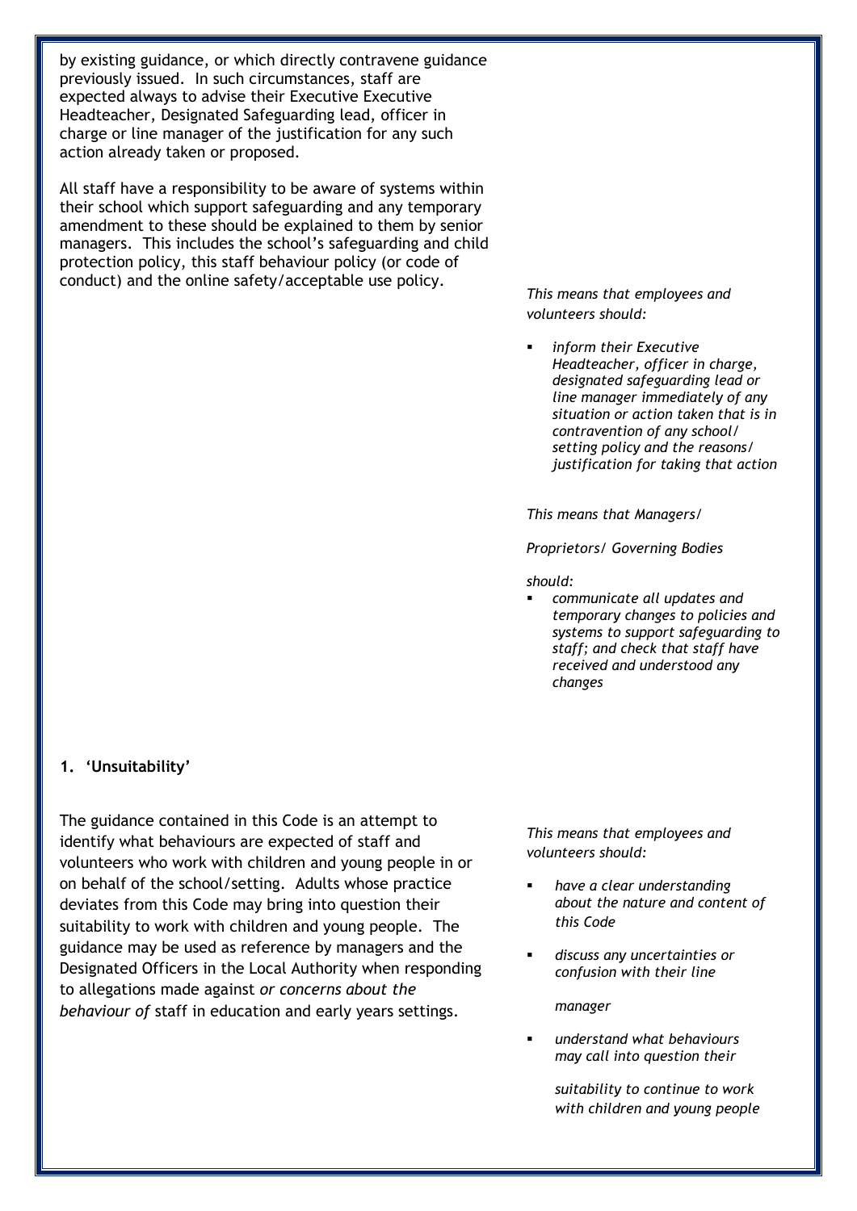by existing guidance, or which directly contravene guidance previously issued. In such circumstances, staff are expected always to advise their Executive Executive Headteacher, Designated Safeguarding lead, officer in charge or line manager of the justification for any such action already taken or proposed.

All staff have a responsibility to be aware of systems within their school which support safeguarding and any temporary amendment to these should be explained to them by senior managers. This includes the school's safeguarding and child protection policy, this staff behaviour policy (or code of conduct) and the online safety/acceptable use policy.

*This means that employees and volunteers should:*

- *inform their Executive Headteacher, officer in charge, designated safeguarding lead or line manager immediately of any situation or action taken that is in contravention of any school/ setting policy and the reasons/ justification for taking that action*

*This means that Managers/ Proprietors/ Governing Bodies should:*

- *communicate all updates and temporary changes to policies and systems to support safeguarding to staff; and check that staff have received and understood any changes*

**1. 'Unsuitability'**

The guidance contained in this Code is an attempt to identify what behaviours are expected of staff and volunteers who work with children and young people in or on behalf of the school/setting. Adults whose practice deviates from this Code may bring into question their suitability to work with children and young people. The guidance may be used as reference by managers and the Designated Officers in the Local Authority when responding to allegations made against *or concerns about the behaviour of* staff in education and early years settings.

*This means that employees and volunteers should:*

- *have a clear understanding about the nature and content of this Code*
- *discuss any uncertainties or confusion with their line manager*
- *understand what behaviours may call into question their suitability to continue to work with children and young people*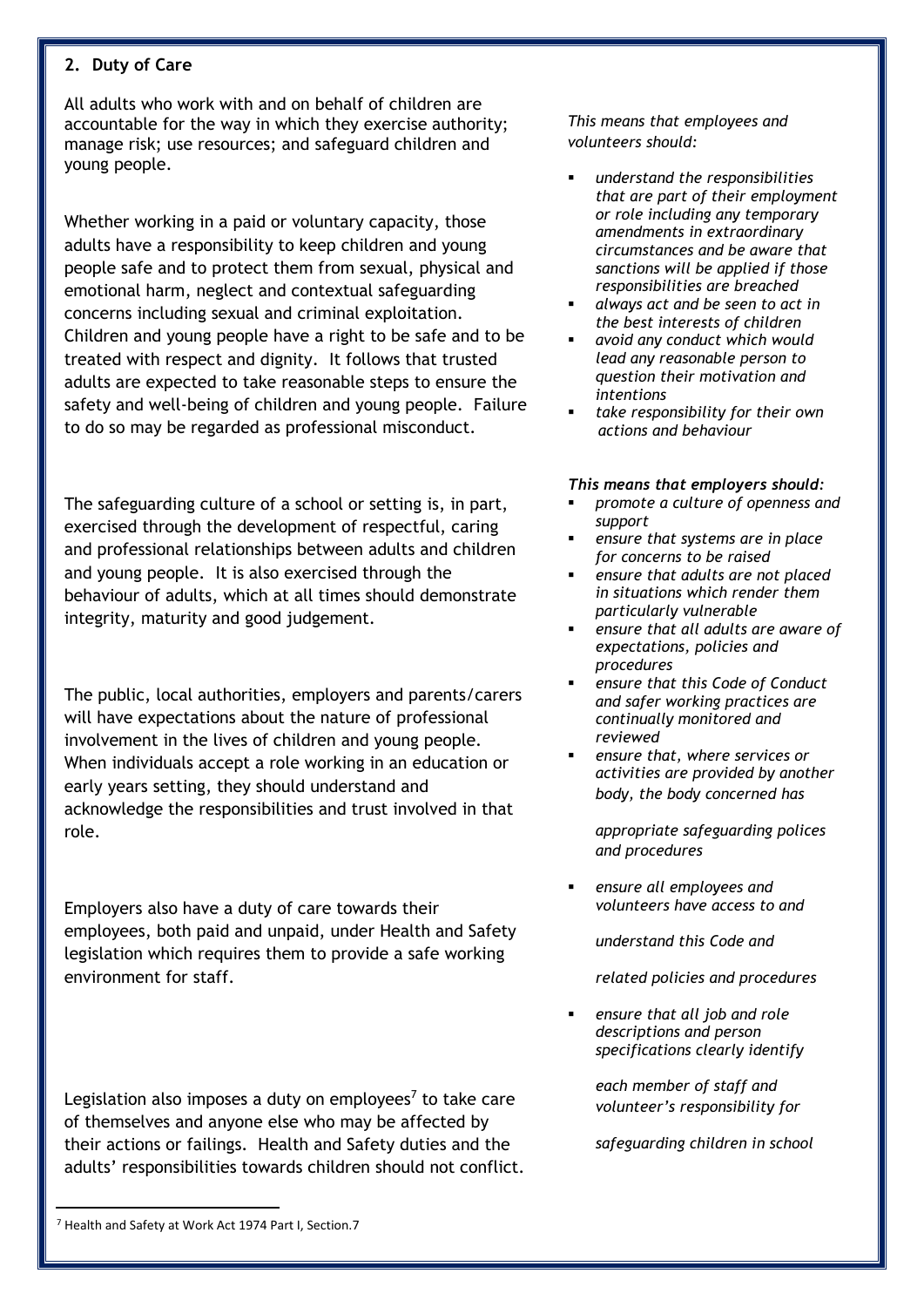## 2. Duty of Care

All adults who work with and on behalf of children are accountable for the way in which they exercise authority; manage risk; use resources; and safeguard children and young people.

Whether working in a paid or voluntary capacity, those adults have a responsibility to keep children and young people safe and to protect them from sexual, physical and emotional harm, neglect and contextual safeguarding concerns including sexual and criminal exploitation. Children and young people have a right to be safe and to be treated with respect and dignity. It follows that trusted adults are expected to take reasonable steps to ensure the safety and well-being of children and young people. Failure to do so may be regarded as professional misconduct.

The safeguarding culture of a school or setting is, in part, exercised through the development of respectful, caring and professional relationships between adults and children and young people. It is also exercised through the behaviour of adults, which at all times should demonstrate integrity, maturity and good judgement.

The public, local authorities, employers and parents/carers will have expectations about the nature of professional involvement in the lives of children and young people. When individuals accept a role working in an education or early years setting, they should understand and acknowledge the responsibilities and trust involved in that role.

Employers also have a duty of care towards their employees, both paid and unpaid, under Health and Safety legislation which requires them to provide a safe working environment for staff.

Legislation also imposes a duty on employees[7] to take care of themselves and anyone else who may be affected by their actions or failings. Health and Safety duties and the adults' responsibilities towards children should not conflict.

*This means that employees and volunteers should:*

- *understand the responsibilities that are part of their employment or role including any temporary amendments in extraordinary circumstances and be aware that sanctions will be applied if those responsibilities are breached*
- *always act and be seen to act in the best interests of children*
- *avoid any conduct which would lead any reasonable person to question their motivation and intentions*
- *take responsibility for their own actions and behaviour*

***This means that employers should:***

- *promote a culture of openness and support*
- *ensure that systems are in place for concerns to be raised*
- *ensure that adults are not placed in situations which render them particularly vulnerable*
- *ensure that all adults are aware of expectations, policies and procedures*
- *ensure that this Code of Conduct and safer working practices are continually monitored and reviewed*
- *ensure that, where services or activities are provided by another body, the body concerned has appropriate safeguarding polices and procedures*
- *ensure all employees and volunteers have access to and understand this Code and related policies and procedures*
- *ensure that all job and role descriptions and person specifications clearly identify each member of staff and volunteer's responsibility for safeguarding children in school*

[7] Health and Safety at Work Act 1974 Part I, Section.7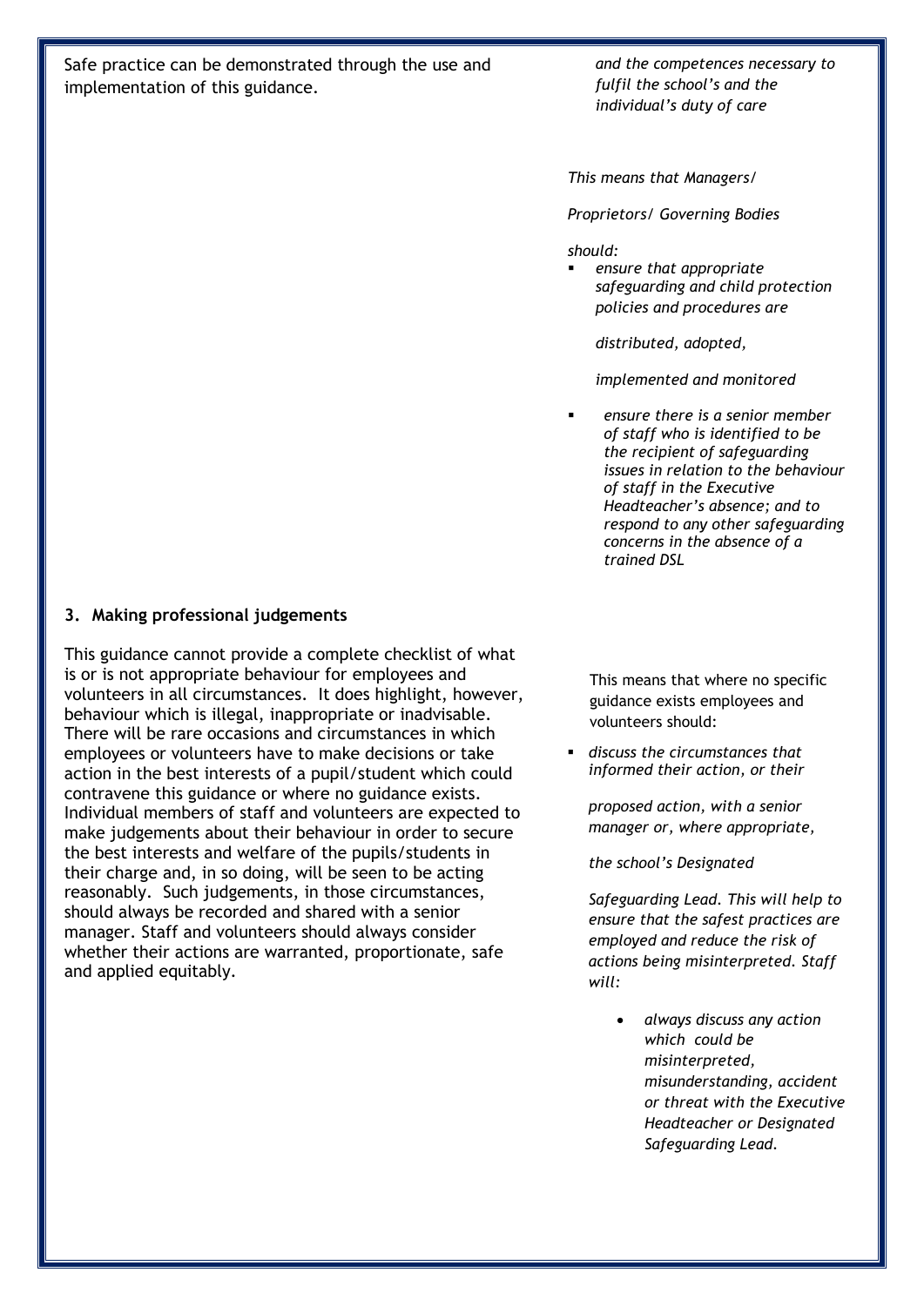Safe practice can be demonstrated through the use and implementation of this guidance.

*and the competences necessary to fulfil the school's and the individual's duty of care*

*This means that Managers/ Proprietors/ Governing Bodies should:*

- *ensure that appropriate safeguarding and child protection policies and procedures are distributed, adopted, implemented and monitored*
- *ensure there is a senior member of staff who is identified to be the recipient of safeguarding issues in relation to the behaviour of staff in the Executive Headteacher's absence; and to respond to any other safeguarding concerns in the absence of a trained DSL*

### 3. Making professional judgements

This guidance cannot provide a complete checklist of what is or is not appropriate behaviour for employees and volunteers in all circumstances. It does highlight, however, behaviour which is illegal, inappropriate or inadvisable. There will be rare occasions and circumstances in which employees or volunteers have to make decisions or take action in the best interests of a pupil/student which could contravene this guidance or where no guidance exists. Individual members of staff and volunteers are expected to make judgements about their behaviour in order to secure the best interests and welfare of the pupils/students in their charge and, in so doing, will be seen to be acting reasonably. Such judgements, in those circumstances, should always be recorded and shared with a senior manager. Staff and volunteers should always consider whether their actions are warranted, proportionate, safe and applied equitably.

This means that where no specific guidance exists employees and volunteers should:

- *discuss the circumstances that informed their action, or their proposed action, with a senior manager or, where appropriate, the school's Designated Safeguarding Lead. This will help to ensure that the safest practices are employed and reduce the risk of actions being misinterpreted. Staff will:*
    - *always discuss any action which could be misinterpreted, misunderstanding, accident or threat with the Executive Headteacher or Designated Safeguarding Lead.*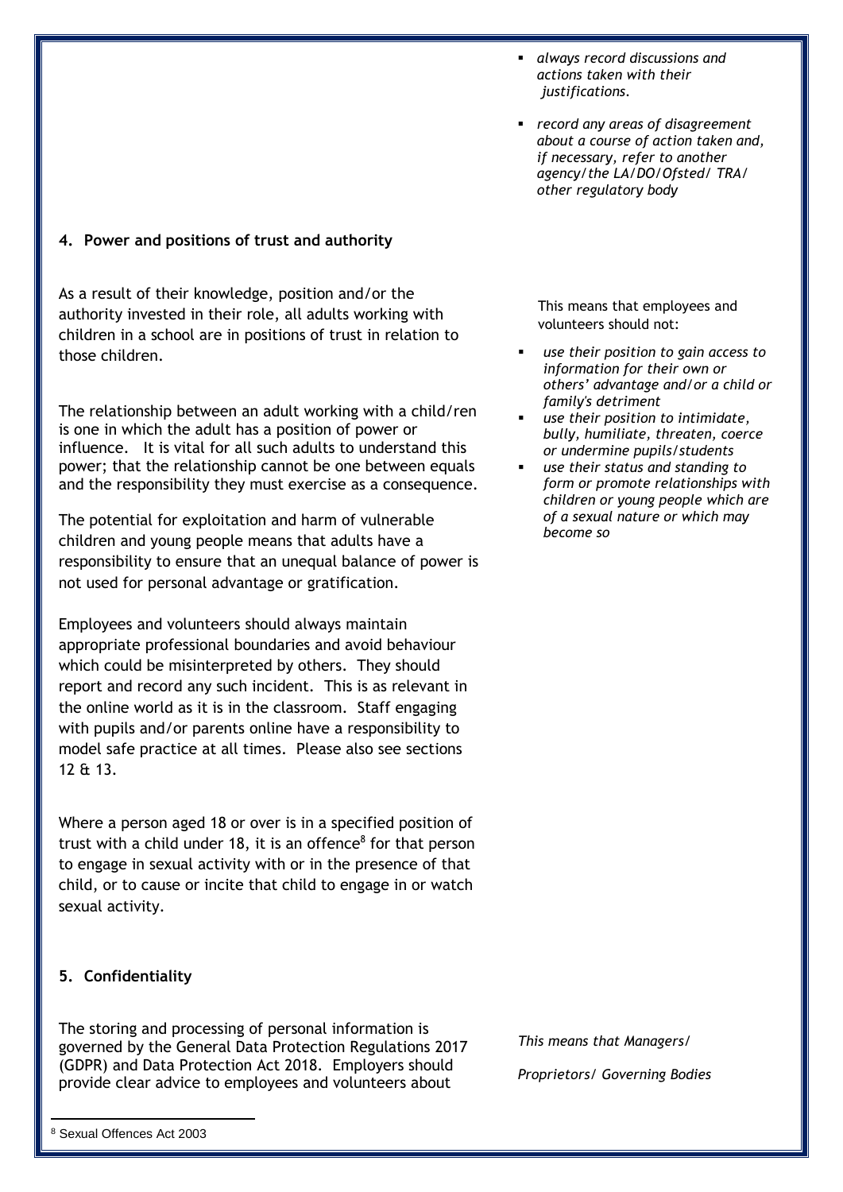- *always record discussions and actions taken with their justifications.*
- *record any areas of disagreement about a course of action taken and, if necessary, refer to another agency/the LA/DO/Ofsted/ TRA/ other regulatory body*

## 4. Power and positions of trust and authority

As a result of their knowledge, position and/or the authority invested in their role, all adults working with children in a school are in positions of trust in relation to those children.

The relationship between an adult working with a child/ren is one in which the adult has a position of power or influence. It is vital for all such adults to understand this power; that the relationship cannot be one between equals and the responsibility they must exercise as a consequence.

The potential for exploitation and harm of vulnerable children and young people means that adults have a responsibility to ensure that an unequal balance of power is not used for personal advantage or gratification.

Employees and volunteers should always maintain appropriate professional boundaries and avoid behaviour which could be misinterpreted by others. They should report and record any such incident. This is as relevant in the online world as it is in the classroom. Staff engaging with pupils and/or parents online have a responsibility to model safe practice at all times. Please also see sections 12 & 13.

Where a person aged 18 or over is in a specified position of trust with a child under 18, it is an offence[8] for that person to engage in sexual activity with or in the presence of that child, or to cause or incite that child to engage in or watch sexual activity.

This means that employees and volunteers should not:

- *use their position to gain access to information for their own or others' advantage and/or a child or family's detriment*
- *use their position to intimidate, bully, humiliate, threaten, coerce or undermine pupils/students*
- *use their status and standing to form or promote relationships with children or young people which are of a sexual nature or which may become so*

## 5. Confidentiality

The storing and processing of personal information is governed by the General Data Protection Regulations 2017 (GDPR) and Data Protection Act 2018. Employers should provide clear advice to employees and volunteers about

*This means that Managers/*

*Proprietors/ Governing Bodies*

[8] Sexual Offences Act 2003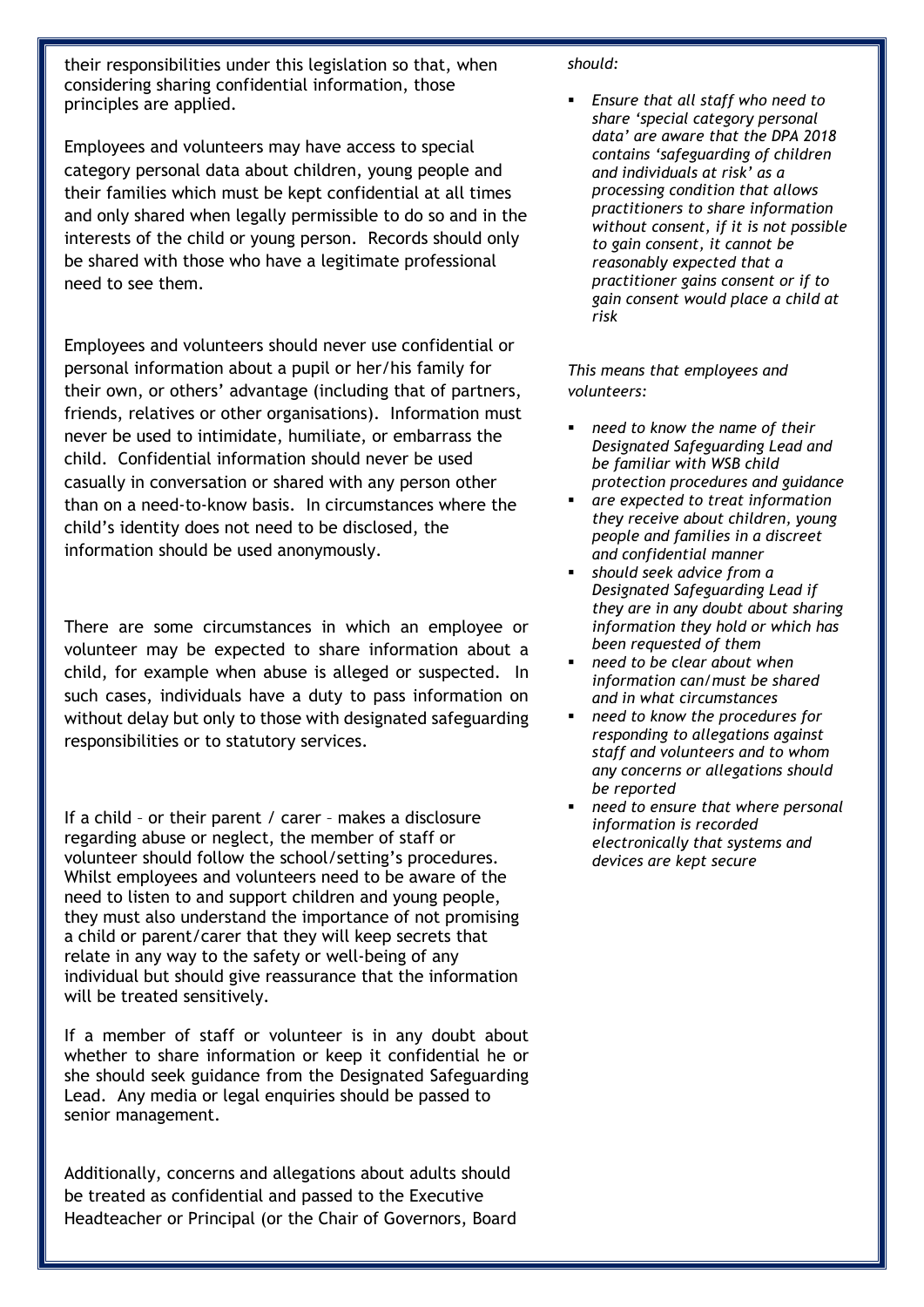their responsibilities under this legislation so that, when considering sharing confidential information, those principles are applied.

Employees and volunteers may have access to special category personal data about children, young people and their families which must be kept confidential at all times and only shared when legally permissible to do so and in the interests of the child or young person. Records should only be shared with those who have a legitimate professional need to see them.

Employees and volunteers should never use confidential or personal information about a pupil or her/his family for their own, or others' advantage (including that of partners, friends, relatives or other organisations). Information must never be used to intimidate, humiliate, or embarrass the child. Confidential information should never be used casually in conversation or shared with any person other than on a need-to-know basis. In circumstances where the child's identity does not need to be disclosed, the information should be used anonymously.

There are some circumstances in which an employee or volunteer may be expected to share information about a child, for example when abuse is alleged or suspected. In such cases, individuals have a duty to pass information on without delay but only to those with designated safeguarding responsibilities or to statutory services.

If a child – or their parent / carer – makes a disclosure regarding abuse or neglect, the member of staff or volunteer should follow the school/setting's procedures. Whilst employees and volunteers need to be aware of the need to listen to and support children and young people, they must also understand the importance of not promising a child or parent/carer that they will keep secrets that relate in any way to the safety or well-being of any individual but should give reassurance that the information will be treated sensitively.

If a member of staff or volunteer is in any doubt about whether to share information or keep it confidential he or she should seek guidance from the Designated Safeguarding Lead. Any media or legal enquiries should be passed to senior management.

Additionally, concerns and allegations about adults should be treated as confidential and passed to the Executive Headteacher or Principal (or the Chair of Governors, Board

*should:*

- *Ensure that all staff who need to share 'special category personal data' are aware that the DPA 2018 contains 'safeguarding of children and individuals at risk' as a processing condition that allows practitioners to share information without consent, if it is not possible to gain consent, it cannot be reasonably expected that a practitioner gains consent or if to gain consent would place a child at risk*

*This means that employees and volunteers:*

- *need to know the name of their Designated Safeguarding Lead and be familiar with WSB child protection procedures and guidance*
- *are expected to treat information they receive about children, young people and families in a discreet and confidential manner*
- *should seek advice from a Designated Safeguarding Lead if they are in any doubt about sharing information they hold or which has been requested of them*
- *need to be clear about when information can/must be shared and in what circumstances*
- *need to know the procedures for responding to allegations against staff and volunteers and to whom any concerns or allegations should be reported*
- *need to ensure that where personal information is recorded electronically that systems and devices are kept secure*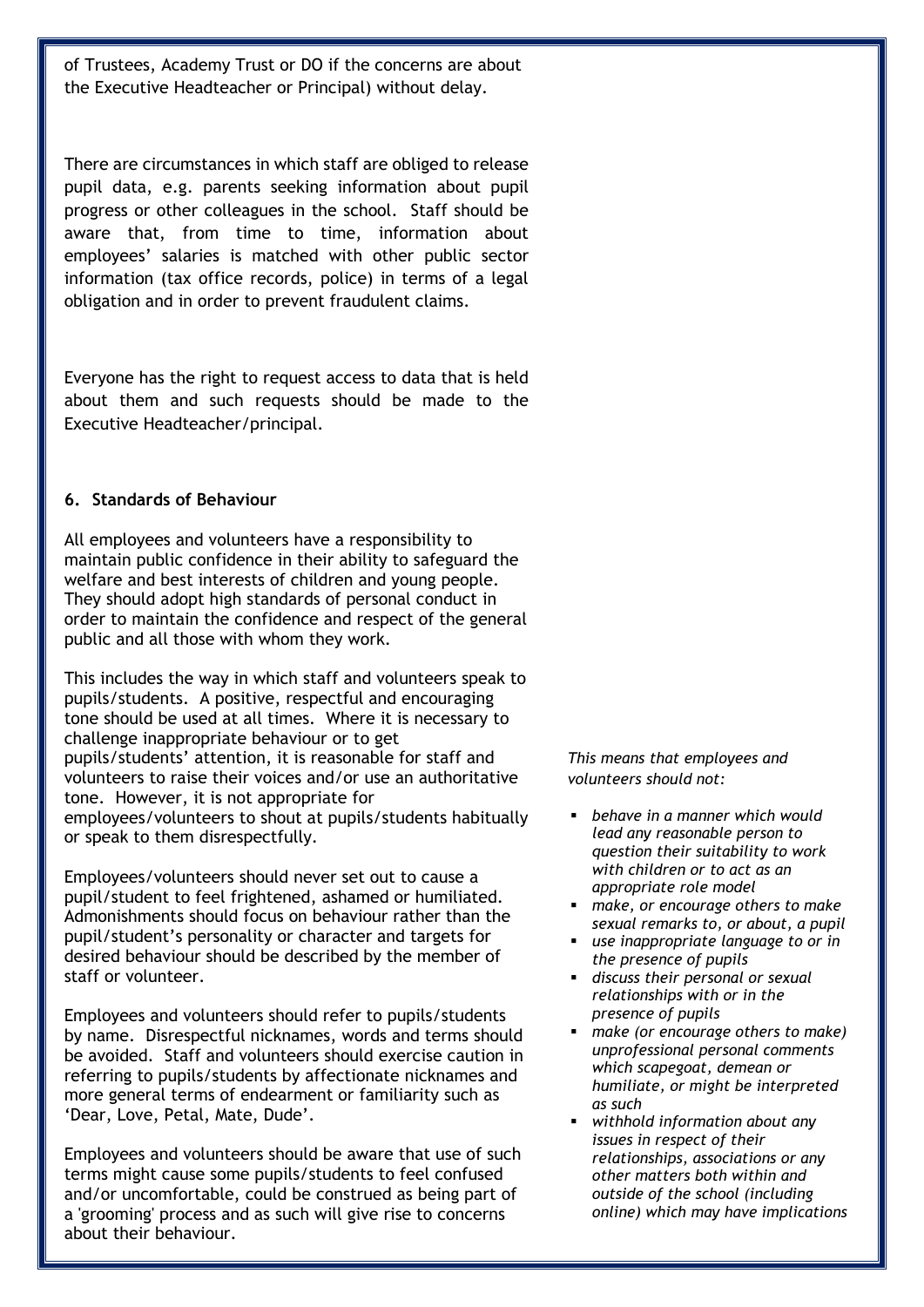of Trustees, Academy Trust or DO if the concerns are about the Executive Headteacher or Principal) without delay.

There are circumstances in which staff are obliged to release pupil data, e.g. parents seeking information about pupil progress or other colleagues in the school. Staff should be aware that, from time to time, information about employees' salaries is matched with other public sector information (tax office records, police) in terms of a legal obligation and in order to prevent fraudulent claims.

Everyone has the right to request access to data that is held about them and such requests should be made to the Executive Headteacher/principal.

**6. Standards of Behaviour**

All employees and volunteers have a responsibility to maintain public confidence in their ability to safeguard the welfare and best interests of children and young people. They should adopt high standards of personal conduct in order to maintain the confidence and respect of the general public and all those with whom they work.

This includes the way in which staff and volunteers speak to pupils/students. A positive, respectful and encouraging tone should be used at all times. Where it is necessary to challenge inappropriate behaviour or to get pupils/students' attention, it is reasonable for staff and volunteers to raise their voices and/or use an authoritative tone. However, it is not appropriate for employees/volunteers to shout at pupils/students habitually or speak to them disrespectfully.

Employees/volunteers should never set out to cause a pupil/student to feel frightened, ashamed or humiliated. Admonishments should focus on behaviour rather than the pupil/student's personality or character and targets for desired behaviour should be described by the member of staff or volunteer.

Employees and volunteers should refer to pupils/students by name. Disrespectful nicknames, words and terms should be avoided. Staff and volunteers should exercise caution in referring to pupils/students by affectionate nicknames and more general terms of endearment or familiarity such as 'Dear, Love, Petal, Mate, Dude'.

Employees and volunteers should be aware that use of such terms might cause some pupils/students to feel confused and/or uncomfortable, could be construed as being part of a 'grooming' process and as such will give rise to concerns about their behaviour.

*This means that employees and volunteers should not:*

- *behave in a manner which would lead any reasonable person to question their suitability to work with children or to act as an appropriate role model*
- *make, or encourage others to make sexual remarks to, or about, a pupil*
- *use inappropriate language to or in the presence of pupils*
- *discuss their personal or sexual relationships with or in the presence of pupils*
- *make (or encourage others to make) unprofessional personal comments which scapegoat, demean or humiliate, or might be interpreted as such*
- *withhold information about any issues in respect of their relationships, associations or any other matters both within and outside of the school (including online) which may have implications*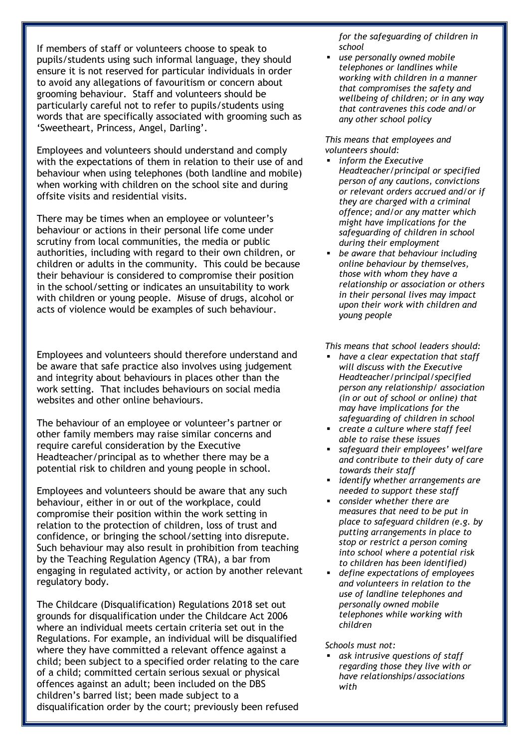If members of staff or volunteers choose to speak to pupils/students using such informal language, they should ensure it is not reserved for particular individuals in order to avoid any allegations of favouritism or concern about grooming behaviour. Staff and volunteers should be particularly careful not to refer to pupils/students using words that are specifically associated with grooming such as 'Sweetheart, Princess, Angel, Darling'.

Employees and volunteers should understand and comply with the expectations of them in relation to their use of and behaviour when using telephones (both landline and mobile) when working with children on the school site and during offsite visits and residential visits.

There may be times when an employee or volunteer's behaviour or actions in their personal life come under scrutiny from local communities, the media or public authorities, including with regard to their own children, or children or adults in the community. This could be because their behaviour is considered to compromise their position in the school/setting or indicates an unsuitability to work with children or young people. Misuse of drugs, alcohol or acts of violence would be examples of such behaviour.

Employees and volunteers should therefore understand and be aware that safe practice also involves using judgement and integrity about behaviours in places other than the work setting. That includes behaviours on social media websites and other online behaviours.

The behaviour of an employee or volunteer's partner or other family members may raise similar concerns and require careful consideration by the Executive Headteacher/principal as to whether there may be a potential risk to children and young people in school.

Employees and volunteers should be aware that any such behaviour, either in or out of the workplace, could compromise their position within the work setting in relation to the protection of children, loss of trust and confidence, or bringing the school/setting into disrepute. Such behaviour may also result in prohibition from teaching by the Teaching Regulation Agency (TRA), a bar from engaging in regulated activity, or action by another relevant regulatory body.

The Childcare (Disqualification) Regulations 2018 set out grounds for disqualification under the Childcare Act 2006 where an individual meets certain criteria set out in the Regulations. For example, an individual will be disqualified where they have committed a relevant offence against a child; been subject to a specified order relating to the care of a child; committed certain serious sexual or physical offences against an adult; been included on the DBS children's barred list; been made subject to a disqualification order by the court; previously been refused

*for the safeguarding of children in school*

- *use personally owned mobile telephones or landlines while working with children in a manner that compromises the safety and wellbeing of children; or in any way that contravenes this code and/or any other school policy*

*This means that employees and volunteers should:*

- *inform the Executive Headteacher/principal or specified person of any cautions, convictions or relevant orders accrued and/or if they are charged with a criminal offence; and/or any matter which might have implications for the safeguarding of children in school during their employment*
- *be aware that behaviour including online behaviour by themselves, those with whom they have a relationship or association or others in their personal lives may impact upon their work with children and young people*

*This means that school leaders should:*

- *have a clear expectation that staff will discuss with the Executive Headteacher/principal/specified person any relationship/ association (in or out of school or online) that may have implications for the safeguarding of children in school*
- *create a culture where staff feel able to raise these issues*
- *safeguard their employees' welfare and contribute to their duty of care towards their staff*
- *identify whether arrangements are needed to support these staff*
- *consider whether there are measures that need to be put in place to safeguard children (e.g. by putting arrangements in place to stop or restrict a person coming into school where a potential risk to children has been identified)*
- *define expectations of employees and volunteers in relation to the use of landline telephones and personally owned mobile telephones while working with children*

*Schools must not:*

- *ask intrusive questions of staff regarding those they live with or have relationships/associations with*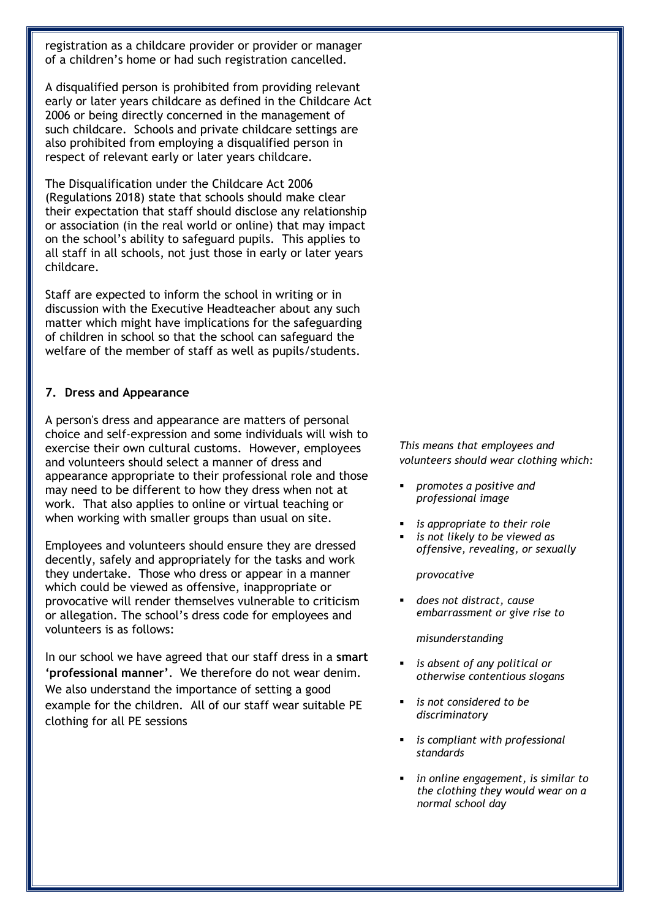registration as a childcare provider or provider or manager of a children's home or had such registration cancelled.

A disqualified person is prohibited from providing relevant early or later years childcare as defined in the Childcare Act 2006 or being directly concerned in the management of such childcare. Schools and private childcare settings are also prohibited from employing a disqualified person in respect of relevant early or later years childcare.

The Disqualification under the Childcare Act 2006 (Regulations 2018) state that schools should make clear their expectation that staff should disclose any relationship or association (in the real world or online) that may impact on the school's ability to safeguard pupils. This applies to all staff in all schools, not just those in early or later years childcare.

Staff are expected to inform the school in writing or in discussion with the Executive Headteacher about any such matter which might have implications for the safeguarding of children in school so that the school can safeguard the welfare of the member of staff as well as pupils/students.

### 7. Dress and Appearance

A person's dress and appearance are matters of personal choice and self-expression and some individuals will wish to exercise their own cultural customs. However, employees and volunteers should select a manner of dress and appearance appropriate to their professional role and those may need to be different to how they dress when not at work. That also applies to online or virtual teaching or when working with smaller groups than usual on site.

Employees and volunteers should ensure they are dressed decently, safely and appropriately for the tasks and work they undertake. Those who dress or appear in a manner which could be viewed as offensive, inappropriate or provocative will render themselves vulnerable to criticism or allegation. The school's dress code for employees and volunteers is as follows:

In our school we have agreed that our staff dress in a **smart 'professional manner'**. We therefore do not wear denim. We also understand the importance of setting a good example for the children. All of our staff wear suitable PE clothing for all PE sessions

*This means that employees and volunteers should wear clothing which:*

- *promotes a positive and professional image*
- *is appropriate to their role*
- *is not likely to be viewed as offensive, revealing, or sexually provocative*
- *does not distract, cause embarrassment or give rise to misunderstanding*
- *is absent of any political or otherwise contentious slogans*
- *is not considered to be discriminatory*
- *is compliant with professional standards*
- *in online engagement, is similar to the clothing they would wear on a normal school day*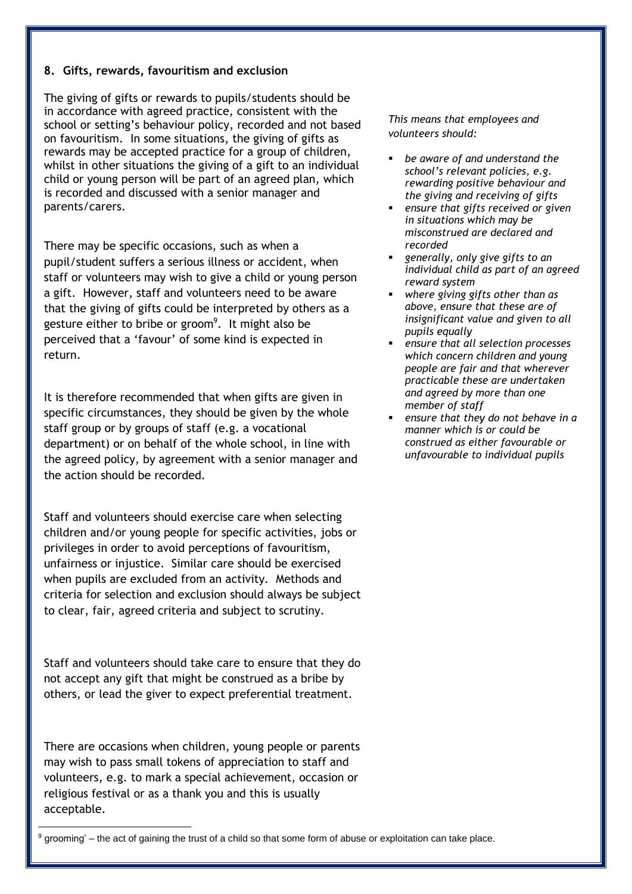### 8. Gifts, rewards, favouritism and exclusion

The giving of gifts or rewards to pupils/students should be in accordance with agreed practice, consistent with the school or setting's behaviour policy, recorded and not based on favouritism. In some situations, the giving of gifts as rewards may be accepted practice for a group of children, whilst in other situations the giving of a gift to an individual child or young person will be part of an agreed plan, which is recorded and discussed with a senior manager and parents/carers.

There may be specific occasions, such as when a pupil/student suffers a serious illness or accident, when staff or volunteers may wish to give a child or young person a gift. However, staff and volunteers need to be aware that the giving of gifts could be interpreted by others as a gesture either to bribe or groom[9]. It might also be perceived that a 'favour' of some kind is expected in return.

It is therefore recommended that when gifts are given in specific circumstances, they should be given by the whole staff group or by groups of staff (e.g. a vocational department) or on behalf of the whole school, in line with the agreed policy, by agreement with a senior manager and the action should be recorded.

Staff and volunteers should exercise care when selecting children and/or young people for specific activities, jobs or privileges in order to avoid perceptions of favouritism, unfairness or injustice. Similar care should be exercised when pupils are excluded from an activity. Methods and criteria for selection and exclusion should always be subject to clear, fair, agreed criteria and subject to scrutiny.

Staff and volunteers should take care to ensure that they do not accept any gift that might be construed as a bribe by others, or lead the giver to expect preferential treatment.

There are occasions when children, young people or parents may wish to pass small tokens of appreciation to staff and volunteers, e.g. to mark a special achievement, occasion or religious festival or as a thank you and this is usually acceptable.

*This means that employees and volunteers should:*

- *be aware of and understand the school's relevant policies, e.g. rewarding positive behaviour and the giving and receiving of gifts*
- *ensure that gifts received or given in situations which may be misconstrued are declared and recorded*
- *generally, only give gifts to an individual child as part of an agreed reward system*
- *where giving gifts other than as above, ensure that these are of insignificant value and given to all pupils equally*
- *ensure that all selection processes which concern children and young people are fair and that wherever practicable these are undertaken and agreed by more than one member of staff*
- *ensure that they do not behave in a manner which is or could be construed as either favourable or unfavourable to individual pupils*

[9] grooming' – the act of gaining the trust of a child so that some form of abuse or exploitation can take place.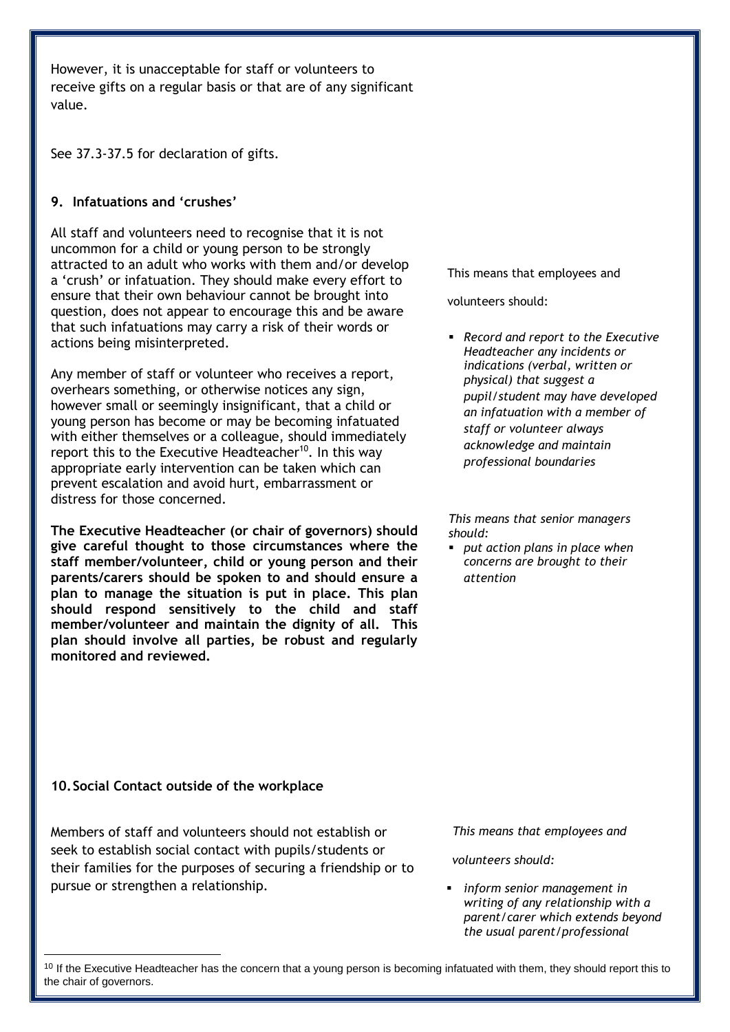However, it is unacceptable for staff or volunteers to receive gifts on a regular basis or that are of any significant value.

See 37.3-37.5 for declaration of gifts.

## 9. Infatuations and 'crushes'

All staff and volunteers need to recognise that it is not uncommon for a child or young person to be strongly attracted to an adult who works with them and/or develop a 'crush' or infatuation. They should make every effort to ensure that their own behaviour cannot be brought into question, does not appear to encourage this and be aware that such infatuations may carry a risk of their words or actions being misinterpreted.

Any member of staff or volunteer who receives a report, overhears something, or otherwise notices any sign, however small or seemingly insignificant, that a child or young person has become or may be becoming infatuated with either themselves or a colleague, should immediately report this to the Executive Headteacher[10]. In this way appropriate early intervention can be taken which can prevent escalation and avoid hurt, embarrassment or distress for those concerned.

**The Executive Headteacher (or chair of governors) should give careful thought to those circumstances where the staff member/volunteer, child or young person and their parents/carers should be spoken to and should ensure a plan to manage the situation is put in place. This plan should respond sensitively to the child and staff member/volunteer and maintain the dignity of all. This plan should involve all parties, be robust and regularly monitored and reviewed.**

This means that employees and volunteers should:

- *Record and report to the Executive Headteacher any incidents or indications (verbal, written or physical) that suggest a pupil/student may have developed an infatuation with a member of staff or volunteer always acknowledge and maintain professional boundaries*

*This means that senior managers should:*

- *put action plans in place when concerns are brought to their attention*

## 10. Social Contact outside of the workplace

Members of staff and volunteers should not establish or seek to establish social contact with pupils/students or their families for the purposes of securing a friendship or to pursue or strengthen a relationship.

*This means that employees and volunteers should:*

- *inform senior management in writing of any relationship with a parent/carer which extends beyond the usual parent/professional*

[10] If the Executive Headteacher has the concern that a young person is becoming infatuated with them, they should report this to the chair of governors.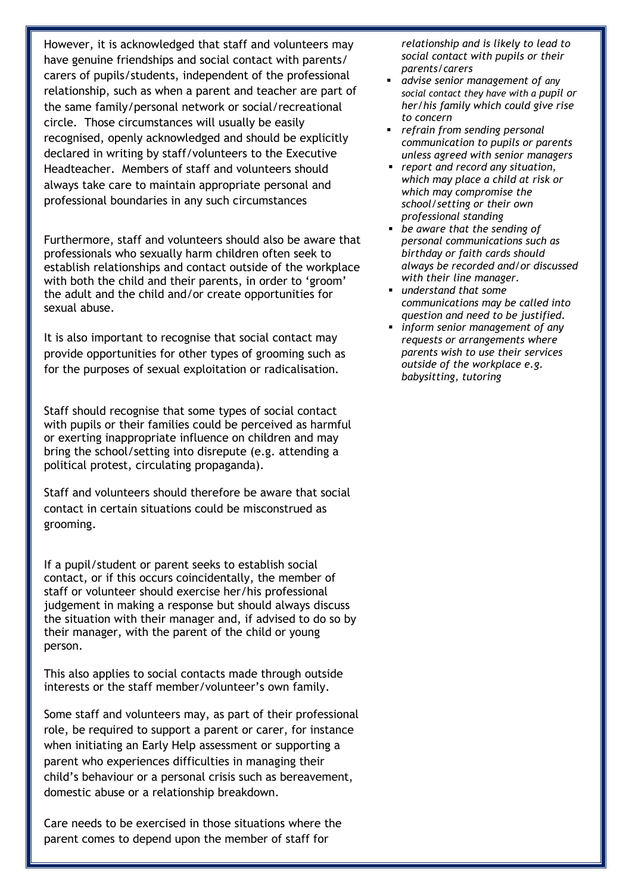However, it is acknowledged that staff and volunteers may have genuine friendships and social contact with parents/ carers of pupils/students, independent of the professional relationship, such as when a parent and teacher are part of the same family/personal network or social/recreational circle. Those circumstances will usually be easily recognised, openly acknowledged and should be explicitly declared in writing by staff/volunteers to the Executive Headteacher. Members of staff and volunteers should always take care to maintain appropriate personal and professional boundaries in any such circumstances

Furthermore, staff and volunteers should also be aware that professionals who sexually harm children often seek to establish relationships and contact outside of the workplace with both the child and their parents, in order to 'groom' the adult and the child and/or create opportunities for sexual abuse.

It is also important to recognise that social contact may provide opportunities for other types of grooming such as for the purposes of sexual exploitation or radicalisation.

Staff should recognise that some types of social contact with pupils or their families could be perceived as harmful or exerting inappropriate influence on children and may bring the school/setting into disrepute (e.g. attending a political protest, circulating propaganda).

Staff and volunteers should therefore be aware that social contact in certain situations could be misconstrued as grooming.

If a pupil/student or parent seeks to establish social contact, or if this occurs coincidentally, the member of staff or volunteer should exercise her/his professional judgement in making a response but should always discuss the situation with their manager and, if advised to do so by their manager, with the parent of the child or young person.

This also applies to social contacts made through outside interests or the staff member/volunteer's own family.

Some staff and volunteers may, as part of their professional role, be required to support a parent or carer, for instance when initiating an Early Help assessment or supporting a parent who experiences difficulties in managing their child's behaviour or a personal crisis such as bereavement, domestic abuse or a relationship breakdown.

Care needs to be exercised in those situations where the parent comes to depend upon the member of staff for *relationship and is likely to lead to social contact with pupils or their parents/carers*

- *advise senior management of any social contact they have with a pupil or her/his family which could give rise to concern*
- *refrain from sending personal communication to pupils or parents unless agreed with senior managers*
- *report and record any situation, which may place a child at risk or which may compromise the school/setting or their own professional standing*
- *be aware that the sending of personal communications such as birthday or faith cards should always be recorded and/or discussed with their line manager.*
- *understand that some communications may be called into question and need to be justified.*
- *inform senior management of any requests or arrangements where parents wish to use their services outside of the workplace e.g. babysitting, tutoring*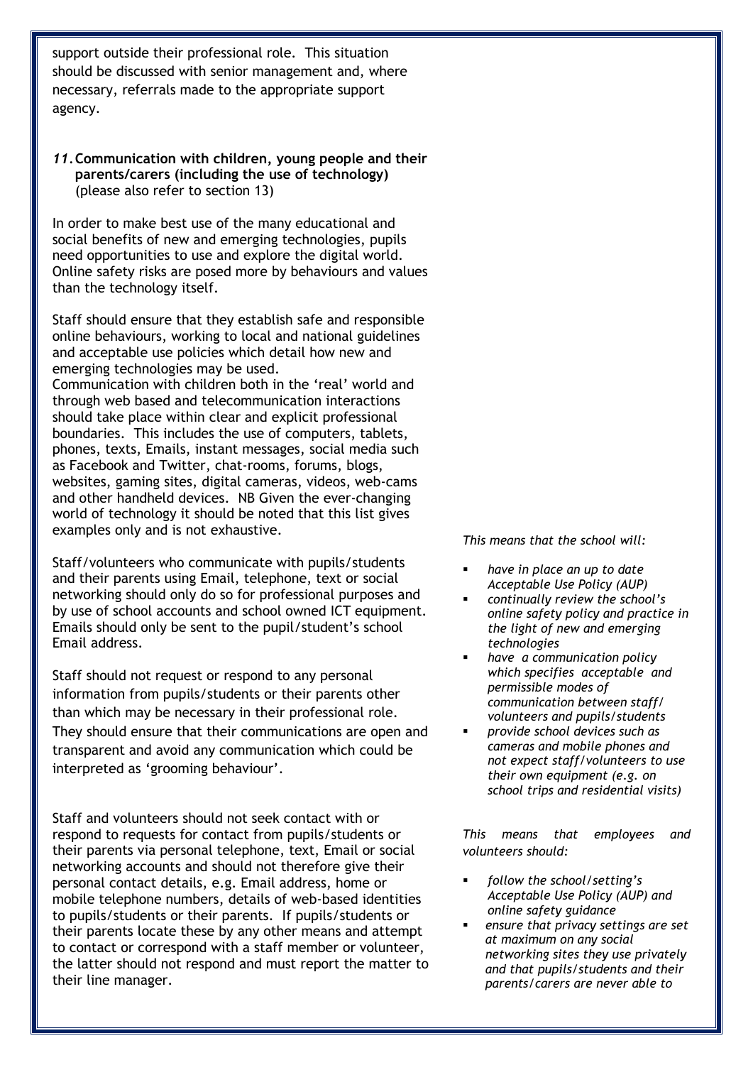support outside their professional role. This situation should be discussed with senior management and, where necessary, referrals made to the appropriate support agency.

## *11.* Communication with children, young people and their parents/carers (including the use of technology)

(please also refer to section 13)

In order to make best use of the many educational and social benefits of new and emerging technologies, pupils need opportunities to use and explore the digital world. Online safety risks are posed more by behaviours and values than the technology itself.

Staff should ensure that they establish safe and responsible online behaviours, working to local and national guidelines and acceptable use policies which detail how new and emerging technologies may be used.
Communication with children both in the 'real' world and through web based and telecommunication interactions should take place within clear and explicit professional boundaries. This includes the use of computers, tablets, phones, texts, Emails, instant messages, social media such as Facebook and Twitter, chat-rooms, forums, blogs, websites, gaming sites, digital cameras, videos, web-cams and other handheld devices. NB Given the ever-changing world of technology it should be noted that this list gives examples only and is not exhaustive.

Staff/volunteers who communicate with pupils/students and their parents using Email, telephone, text or social networking should only do so for professional purposes and by use of school accounts and school owned ICT equipment. Emails should only be sent to the pupil/student's school Email address.

Staff should not request or respond to any personal information from pupils/students or their parents other than which may be necessary in their professional role. They should ensure that their communications are open and transparent and avoid any communication which could be interpreted as 'grooming behaviour'.

Staff and volunteers should not seek contact with or respond to requests for contact from pupils/students or their parents via personal telephone, text, Email or social networking accounts and should not therefore give their personal contact details, e.g. Email address, home or mobile telephone numbers, details of web-based identities to pupils/students or their parents. If pupils/students or their parents locate these by any other means and attempt to contact or correspond with a staff member or volunteer, the latter should not respond and must report the matter to their line manager.

*This means that the school will:*

- *have in place an up to date Acceptable Use Policy (AUP)*
- *continually review the school's online safety policy and practice in the light of new and emerging technologies*
- *have a communication policy which specifies acceptable and permissible modes of communication between staff/ volunteers and pupils/students*
- *provide school devices such as cameras and mobile phones and not expect staff/volunteers to use their own equipment (e.g. on school trips and residential visits)*

*This means that employees and volunteers should:*

- *follow the school/setting's Acceptable Use Policy (AUP) and online safety guidance*
- *ensure that privacy settings are set at maximum on any social networking sites they use privately and that pupils/students and their parents/carers are never able to*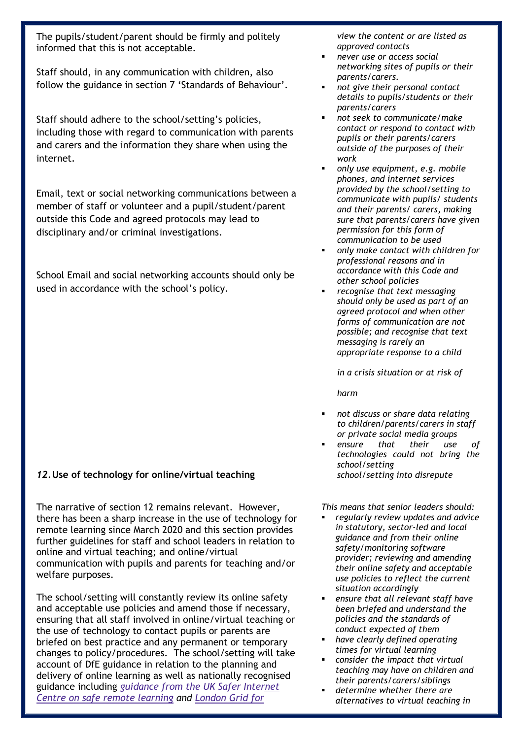The pupils/student/parent should be firmly and politely informed that this is not acceptable.

Staff should, in any communication with children, also follow the guidance in section 7 'Standards of Behaviour'.

Staff should adhere to the school/setting's policies, including those with regard to communication with parents and carers and the information they share when using the internet.

Email, text or social networking communications between a member of staff or volunteer and a pupil/student/parent outside this Code and agreed protocols may lead to disciplinary and/or criminal investigations.

School Email and social networking accounts should only be used in accordance with the school's policy.

*view the content or are listed as approved contacts*

- *never use or access social networking sites of pupils or their parents/carers.*
- *not give their personal contact details to pupils/students or their parents/carers*
- *not seek to communicate/make contact or respond to contact with pupils or their parents/carers outside of the purposes of their work*
- *only use equipment, e.g. mobile phones, and internet services provided by the school/setting to communicate with pupils/ students and their parents/ carers, making sure that parents/carers have given permission for this form of communication to be used*
- *only make contact with children for professional reasons and in accordance with this Code and other school policies*
- *recognise that text messaging should only be used as part of an agreed protocol and when other forms of communication are not possible; and recognise that text messaging is rarely an appropriate response to a child in a crisis situation or at risk of harm*
- *not discuss or share data relating to children/parents/carers in staff or private social media groups*
- *ensure that their use of technologies could not bring the school/setting school/setting into disrepute*

## *12.* Use of technology for online/virtual teaching

The narrative of section 12 remains relevant. However, there has been a sharp increase in the use of technology for remote learning since March 2020 and this section provides further guidelines for staff and school leaders in relation to online and virtual teaching; and online/virtual communication with pupils and parents for teaching and/or welfare purposes.

The school/setting will constantly review its online safety and acceptable use policies and amend those if necessary, ensuring that all staff involved in online/virtual teaching or the use of technology to contact pupils or parents are briefed on best practice and any permanent or temporary changes to policy/procedures. The school/setting will take account of DfE guidance in relation to the planning and delivery of online learning as well as nationally recognised guidance including *guidance from the UK Safer Internet Centre on safe remote learning* and *London Grid for*

*This means that senior leaders should:*

- *regularly review updates and advice in statutory, sector-led and local guidance and from their online safety/monitoring software provider; reviewing and amending their online safety and acceptable use policies to reflect the current situation accordingly*
- *ensure that all relevant staff have been briefed and understand the policies and the standards of conduct expected of them*
- *have clearly defined operating times for virtual learning*
- *consider the impact that virtual teaching may have on children and their parents/carers/siblings*
- *determine whether there are alternatives to virtual teaching in*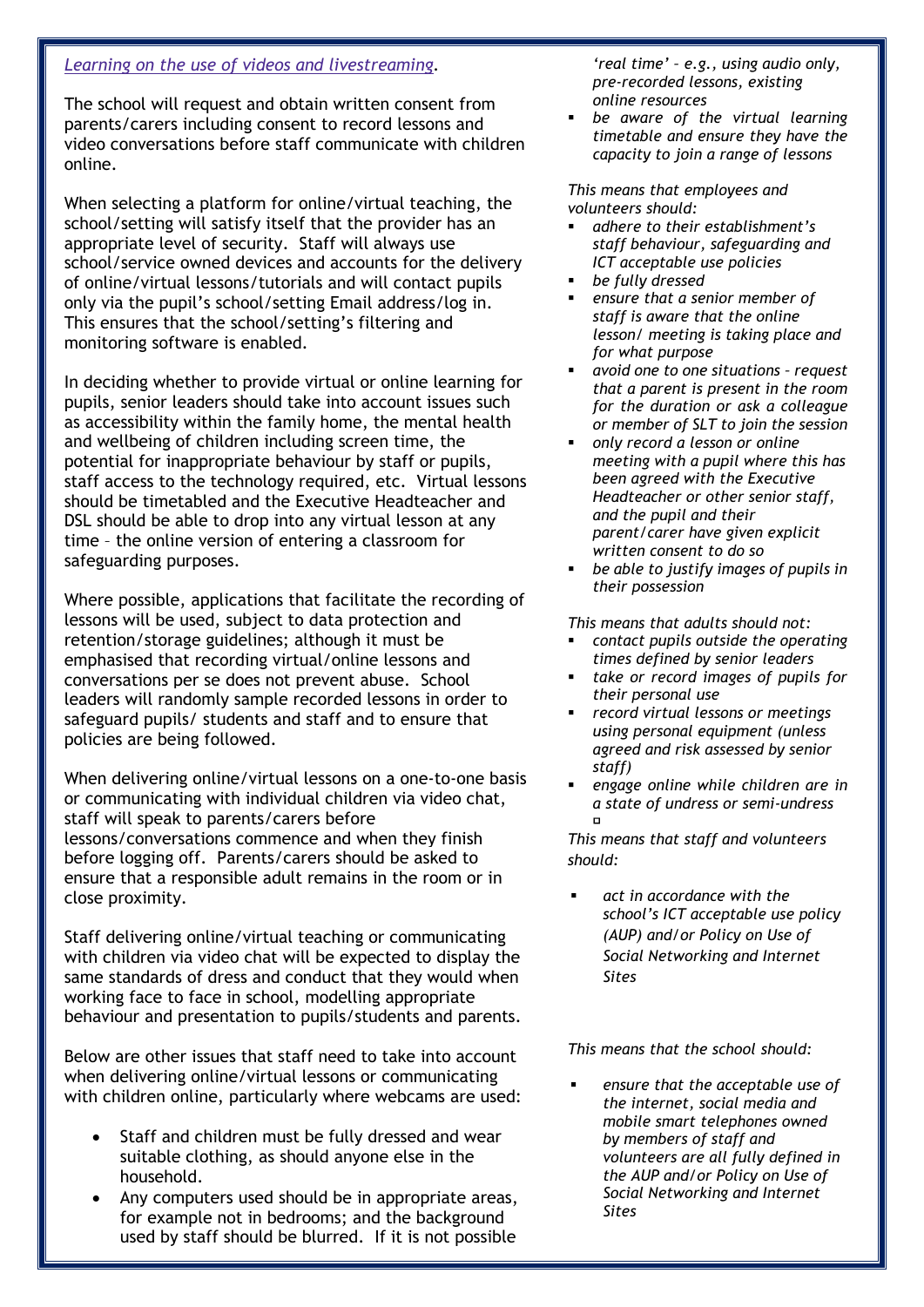*Learning on the use of videos and livestreaming*.

The school will request and obtain written consent from parents/carers including consent to record lessons and video conversations before staff communicate with children online.

When selecting a platform for online/virtual teaching, the school/setting will satisfy itself that the provider has an appropriate level of security. Staff will always use school/service owned devices and accounts for the delivery of online/virtual lessons/tutorials and will contact pupils only via the pupil's school/setting Email address/log in. This ensures that the school/setting's filtering and monitoring software is enabled.

In deciding whether to provide virtual or online learning for pupils, senior leaders should take into account issues such as accessibility within the family home, the mental health and wellbeing of children including screen time, the potential for inappropriate behaviour by staff or pupils, staff access to the technology required, etc. Virtual lessons should be timetabled and the Executive Headteacher and DSL should be able to drop into any virtual lesson at any time – the online version of entering a classroom for safeguarding purposes.

Where possible, applications that facilitate the recording of lessons will be used, subject to data protection and retention/storage guidelines; although it must be emphasised that recording virtual/online lessons and conversations per se does not prevent abuse. School leaders will randomly sample recorded lessons in order to safeguard pupils/ students and staff and to ensure that policies are being followed.

When delivering online/virtual lessons on a one-to-one basis or communicating with individual children via video chat, staff will speak to parents/carers before lessons/conversations commence and when they finish before logging off. Parents/carers should be asked to ensure that a responsible adult remains in the room or in close proximity.

Staff delivering online/virtual teaching or communicating with children via video chat will be expected to display the same standards of dress and conduct that they would when working face to face in school, modelling appropriate behaviour and presentation to pupils/students and parents.

Below are other issues that staff need to take into account when delivering online/virtual lessons or communicating with children online, particularly where webcams are used:

- Staff and children must be fully dressed and wear suitable clothing, as should anyone else in the household.
- Any computers used should be in appropriate areas, for example not in bedrooms; and the background used by staff should be blurred. If it is not possible 'real time' – e.g., using audio only, pre-recorded lessons, existing online resources
- be aware of the virtual learning timetable and ensure they have the capacity to join a range of lessons

*This means that employees and volunteers should:*

- *adhere to their establishment's staff behaviour, safeguarding and ICT acceptable use policies*
- *be fully dressed*
- *ensure that a senior member of staff is aware that the online lesson/ meeting is taking place and for what purpose*
- *avoid one to one situations – request that a parent is present in the room for the duration or ask a colleague or member of SLT to join the session*
- *only record a lesson or online meeting with a pupil where this has been agreed with the Executive Headteacher or other senior staff, and the pupil and their parent/carer have given explicit written consent to do so*
- *be able to justify images of pupils in their possession*

*This means that adults should not:*

- *contact pupils outside the operating times defined by senior leaders*
- *take or record images of pupils for their personal use*
- *record virtual lessons or meetings using personal equipment (unless agreed and risk assessed by senior staff)*
- *engage online while children are in a state of undress or semi-undress*

*This means that staff and volunteers should:*

- *act in accordance with the school's ICT acceptable use policy (AUP) and/or Policy on Use of Social Networking and Internet Sites*

*This means that the school should:*

- *ensure that the acceptable use of the internet, social media and mobile smart telephones owned by members of staff and volunteers are all fully defined in the AUP and/or Policy on Use of Social Networking and Internet Sites*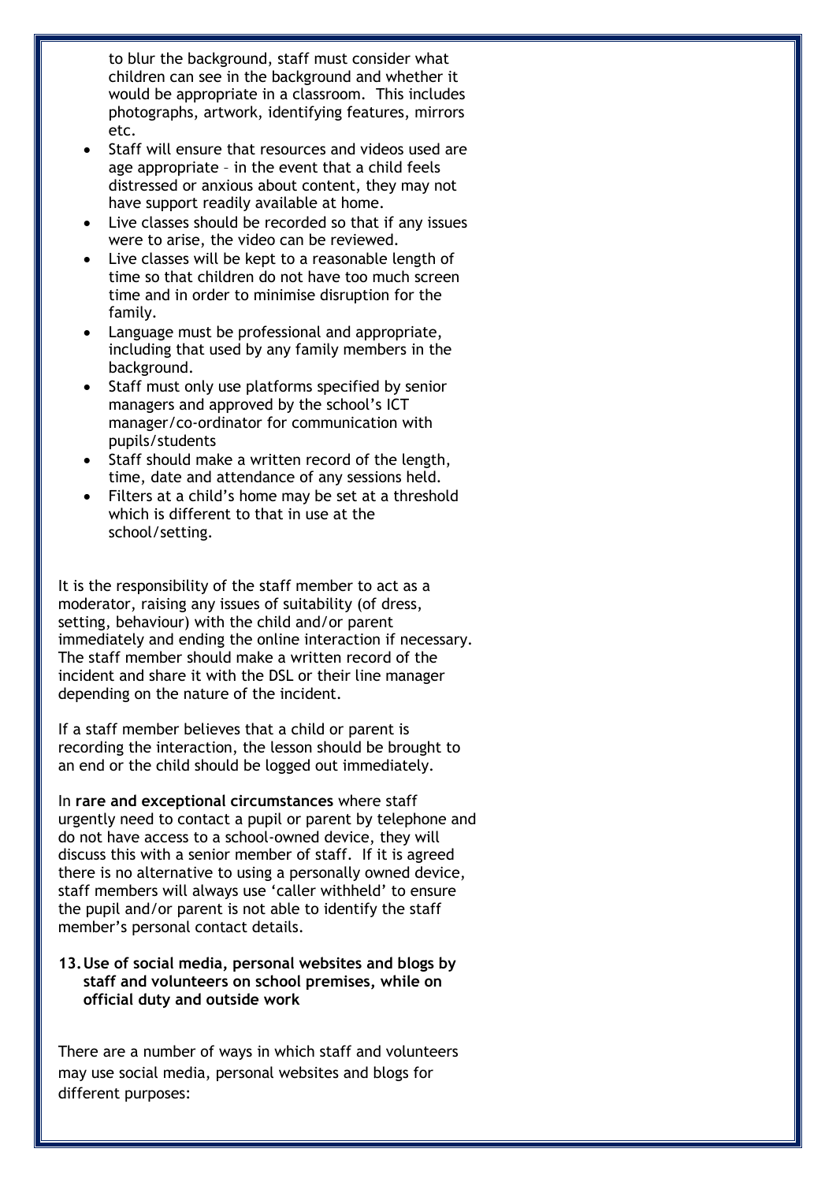to blur the background, staff must consider what children can see in the background and whether it would be appropriate in a classroom. This includes photographs, artwork, identifying features, mirrors etc.

- Staff will ensure that resources and videos used are age appropriate – in the event that a child feels distressed or anxious about content, they may not have support readily available at home.
- Live classes should be recorded so that if any issues were to arise, the video can be reviewed.
- Live classes will be kept to a reasonable length of time so that children do not have too much screen time and in order to minimise disruption for the family.
- Language must be professional and appropriate, including that used by any family members in the background.
- Staff must only use platforms specified by senior managers and approved by the school's ICT manager/co-ordinator for communication with pupils/students
- Staff should make a written record of the length, time, date and attendance of any sessions held.
- Filters at a child's home may be set at a threshold which is different to that in use at the school/setting.

It is the responsibility of the staff member to act as a moderator, raising any issues of suitability (of dress, setting, behaviour) with the child and/or parent immediately and ending the online interaction if necessary. The staff member should make a written record of the incident and share it with the DSL or their line manager depending on the nature of the incident.

If a staff member believes that a child or parent is recording the interaction, the lesson should be brought to an end or the child should be logged out immediately.

In **rare and exceptional circumstances** where staff urgently need to contact a pupil or parent by telephone and do not have access to a school-owned device, they will discuss this with a senior member of staff. If it is agreed there is no alternative to using a personally owned device, staff members will always use 'caller withheld' to ensure the pupil and/or parent is not able to identify the staff member's personal contact details.

## 13. Use of social media, personal websites and blogs by staff and volunteers on school premises, while on official duty and outside work

There are a number of ways in which staff and volunteers may use social media, personal websites and blogs for different purposes: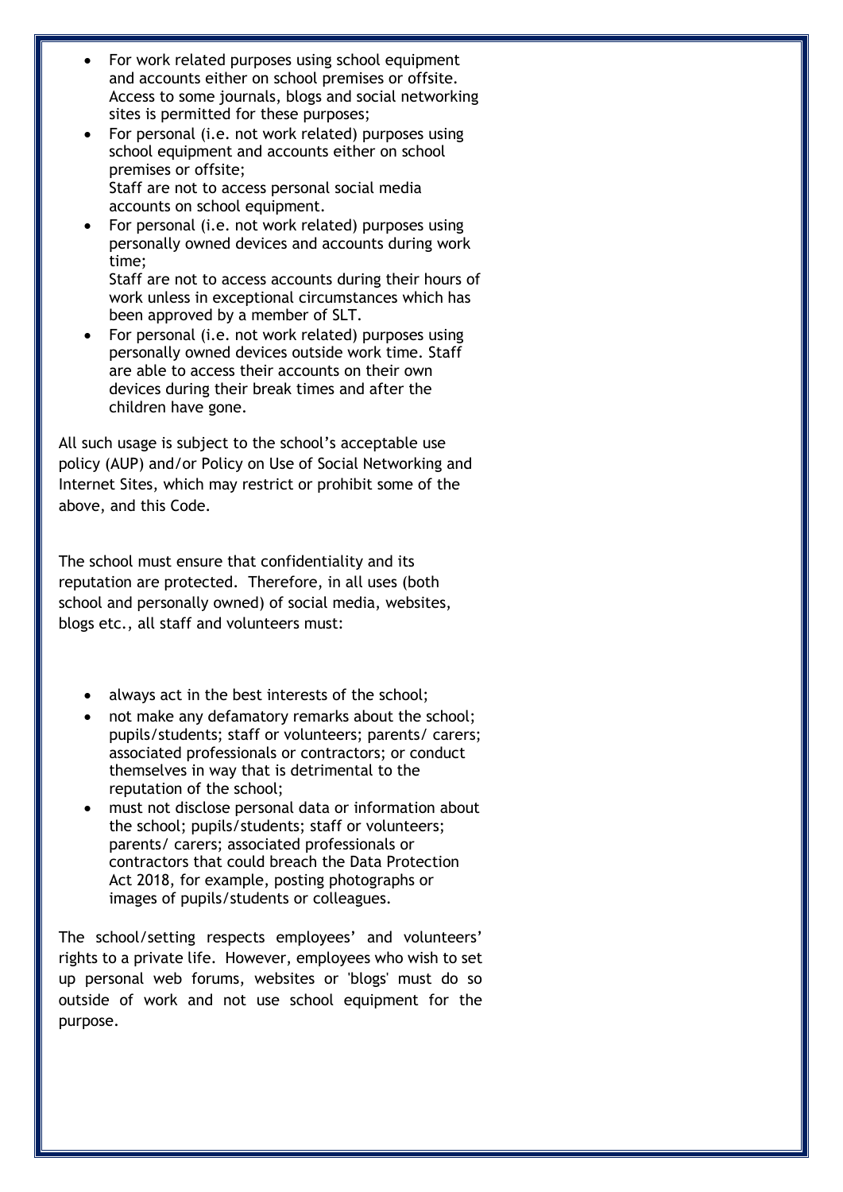- For work related purposes using school equipment and accounts either on school premises or offsite. Access to some journals, blogs and social networking sites is permitted for these purposes;
- For personal (i.e. not work related) purposes using school equipment and accounts either on school premises or offsite;
  Staff are not to access personal social media accounts on school equipment.
- For personal (i.e. not work related) purposes using personally owned devices and accounts during work time;
  Staff are not to access accounts during their hours of work unless in exceptional circumstances which has been approved by a member of SLT.
- For personal (i.e. not work related) purposes using personally owned devices outside work time. Staff are able to access their accounts on their own devices during their break times and after the children have gone.

All such usage is subject to the school's acceptable use policy (AUP) and/or Policy on Use of Social Networking and Internet Sites, which may restrict or prohibit some of the above, and this Code.

The school must ensure that confidentiality and its reputation are protected. Therefore, in all uses (both school and personally owned) of social media, websites, blogs etc., all staff and volunteers must:

- always act in the best interests of the school;
- not make any defamatory remarks about the school; pupils/students; staff or volunteers; parents/ carers; associated professionals or contractors; or conduct themselves in way that is detrimental to the reputation of the school;
- must not disclose personal data or information about the school; pupils/students; staff or volunteers; parents/ carers; associated professionals or contractors that could breach the Data Protection Act 2018, for example, posting photographs or images of pupils/students or colleagues.

The school/setting respects employees' and volunteers' rights to a private life. However, employees who wish to set up personal web forums, websites or 'blogs' must do so outside of work and not use school equipment for the purpose.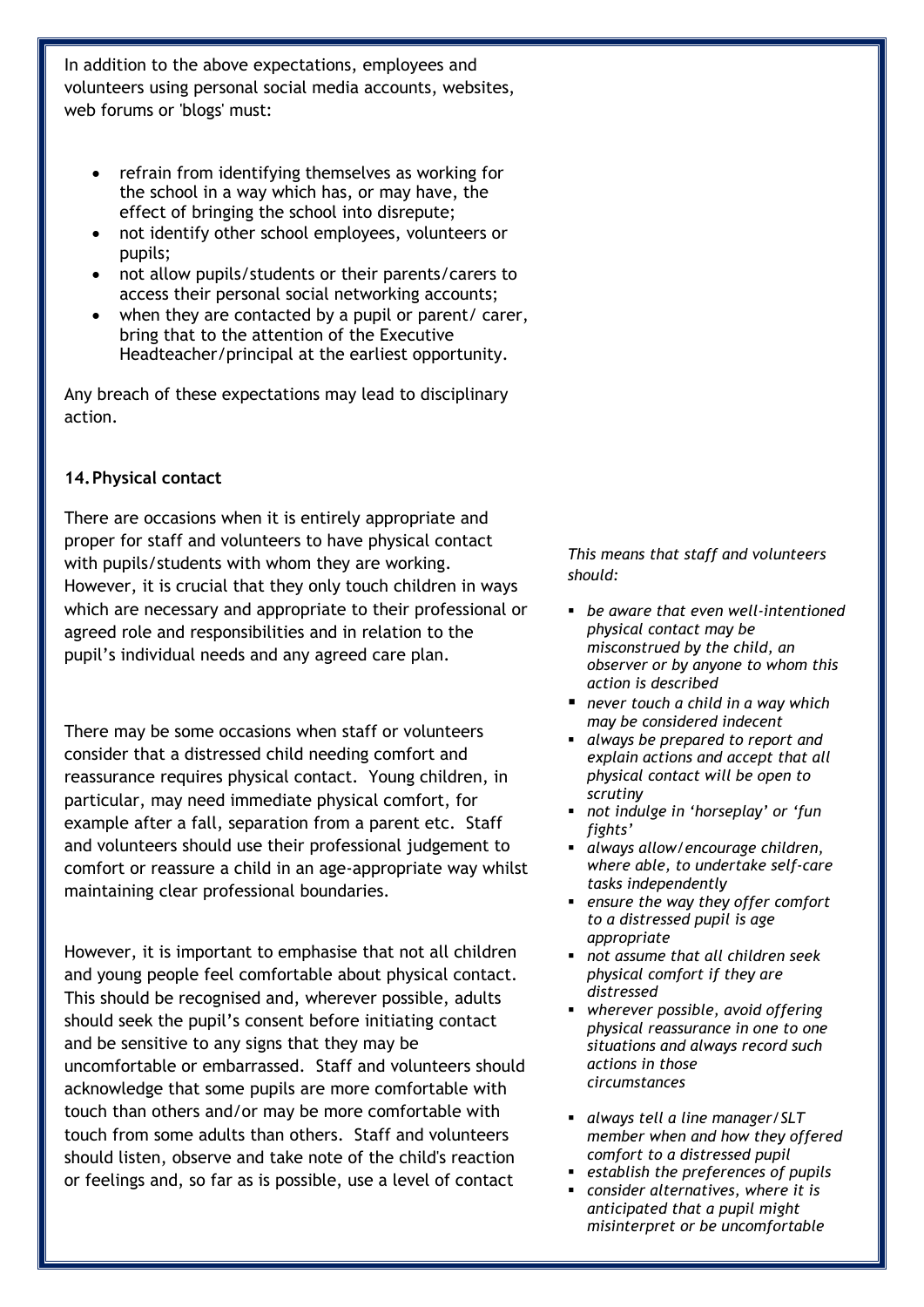In addition to the above expectations, employees and volunteers using personal social media accounts, websites, web forums or 'blogs' must:

- refrain from identifying themselves as working for the school in a way which has, or may have, the effect of bringing the school into disrepute;
- not identify other school employees, volunteers or pupils;
- not allow pupils/students or their parents/carers to access their personal social networking accounts;
- when they are contacted by a pupil or parent/ carer, bring that to the attention of the Executive Headteacher/principal at the earliest opportunity.

Any breach of these expectations may lead to disciplinary action.

## 14. Physical contact

There are occasions when it is entirely appropriate and proper for staff and volunteers to have physical contact with pupils/students with whom they are working. However, it is crucial that they only touch children in ways which are necessary and appropriate to their professional or agreed role and responsibilities and in relation to the pupil's individual needs and any agreed care plan.

There may be some occasions when staff or volunteers consider that a distressed child needing comfort and reassurance requires physical contact. Young children, in particular, may need immediate physical comfort, for example after a fall, separation from a parent etc. Staff and volunteers should use their professional judgement to comfort or reassure a child in an age-appropriate way whilst maintaining clear professional boundaries.

However, it is important to emphasise that not all children and young people feel comfortable about physical contact. This should be recognised and, wherever possible, adults should seek the pupil's consent before initiating contact and be sensitive to any signs that they may be uncomfortable or embarrassed. Staff and volunteers should acknowledge that some pupils are more comfortable with touch than others and/or may be more comfortable with touch from some adults than others. Staff and volunteers should listen, observe and take note of the child's reaction or feelings and, so far as is possible, use a level of contact

*This means that staff and volunteers should:*

- *be aware that even well-intentioned physical contact may be misconstrued by the child, an observer or by anyone to whom this action is described*
- *never touch a child in a way which may be considered indecent*
- *always be prepared to report and explain actions and accept that all physical contact will be open to scrutiny*
- *not indulge in 'horseplay' or 'fun fights'*
- *always allow/encourage children, where able, to undertake self-care tasks independently*
- *ensure the way they offer comfort to a distressed pupil is age appropriate*
- *not assume that all children seek physical comfort if they are distressed*
- *wherever possible, avoid offering physical reassurance in one to one situations and always record such actions in those circumstances*
- *always tell a line manager/SLT member when and how they offered comfort to a distressed pupil*
- *establish the preferences of pupils*
- *consider alternatives, where it is anticipated that a pupil might misinterpret or be uncomfortable*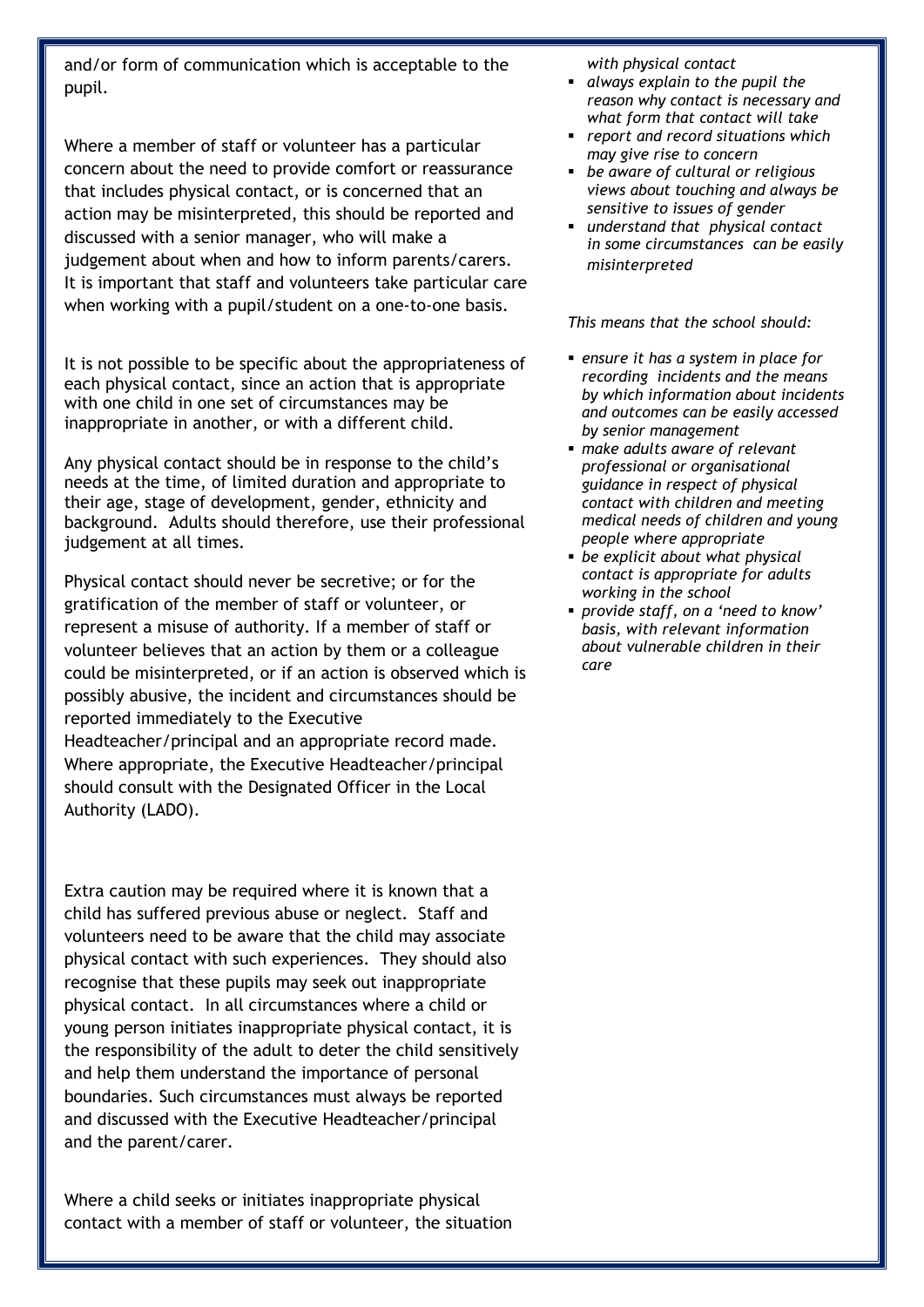and/or form of communication which is acceptable to the pupil.

Where a member of staff or volunteer has a particular concern about the need to provide comfort or reassurance that includes physical contact, or is concerned that an action may be misinterpreted, this should be reported and discussed with a senior manager, who will make a judgement about when and how to inform parents/carers. It is important that staff and volunteers take particular care when working with a pupil/student on a one-to-one basis.

It is not possible to be specific about the appropriateness of each physical contact, since an action that is appropriate with one child in one set of circumstances may be inappropriate in another, or with a different child.

Any physical contact should be in response to the child's needs at the time, of limited duration and appropriate to their age, stage of development, gender, ethnicity and background. Adults should therefore, use their professional judgement at all times.

Physical contact should never be secretive; or for the gratification of the member of staff or volunteer, or represent a misuse of authority. If a member of staff or volunteer believes that an action by them or a colleague could be misinterpreted, or if an action is observed which is possibly abusive, the incident and circumstances should be reported immediately to the Executive Headteacher/principal and an appropriate record made. Where appropriate, the Executive Headteacher/principal should consult with the Designated Officer in the Local Authority (LADO).

Extra caution may be required where it is known that a child has suffered previous abuse or neglect. Staff and volunteers need to be aware that the child may associate physical contact with such experiences. They should also recognise that these pupils may seek out inappropriate physical contact. In all circumstances where a child or young person initiates inappropriate physical contact, it is the responsibility of the adult to deter the child sensitively and help them understand the importance of personal boundaries. Such circumstances must always be reported and discussed with the Executive Headteacher/principal and the parent/carer.

Where a child seeks or initiates inappropriate physical contact with a member of staff or volunteer, the situation

*with physical contact*

- *always explain to the pupil the reason why contact is necessary and what form that contact will take*
- *report and record situations which may give rise to concern*
- *be aware of cultural or religious views about touching and always be sensitive to issues of gender*
- *understand that physical contact in some circumstances can be easily misinterpreted*

*This means that the school should:*

- *ensure it has a system in place for recording incidents and the means by which information about incidents and outcomes can be easily accessed by senior management*
- *make adults aware of relevant professional or organisational guidance in respect of physical contact with children and meeting medical needs of children and young people where appropriate*
- *be explicit about what physical contact is appropriate for adults working in the school*
- *provide staff, on a 'need to know' basis, with relevant information about vulnerable children in their care*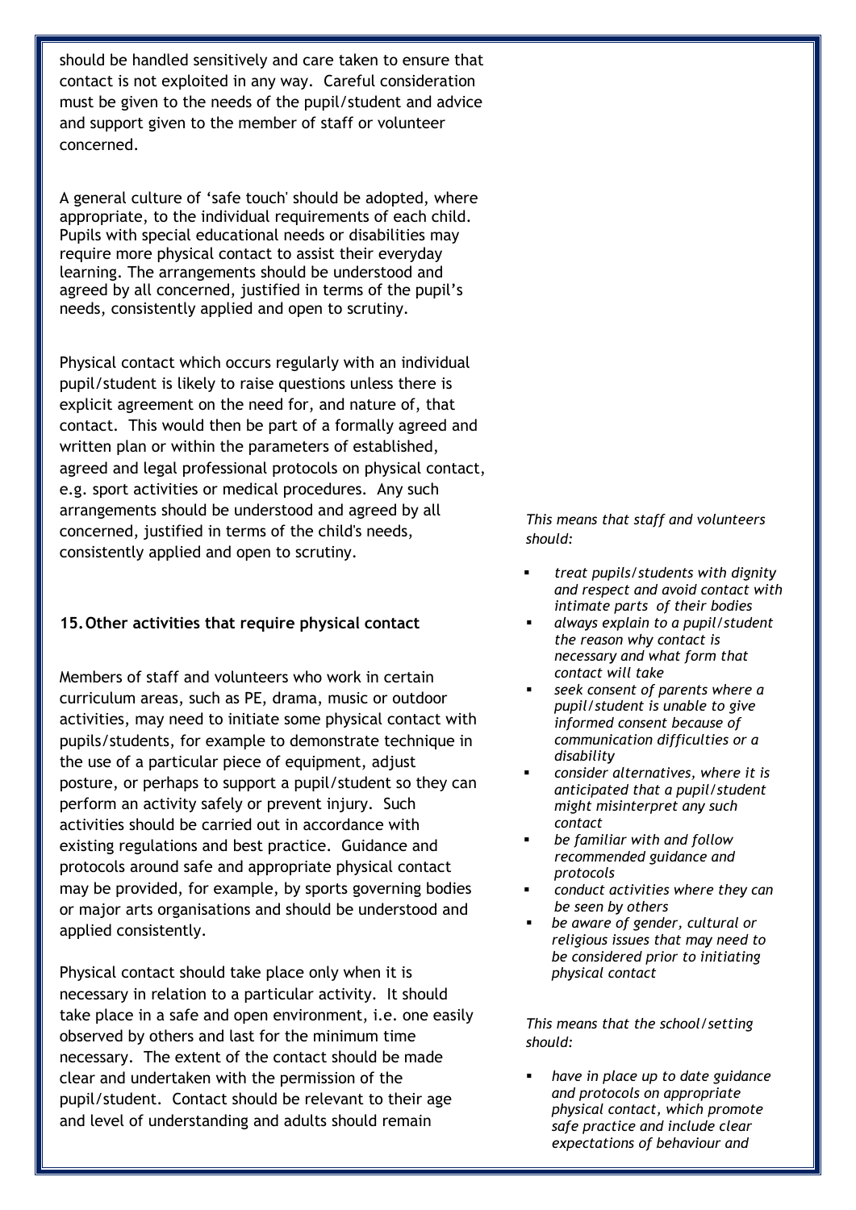should be handled sensitively and care taken to ensure that contact is not exploited in any way. Careful consideration must be given to the needs of the pupil/student and advice and support given to the member of staff or volunteer concerned.

A general culture of 'safe touch' should be adopted, where appropriate, to the individual requirements of each child. Pupils with special educational needs or disabilities may require more physical contact to assist their everyday learning. The arrangements should be understood and agreed by all concerned, justified in terms of the pupil's needs, consistently applied and open to scrutiny.

Physical contact which occurs regularly with an individual pupil/student is likely to raise questions unless there is explicit agreement on the need for, and nature of, that contact. This would then be part of a formally agreed and written plan or within the parameters of established, agreed and legal professional protocols on physical contact, e.g. sport activities or medical procedures. Any such arrangements should be understood and agreed by all concerned, justified in terms of the child's needs, consistently applied and open to scrutiny.

*This means that staff and volunteers should:*

- *treat pupils/students with dignity and respect and avoid contact with intimate parts of their bodies*
- *always explain to a pupil/student the reason why contact is necessary and what form that contact will take*
- *seek consent of parents where a pupil/student is unable to give informed consent because of communication difficulties or a disability*
- *consider alternatives, where it is anticipated that a pupil/student might misinterpret any such contact*
- *be familiar with and follow recommended guidance and protocols*
- *conduct activities where they can be seen by others*
- *be aware of gender, cultural or religious issues that may need to be considered prior to initiating physical contact*

## 15. Other activities that require physical contact

Members of staff and volunteers who work in certain curriculum areas, such as PE, drama, music or outdoor activities, may need to initiate some physical contact with pupils/students, for example to demonstrate technique in the use of a particular piece of equipment, adjust posture, or perhaps to support a pupil/student so they can perform an activity safely or prevent injury. Such activities should be carried out in accordance with existing regulations and best practice. Guidance and protocols around safe and appropriate physical contact may be provided, for example, by sports governing bodies or major arts organisations and should be understood and applied consistently.

Physical contact should take place only when it is necessary in relation to a particular activity. It should take place in a safe and open environment, i.e. one easily observed by others and last for the minimum time necessary. The extent of the contact should be made clear and undertaken with the permission of the pupil/student. Contact should be relevant to their age and level of understanding and adults should remain

*This means that the school/setting should:*

- *have in place up to date guidance and protocols on appropriate physical contact, which promote safe practice and include clear expectations of behaviour and*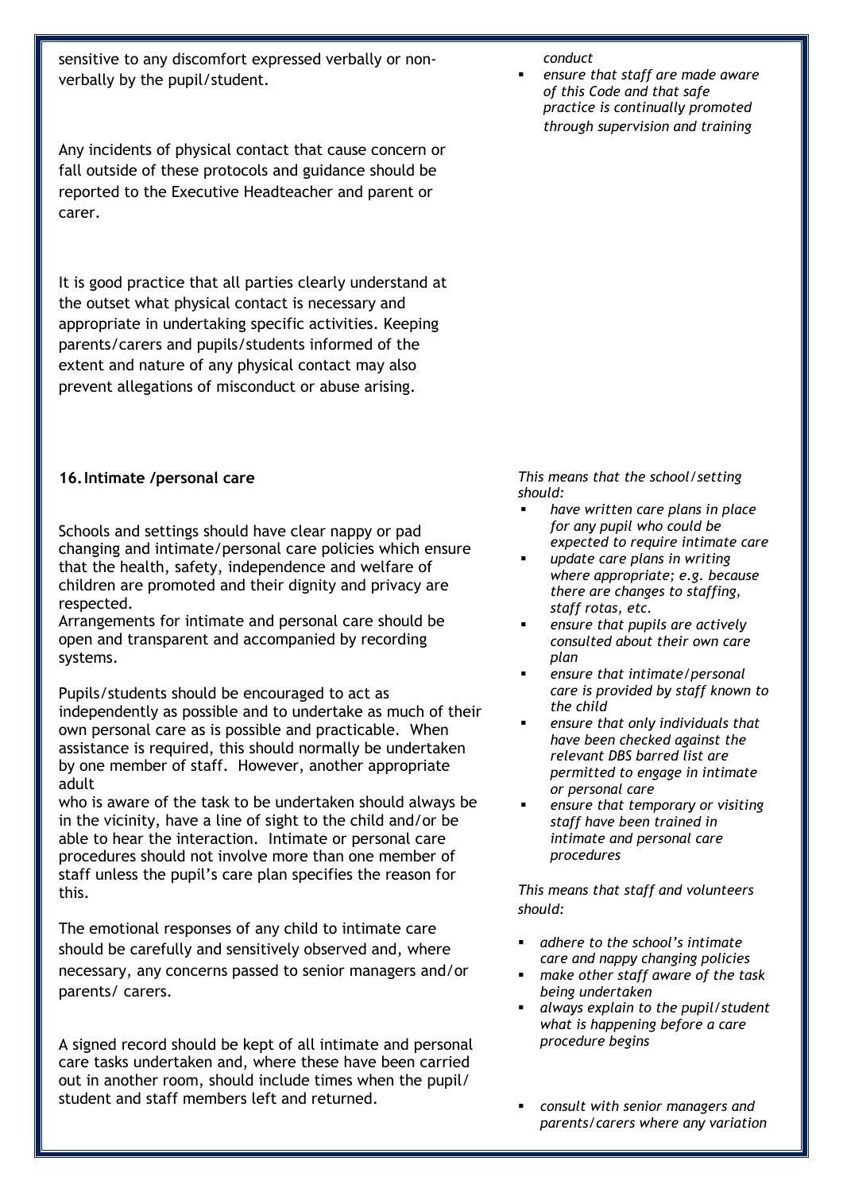sensitive to any discomfort expressed verbally or non-verbally by the pupil/student.

Any incidents of physical contact that cause concern or fall outside of these protocols and guidance should be reported to the Executive Headteacher and parent or carer.

It is good practice that all parties clearly understand at the outset what physical contact is necessary and appropriate in undertaking specific activities. Keeping parents/carers and pupils/students informed of the extent and nature of any physical contact may also prevent allegations of misconduct or abuse arising.

*conduct*

- *ensure that staff are made aware of this Code and that safe practice is continually promoted through supervision and training*

### 16. Intimate /personal care

Schools and settings should have clear nappy or pad changing and intimate/personal care policies which ensure that the health, safety, independence and welfare of children are promoted and their dignity and privacy are respected.

Arrangements for intimate and personal care should be open and transparent and accompanied by recording systems.

Pupils/students should be encouraged to act as independently as possible and to undertake as much of their own personal care as is possible and practicable. When assistance is required, this should normally be undertaken by one member of staff. However, another appropriate adult who is aware of the task to be undertaken should always be in the vicinity, have a line of sight to the child and/or be able to hear the interaction. Intimate or personal care procedures should not involve more than one member of staff unless the pupil's care plan specifies the reason for this.

The emotional responses of any child to intimate care should be carefully and sensitively observed and, where necessary, any concerns passed to senior managers and/or parents/ carers.

A signed record should be kept of all intimate and personal care tasks undertaken and, where these have been carried out in another room, should include times when the pupil/ student and staff members left and returned.

*This means that the school/setting should:*

- *have written care plans in place for any pupil who could be expected to require intimate care*
- *update care plans in writing where appropriate; e.g. because there are changes to staffing, staff rotas, etc.*
- *ensure that pupils are actively consulted about their own care plan*
- *ensure that intimate/personal care is provided by staff known to the child*
- *ensure that only individuals that have been checked against the relevant DBS barred list are permitted to engage in intimate or personal care*
- *ensure that temporary or visiting staff have been trained in intimate and personal care procedures*

*This means that staff and volunteers should:*

- *adhere to the school's intimate care and nappy changing policies*
- *make other staff aware of the task being undertaken*
- *always explain to the pupil/student what is happening before a care procedure begins*
- *consult with senior managers and parents/carers where any variation*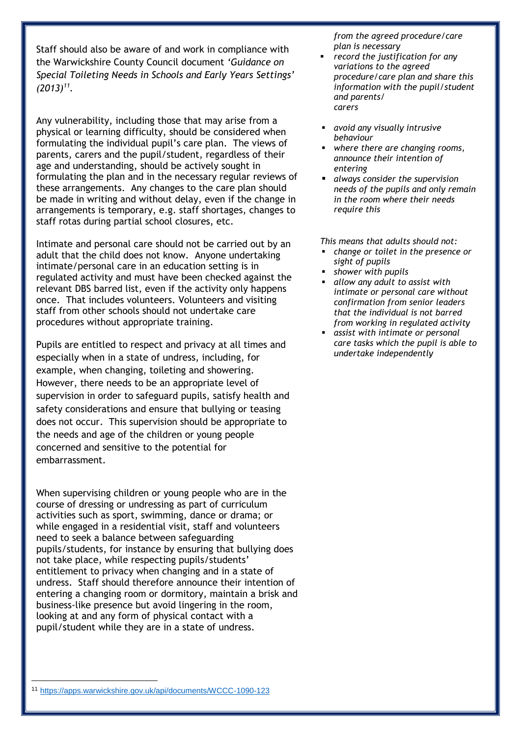Staff should also be aware of and work in compliance with the Warwickshire County Council document *'Guidance on Special Toileting Needs in Schools and Early Years Settings' (2013)*[11].

Any vulnerability, including those that may arise from a physical or learning difficulty, should be considered when formulating the individual pupil's care plan. The views of parents, carers and the pupil/student, regardless of their age and understanding, should be actively sought in formulating the plan and in the necessary regular reviews of these arrangements. Any changes to the care plan should be made in writing and without delay, even if the change in arrangements is temporary, e.g. staff shortages, changes to staff rotas during partial school closures, etc.

Intimate and personal care should not be carried out by an adult that the child does not know. Anyone undertaking intimate/personal care in an education setting is in regulated activity and must have been checked against the relevant DBS barred list, even if the activity only happens once. That includes volunteers. Volunteers and visiting staff from other schools should not undertake care procedures without appropriate training.

Pupils are entitled to respect and privacy at all times and especially when in a state of undress, including, for example, when changing, toileting and showering. However, there needs to be an appropriate level of supervision in order to safeguard pupils, satisfy health and safety considerations and ensure that bullying or teasing does not occur. This supervision should be appropriate to the needs and age of the children or young people concerned and sensitive to the potential for embarrassment.

When supervising children or young people who are in the course of dressing or undressing as part of curriculum activities such as sport, swimming, dance or drama; or while engaged in a residential visit, staff and volunteers need to seek a balance between safeguarding pupils/students, for instance by ensuring that bullying does not take place, while respecting pupils/students' entitlement to privacy when changing and in a state of undress. Staff should therefore announce their intention of entering a changing room or dormitory, maintain a brisk and business-like presence but avoid lingering in the room, looking at and any form of physical contact with a pupil/student while they are in a state of undress.

*from the agreed procedure/care plan is necessary*

- *record the justification for any variations to the agreed procedure/care plan and share this information with the pupil/student and parents/ carers*
- *avoid any visually intrusive behaviour*
- *where there are changing rooms, announce their intention of entering*
- *always consider the supervision needs of the pupils and only remain in the room where their needs require this*

*This means that adults should not:*

- *change or toilet in the presence or sight of pupils*
- *shower with pupils*
- *allow any adult to assist with intimate or personal care without confirmation from senior leaders that the individual is not barred from working in regulated activity*
- *assist with intimate or personal care tasks which the pupil is able to undertake independently*

[11] https://apps.warwickshire.gov.uk/api/documents/WCCC-1090-123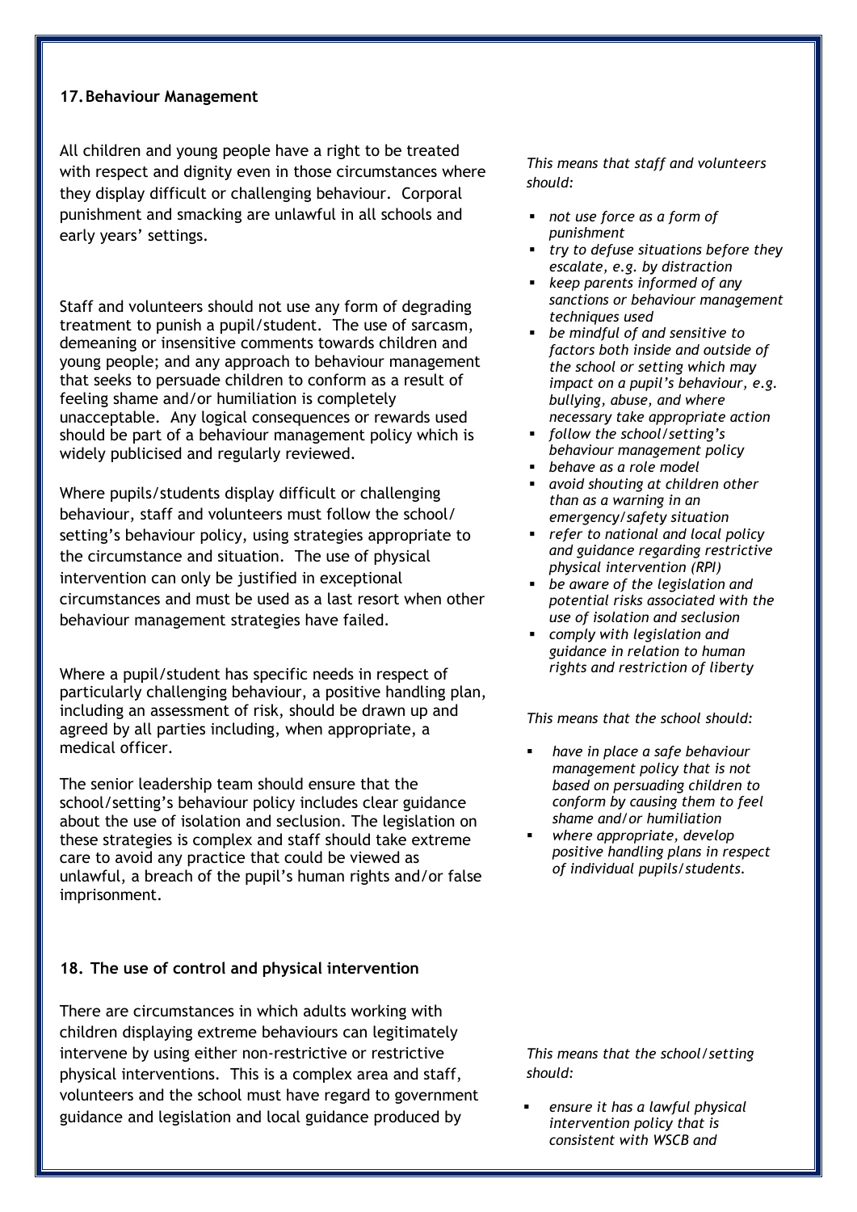## 17. Behaviour Management

All children and young people have a right to be treated with respect and dignity even in those circumstances where they display difficult or challenging behaviour. Corporal punishment and smacking are unlawful in all schools and early years' settings.

Staff and volunteers should not use any form of degrading treatment to punish a pupil/student. The use of sarcasm, demeaning or insensitive comments towards children and young people; and any approach to behaviour management that seeks to persuade children to conform as a result of feeling shame and/or humiliation is completely unacceptable. Any logical consequences or rewards used should be part of a behaviour management policy which is widely publicised and regularly reviewed.

Where pupils/students display difficult or challenging behaviour, staff and volunteers must follow the school/ setting's behaviour policy, using strategies appropriate to the circumstance and situation. The use of physical intervention can only be justified in exceptional circumstances and must be used as a last resort when other behaviour management strategies have failed.

Where a pupil/student has specific needs in respect of particularly challenging behaviour, a positive handling plan, including an assessment of risk, should be drawn up and agreed by all parties including, when appropriate, a medical officer.

The senior leadership team should ensure that the school/setting's behaviour policy includes clear guidance about the use of isolation and seclusion. The legislation on these strategies is complex and staff should take extreme care to avoid any practice that could be viewed as unlawful, a breach of the pupil's human rights and/or false imprisonment.

*This means that staff and volunteers should:*

- *not use force as a form of punishment*
- *try to defuse situations before they escalate, e.g. by distraction*
- *keep parents informed of any sanctions or behaviour management techniques used*
- *be mindful of and sensitive to factors both inside and outside of the school or setting which may impact on a pupil's behaviour, e.g. bullying, abuse, and where necessary take appropriate action*
- *follow the school/setting's behaviour management policy*
- *behave as a role model*
- *avoid shouting at children other than as a warning in an emergency/safety situation*
- *refer to national and local policy and guidance regarding restrictive physical intervention (RPI)*
- *be aware of the legislation and potential risks associated with the use of isolation and seclusion*
- *comply with legislation and guidance in relation to human rights and restriction of liberty*

*This means that the school should:*

- *have in place a safe behaviour management policy that is not based on persuading children to conform by causing them to feel shame and/or humiliation*
- *where appropriate, develop positive handling plans in respect of individual pupils/students.*

## 18. The use of control and physical intervention

There are circumstances in which adults working with children displaying extreme behaviours can legitimately intervene by using either non-restrictive or restrictive physical interventions. This is a complex area and staff, volunteers and the school must have regard to government guidance and legislation and local guidance produced by

*This means that the school/setting should:*

- *ensure it has a lawful physical intervention policy that is consistent with WSCB and*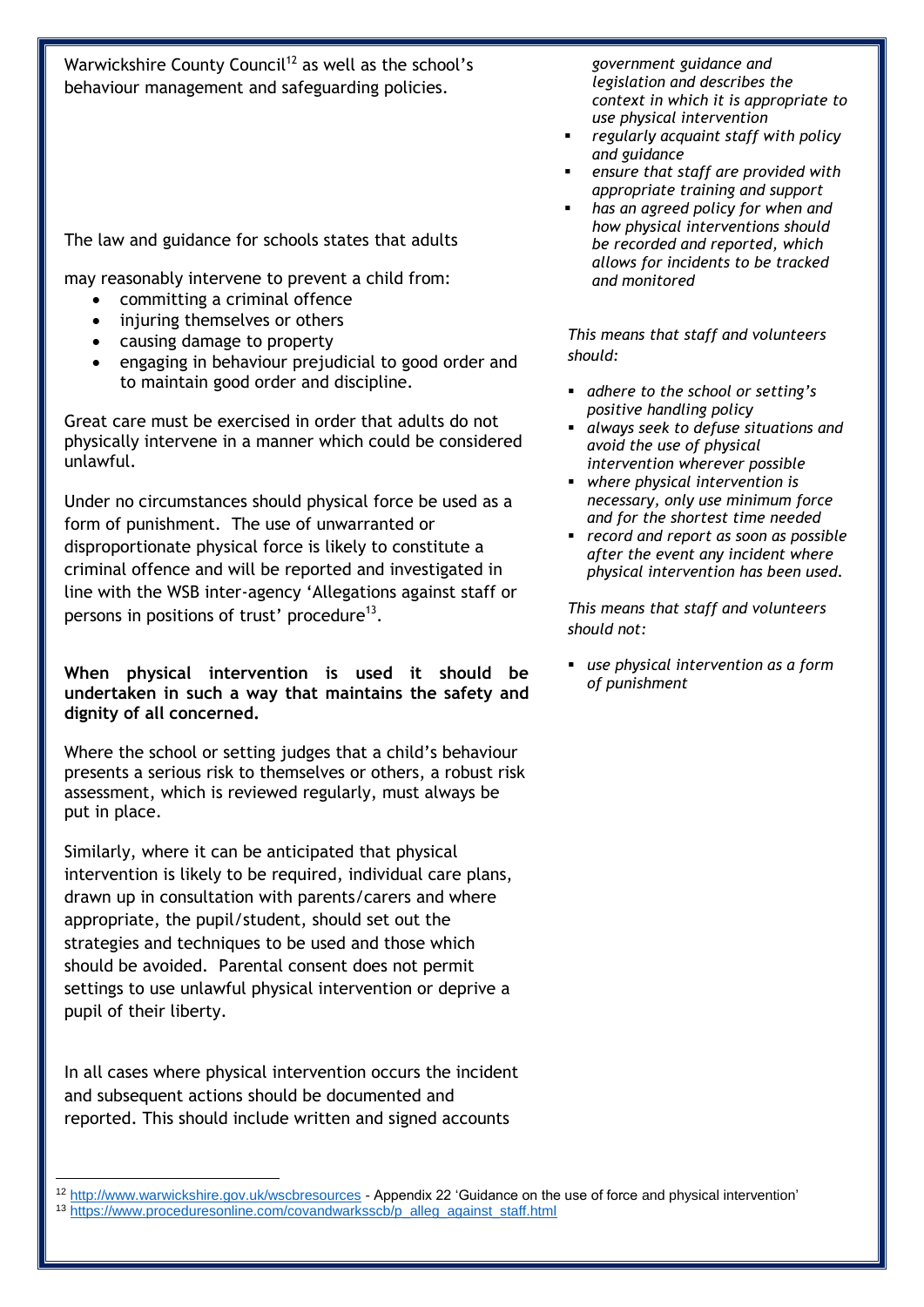Warwickshire County Council[12] as well as the school's behaviour management and safeguarding policies.

The law and guidance for schools states that adults may reasonably intervene to prevent a child from:

- committing a criminal offence
- injuring themselves or others
- causing damage to property
- engaging in behaviour prejudicial to good order and to maintain good order and discipline.

Great care must be exercised in order that adults do not physically intervene in a manner which could be considered unlawful.

Under no circumstances should physical force be used as a form of punishment. The use of unwarranted or disproportionate physical force is likely to constitute a criminal offence and will be reported and investigated in line with the WSB inter-agency 'Allegations against staff or persons in positions of trust' procedure[13].

**When physical intervention is used it should be undertaken in such a way that maintains the safety and dignity of all concerned.**

Where the school or setting judges that a child's behaviour presents a serious risk to themselves or others, a robust risk assessment, which is reviewed regularly, must always be put in place.

Similarly, where it can be anticipated that physical intervention is likely to be required, individual care plans, drawn up in consultation with parents/carers and where appropriate, the pupil/student, should set out the strategies and techniques to be used and those which should be avoided. Parental consent does not permit settings to use unlawful physical intervention or deprive a pupil of their liberty.

In all cases where physical intervention occurs the incident and subsequent actions should be documented and reported. This should include written and signed accounts

*government guidance and legislation and describes the context in which it is appropriate to use physical intervention*

- *regularly acquaint staff with policy and guidance*
- *ensure that staff are provided with appropriate training and support*
- *has an agreed policy for when and how physical interventions should be recorded and reported, which allows for incidents to be tracked and monitored*

*This means that staff and volunteers should:*

- *adhere to the school or setting's positive handling policy*
- *always seek to defuse situations and avoid the use of physical intervention wherever possible*
- *where physical intervention is necessary, only use minimum force and for the shortest time needed*
- *record and report as soon as possible after the event any incident where physical intervention has been used.*

*This means that staff and volunteers should not:*

- *use physical intervention as a form of punishment*

---

[12] http://www.warwickshire.gov.uk/wscbresources - Appendix 22 'Guidance on the use of force and physical intervention'

[13] https://www.proceduresonline.com/covandwarksscb/p_alleg_against_staff.html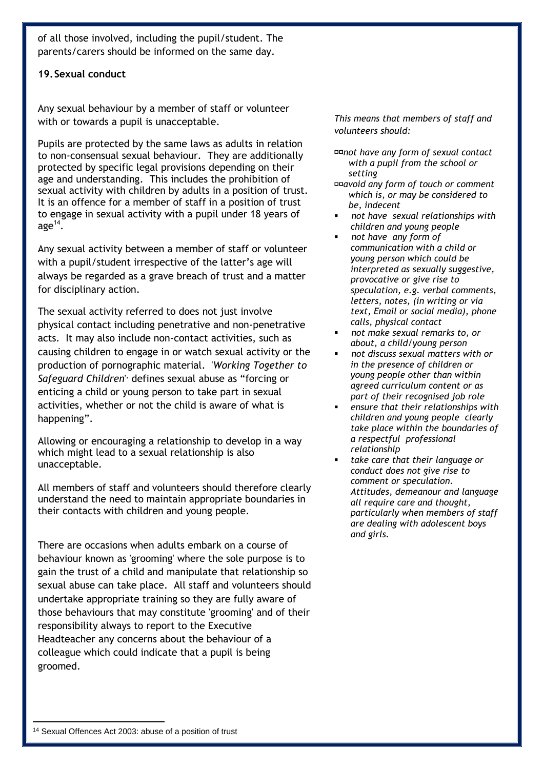of all those involved, including the pupil/student. The parents/carers should be informed on the same day.

**19. Sexual conduct**

Any sexual behaviour by a member of staff or volunteer with or towards a pupil is unacceptable.

Pupils are protected by the same laws as adults in relation to non-consensual sexual behaviour. They are additionally protected by specific legal provisions depending on their age and understanding. This includes the prohibition of sexual activity with children by adults in a position of trust. It is an offence for a member of staff in a position of trust to engage in sexual activity with a pupil under 18 years of age[14].

Any sexual activity between a member of staff or volunteer with a pupil/student irrespective of the latter's age will always be regarded as a grave breach of trust and a matter for disciplinary action.

The sexual activity referred to does not just involve physical contact including penetrative and non-penetrative acts. It may also include non-contact activities, such as causing children to engage in or watch sexual activity or the production of pornographic material. '*Working Together to Safeguard Children*' defines sexual abuse as "forcing or enticing a child or young person to take part in sexual activities, whether or not the child is aware of what is happening".

Allowing or encouraging a relationship to develop in a way which might lead to a sexual relationship is also unacceptable.

All members of staff and volunteers should therefore clearly understand the need to maintain appropriate boundaries in their contacts with children and young people.

There are occasions when adults embark on a course of behaviour known as 'grooming' where the sole purpose is to gain the trust of a child and manipulate that relationship so sexual abuse can take place. All staff and volunteers should undertake appropriate training so they are fully aware of those behaviours that may constitute 'grooming' and of their responsibility always to report to the Executive Headteacher any concerns about the behaviour of a colleague which could indicate that a pupil is being groomed.

*This means that members of staff and volunteers should:*

- *not have any form of sexual contact with a pupil from the school or setting*
- *avoid any form of touch or comment which is, or may be considered to be, indecent*
- *not have sexual relationships with children and young people*
- *not have any form of communication with a child or young person which could be interpreted as sexually suggestive, provocative or give rise to speculation, e.g. verbal comments, letters, notes, (in writing or via text, Email or social media), phone calls, physical contact*
- *not make sexual remarks to, or about, a child/young person*
- *not discuss sexual matters with or in the presence of children or young people other than within agreed curriculum content or as part of their recognised job role*
- *ensure that their relationships with children and young people clearly take place within the boundaries of a respectful professional relationship*
- *take care that their language or conduct does not give rise to comment or speculation. Attitudes, demeanour and language all require care and thought, particularly when members of staff are dealing with adolescent boys and girls.*

[14] Sexual Offences Act 2003: abuse of a position of trust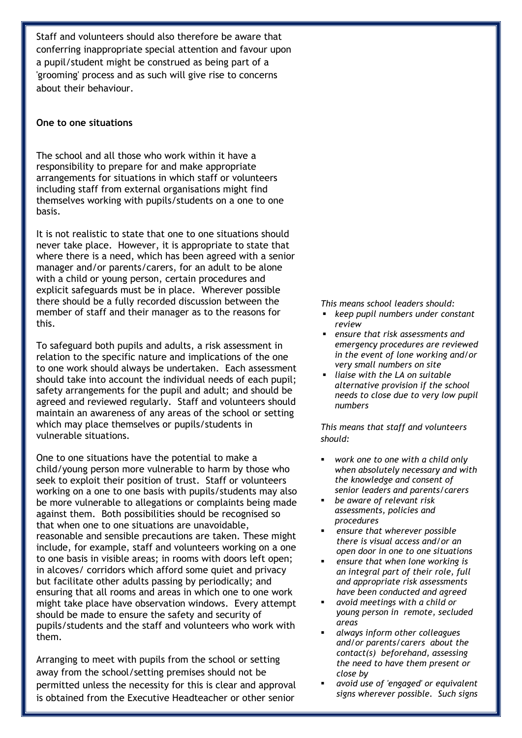Staff and volunteers should also therefore be aware that conferring inappropriate special attention and favour upon a pupil/student might be construed as being part of a 'grooming' process and as such will give rise to concerns about their behaviour.

**One to one situations**

The school and all those who work within it have a responsibility to prepare for and make appropriate arrangements for situations in which staff or volunteers including staff from external organisations might find themselves working with pupils/students on a one to one basis.

It is not realistic to state that one to one situations should never take place. However, it is appropriate to state that where there is a need, which has been agreed with a senior manager and/or parents/carers, for an adult to be alone with a child or young person, certain procedures and explicit safeguards must be in place. Wherever possible there should be a fully recorded discussion between the member of staff and their manager as to the reasons for this.

To safeguard both pupils and adults, a risk assessment in relation to the specific nature and implications of the one to one work should always be undertaken. Each assessment should take into account the individual needs of each pupil; safety arrangements for the pupil and adult; and should be agreed and reviewed regularly. Staff and volunteers should maintain an awareness of any areas of the school or setting which may place themselves or pupils/students in vulnerable situations.

One to one situations have the potential to make a child/young person more vulnerable to harm by those who seek to exploit their position of trust. Staff or volunteers working on a one to one basis with pupils/students may also be more vulnerable to allegations or complaints being made against them. Both possibilities should be recognised so that when one to one situations are unavoidable, reasonable and sensible precautions are taken. These might include, for example, staff and volunteers working on a one to one basis in visible areas; in rooms with doors left open; in alcoves/ corridors which afford some quiet and privacy but facilitate other adults passing by periodically; and ensuring that all rooms and areas in which one to one work might take place have observation windows. Every attempt should be made to ensure the safety and security of pupils/students and the staff and volunteers who work with them.

Arranging to meet with pupils from the school or setting away from the school/setting premises should not be permitted unless the necessity for this is clear and approval is obtained from the Executive Headteacher or other senior

*This means school leaders should:*

- *keep pupil numbers under constant review*
- *ensure that risk assessments and emergency procedures are reviewed in the event of lone working and/or very small numbers on site*
- *liaise with the LA on suitable alternative provision if the school needs to close due to very low pupil numbers*

*This means that staff and volunteers should:*

- *work one to one with a child only when absolutely necessary and with the knowledge and consent of senior leaders and parents/carers*
- *be aware of relevant risk assessments, policies and procedures*
- *ensure that wherever possible there is visual access and/or an open door in one to one situations*
- *ensure that when lone working is an integral part of their role, full and appropriate risk assessments have been conducted and agreed*
- *avoid meetings with a child or young person in remote, secluded areas*
- *always inform other colleagues and/or parents/carers about the contact(s) beforehand, assessing the need to have them present or close by*
- *avoid use of 'engaged' or equivalent signs wherever possible. Such signs*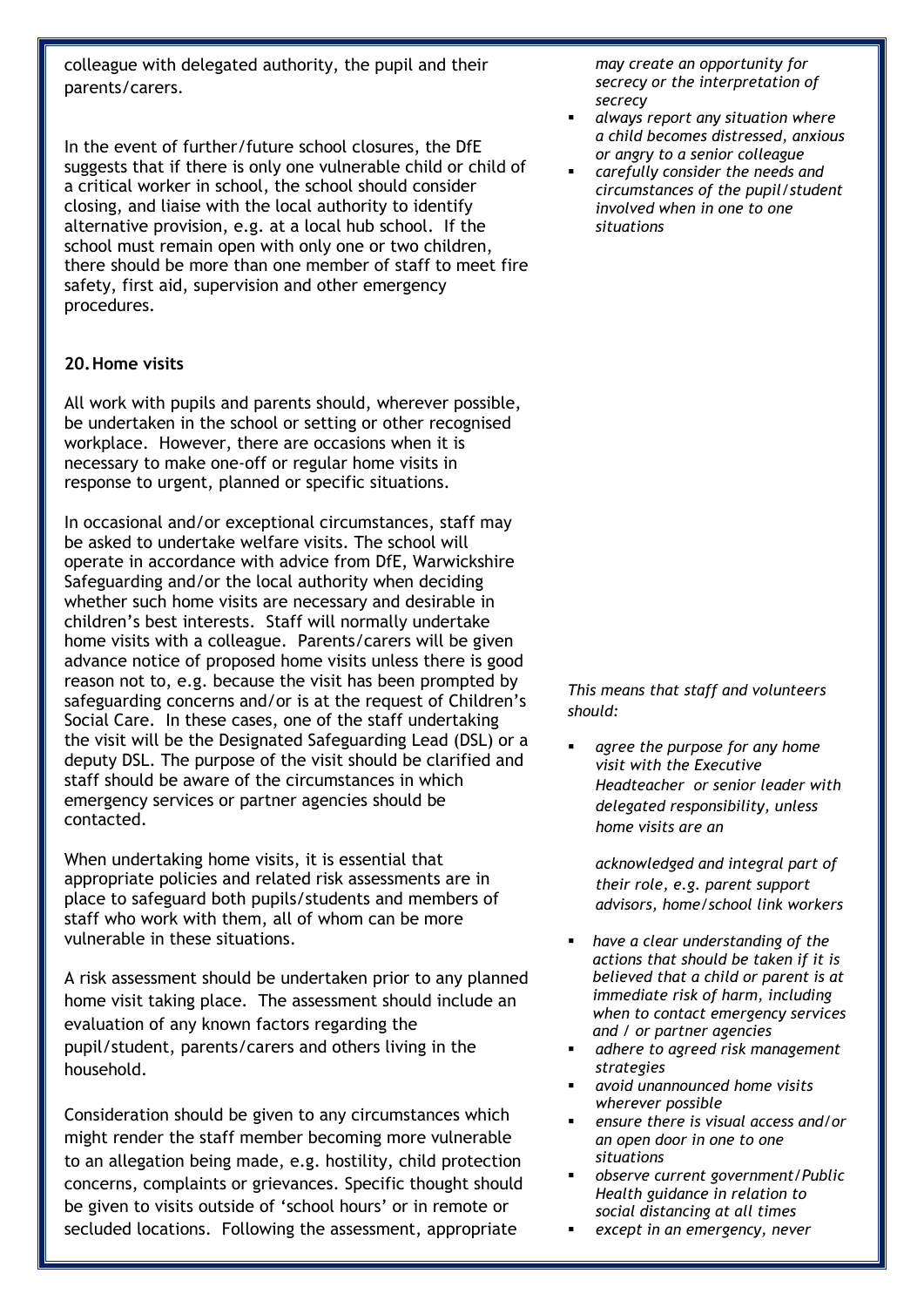colleague with delegated authority, the pupil and their parents/carers.

In the event of further/future school closures, the DfE suggests that if there is only one vulnerable child or child of a critical worker in school, the school should consider closing, and liaise with the local authority to identify alternative provision, e.g. at a local hub school. If the school must remain open with only one or two children, there should be more than one member of staff to meet fire safety, first aid, supervision and other emergency procedures.

*may create an opportunity for secrecy or the interpretation of secrecy*

- *always report any situation where a child becomes distressed, anxious or angry to a senior colleague*
- *carefully consider the needs and circumstances of the pupil/student involved when in one to one situations*

## 20. Home visits

All work with pupils and parents should, wherever possible, be undertaken in the school or setting or other recognised workplace. However, there are occasions when it is necessary to make one-off or regular home visits in response to urgent, planned or specific situations.

In occasional and/or exceptional circumstances, staff may be asked to undertake welfare visits. The school will operate in accordance with advice from DfE, Warwickshire Safeguarding and/or the local authority when deciding whether such home visits are necessary and desirable in children's best interests. Staff will normally undertake home visits with a colleague. Parents/carers will be given advance notice of proposed home visits unless there is good reason not to, e.g. because the visit has been prompted by safeguarding concerns and/or is at the request of Children's Social Care. In these cases, one of the staff undertaking the visit will be the Designated Safeguarding Lead (DSL) or a deputy DSL. The purpose of the visit should be clarified and staff should be aware of the circumstances in which emergency services or partner agencies should be contacted.

When undertaking home visits, it is essential that appropriate policies and related risk assessments are in place to safeguard both pupils/students and members of staff who work with them, all of whom can be more vulnerable in these situations.

A risk assessment should be undertaken prior to any planned home visit taking place. The assessment should include an evaluation of any known factors regarding the pupil/student, parents/carers and others living in the household.

Consideration should be given to any circumstances which might render the staff member becoming more vulnerable to an allegation being made, e.g. hostility, child protection concerns, complaints or grievances. Specific thought should be given to visits outside of 'school hours' or in remote or secluded locations. Following the assessment, appropriate

*This means that staff and volunteers should:*

- *agree the purpose for any home visit with the Executive Headteacher or senior leader with delegated responsibility, unless home visits are an acknowledged and integral part of their role, e.g. parent support advisors, home/school link workers*
- *have a clear understanding of the actions that should be taken if it is believed that a child or parent is at immediate risk of harm, including when to contact emergency services and / or partner agencies*
- *adhere to agreed risk management strategies*
- *avoid unannounced home visits wherever possible*
- *ensure there is visual access and/or an open door in one to one situations*
- *observe current government/Public Health guidance in relation to social distancing at all times*
- *except in an emergency, never*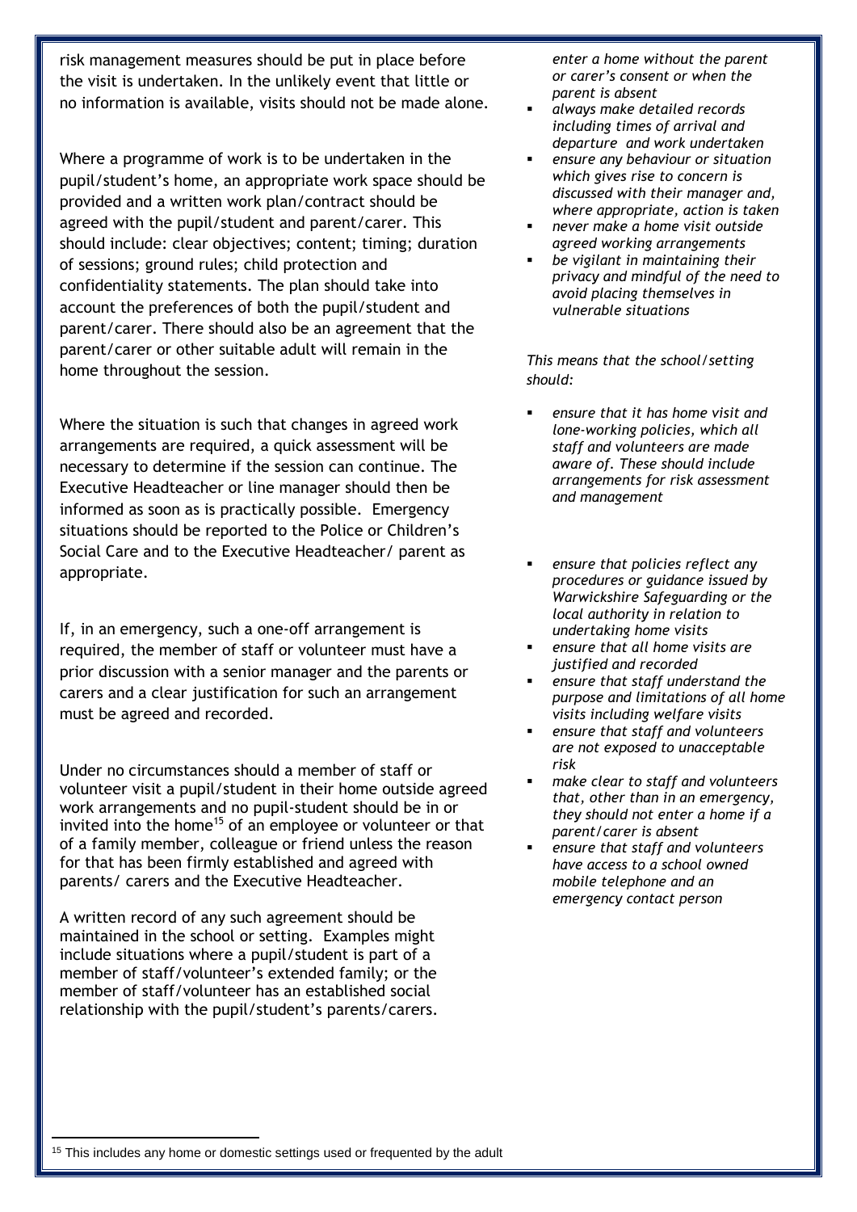risk management measures should be put in place before the visit is undertaken. In the unlikely event that little or no information is available, visits should not be made alone.

Where a programme of work is to be undertaken in the pupil/student's home, an appropriate work space should be provided and a written work plan/contract should be agreed with the pupil/student and parent/carer. This should include: clear objectives; content; timing; duration of sessions; ground rules; child protection and confidentiality statements. The plan should take into account the preferences of both the pupil/student and parent/carer. There should also be an agreement that the parent/carer or other suitable adult will remain in the home throughout the session.

Where the situation is such that changes in agreed work arrangements are required, a quick assessment will be necessary to determine if the session can continue. The Executive Headteacher or line manager should then be informed as soon as is practically possible. Emergency situations should be reported to the Police or Children's Social Care and to the Executive Headteacher/ parent as appropriate.

If, in an emergency, such a one-off arrangement is required, the member of staff or volunteer must have a prior discussion with a senior manager and the parents or carers and a clear justification for such an arrangement must be agreed and recorded.

Under no circumstances should a member of staff or volunteer visit a pupil/student in their home outside agreed work arrangements and no pupil-student should be in or invited into the home[15] of an employee or volunteer or that of a family member, colleague or friend unless the reason for that has been firmly established and agreed with parents/ carers and the Executive Headteacher.

A written record of any such agreement should be maintained in the school or setting. Examples might include situations where a pupil/student is part of a member of staff/volunteer's extended family; or the member of staff/volunteer has an established social relationship with the pupil/student's parents/carers.

*enter a home without the parent or carer's consent or when the parent is absent*

- *always make detailed records including times of arrival and departure and work undertaken*
- *ensure any behaviour or situation which gives rise to concern is discussed with their manager and, where appropriate, action is taken*
- *never make a home visit outside agreed working arrangements*
- *be vigilant in maintaining their privacy and mindful of the need to avoid placing themselves in vulnerable situations*

*This means that the school/setting should:*

- *ensure that it has home visit and lone-working policies, which all staff and volunteers are made aware of. These should include arrangements for risk assessment and management*
- *ensure that policies reflect any procedures or guidance issued by Warwickshire Safeguarding or the local authority in relation to undertaking home visits*
- *ensure that all home visits are justified and recorded*
- *ensure that staff understand the purpose and limitations of all home visits including welfare visits*
- *ensure that staff and volunteers are not exposed to unacceptable risk*
- *make clear to staff and volunteers that, other than in an emergency, they should not enter a home if a parent/carer is absent*
- *ensure that staff and volunteers have access to a school owned mobile telephone and an emergency contact person*

[15] This includes any home or domestic settings used or frequented by the adult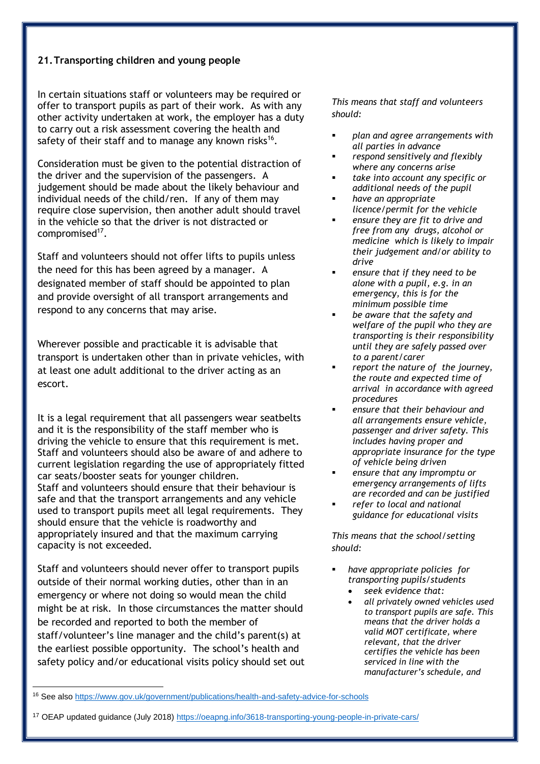## 21. Transporting children and young people

In certain situations staff or volunteers may be required or offer to transport pupils as part of their work. As with any other activity undertaken at work, the employer has a duty to carry out a risk assessment covering the health and safety of their staff and to manage any known risks[16].

Consideration must be given to the potential distraction of the driver and the supervision of the passengers. A judgement should be made about the likely behaviour and individual needs of the child/ren. If any of them may require close supervision, then another adult should travel in the vehicle so that the driver is not distracted or compromised[17].

Staff and volunteers should not offer lifts to pupils unless the need for this has been agreed by a manager. A designated member of staff should be appointed to plan and provide oversight of all transport arrangements and respond to any concerns that may arise.

Wherever possible and practicable it is advisable that transport is undertaken other than in private vehicles, with at least one adult additional to the driver acting as an escort.

It is a legal requirement that all passengers wear seatbelts and it is the responsibility of the staff member who is driving the vehicle to ensure that this requirement is met. Staff and volunteers should also be aware of and adhere to current legislation regarding the use of appropriately fitted car seats/booster seats for younger children.
Staff and volunteers should ensure that their behaviour is safe and that the transport arrangements and any vehicle used to transport pupils meet all legal requirements. They should ensure that the vehicle is roadworthy and appropriately insured and that the maximum carrying capacity is not exceeded.

Staff and volunteers should never offer to transport pupils outside of their normal working duties, other than in an emergency or where not doing so would mean the child might be at risk. In those circumstances the matter should be recorded and reported to both the member of staff/volunteer's line manager and the child's parent(s) at the earliest possible opportunity. The school's health and safety policy and/or educational visits policy should set out

*This means that staff and volunteers should:*

- *plan and agree arrangements with all parties in advance*
- *respond sensitively and flexibly where any concerns arise*
- *take into account any specific or additional needs of the pupil*
- *have an appropriate licence/permit for the vehicle*
- *ensure they are fit to drive and free from any drugs, alcohol or medicine which is likely to impair their judgement and/or ability to drive*
- *ensure that if they need to be alone with a pupil, e.g. in an emergency, this is for the minimum possible time*
- *be aware that the safety and welfare of the pupil who they are transporting is their responsibility until they are safely passed over to a parent/carer*
- *report the nature of the journey, the route and expected time of arrival in accordance with agreed procedures*
- *ensure that their behaviour and all arrangements ensure vehicle, passenger and driver safety. This includes having proper and appropriate insurance for the type of vehicle being driven*
- *ensure that any impromptu or emergency arrangements of lifts are recorded and can be justified*
- *refer to local and national guidance for educational visits*

*This means that the school/setting should:*

- *have appropriate policies for transporting pupils/students*
  - *seek evidence that:*
  - *all privately owned vehicles used to transport pupils are safe. This means that the driver holds a valid MOT certificate, where relevant, that the driver certifies the vehicle has been serviced in line with the manufacturer's schedule, and*

[16] See also https://www.gov.uk/government/publications/health-and-safety-advice-for-schools

[17] OEAP updated guidance (July 2018) https://oeapng.info/3618-transporting-young-people-in-private-cars/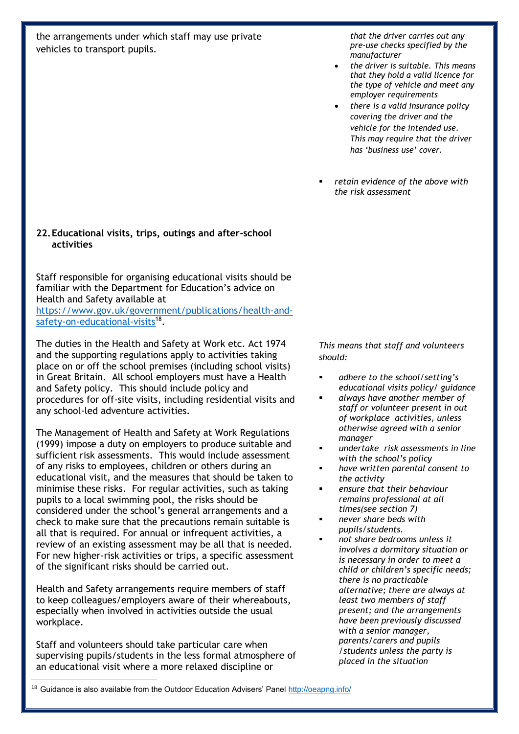the arrangements under which staff may use private vehicles to transport pupils.

*that the driver carries out any pre-use checks specified by the manufacturer*

- *the driver is suitable. This means that they hold a valid licence for the type of vehicle and meet any employer requirements*
- *there is a valid insurance policy covering the driver and the vehicle for the intended use. This may require that the driver has 'business use' cover.*

- *retain evidence of the above with the risk assessment*

## 22. Educational visits, trips, outings and after-school activities

Staff responsible for organising educational visits should be familiar with the Department for Education's advice on Health and Safety available at https://www.gov.uk/government/publications/health-and-safety-on-educational-visits[18].

The duties in the Health and Safety at Work etc. Act 1974 and the supporting regulations apply to activities taking place on or off the school premises (including school visits) in Great Britain. All school employers must have a Health and Safety policy. This should include policy and procedures for off-site visits, including residential visits and any school-led adventure activities.

The Management of Health and Safety at Work Regulations (1999) impose a duty on employers to produce suitable and sufficient risk assessments. This would include assessment of any risks to employees, children or others during an educational visit, and the measures that should be taken to minimise these risks. For regular activities, such as taking pupils to a local swimming pool, the risks should be considered under the school's general arrangements and a check to make sure that the precautions remain suitable is all that is required. For annual or infrequent activities, a review of an existing assessment may be all that is needed. For new higher-risk activities or trips, a specific assessment of the significant risks should be carried out.

Health and Safety arrangements require members of staff to keep colleagues/employers aware of their whereabouts, especially when involved in activities outside the usual workplace.

Staff and volunteers should take particular care when supervising pupils/students in the less formal atmosphere of an educational visit where a more relaxed discipline or

*This means that staff and volunteers should:*

- *adhere to the school/setting's educational visits policy/ guidance*
- *always have another member of staff or volunteer present in out of workplace activities, unless otherwise agreed with a senior manager*
- *undertake risk assessments in line with the school's policy*
- *have written parental consent to the activity*
- *ensure that their behaviour remains professional at all times(see section 7)*
- *never share beds with pupils/students.*
- *not share bedrooms unless it involves a dormitory situation or is necessary in order to meet a child or children's specific needs; there is no practicable alternative; there are always at least two members of staff present; and the arrangements have been previously discussed with a senior manager, parents/carers and pupils /students unless the party is placed in the situation*

[18] Guidance is also available from the Outdoor Education Advisers' Panel http://oeapng.info/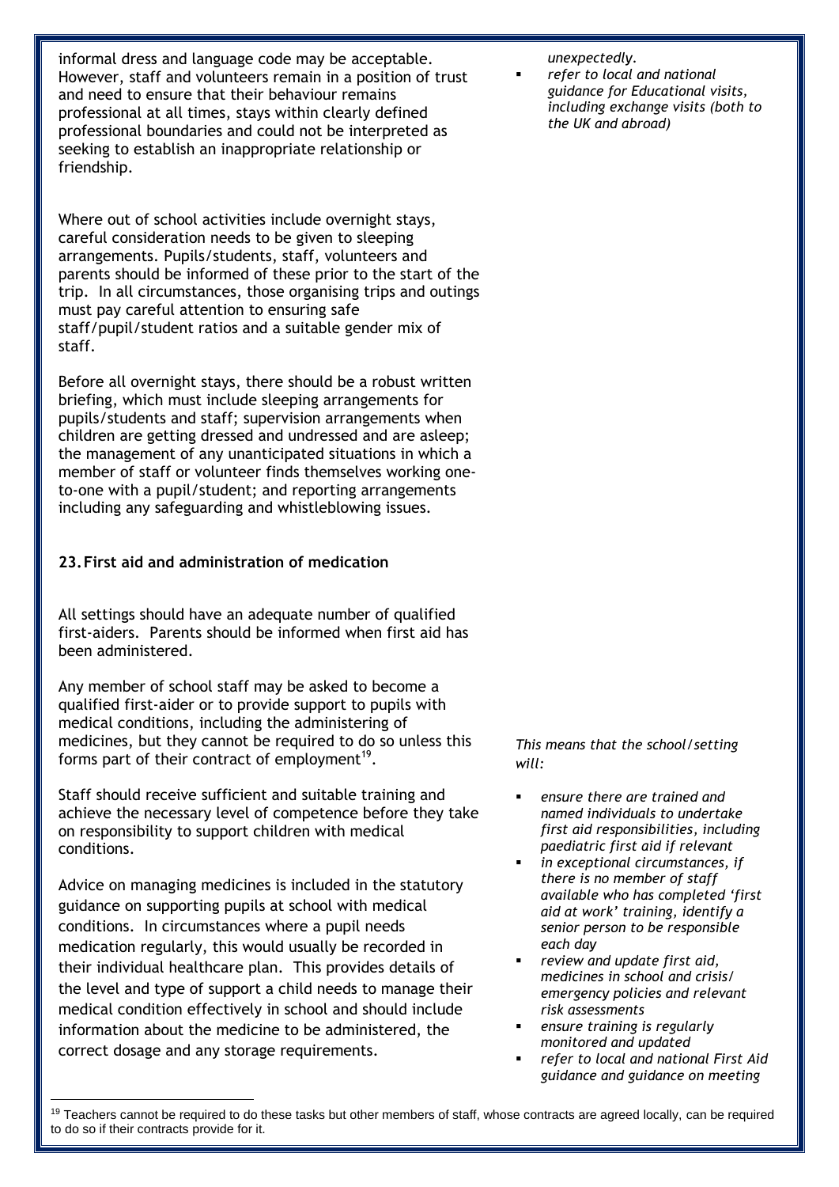informal dress and language code may be acceptable. However, staff and volunteers remain in a position of trust and need to ensure that their behaviour remains professional at all times, stays within clearly defined professional boundaries and could not be interpreted as seeking to establish an inappropriate relationship or friendship.

Where out of school activities include overnight stays, careful consideration needs to be given to sleeping arrangements. Pupils/students, staff, volunteers and parents should be informed of these prior to the start of the trip. In all circumstances, those organising trips and outings must pay careful attention to ensuring safe staff/pupil/student ratios and a suitable gender mix of staff.

Before all overnight stays, there should be a robust written briefing, which must include sleeping arrangements for pupils/students and staff; supervision arrangements when children are getting dressed and undressed and are asleep; the management of any unanticipated situations in which a member of staff or volunteer finds themselves working one-to-one with a pupil/student; and reporting arrangements including any safeguarding and whistleblowing issues.

*unexpectedly.*

- *refer to local and national guidance for Educational visits, including exchange visits (both to the UK and abroad)*

## 23. First aid and administration of medication

All settings should have an adequate number of qualified first-aiders. Parents should be informed when first aid has been administered.

Any member of school staff may be asked to become a qualified first-aider or to provide support to pupils with medical conditions, including the administering of medicines, but they cannot be required to do so unless this forms part of their contract of employment[19].

Staff should receive sufficient and suitable training and achieve the necessary level of competence before they take on responsibility to support children with medical conditions.

Advice on managing medicines is included in the statutory guidance on supporting pupils at school with medical conditions. In circumstances where a pupil needs medication regularly, this would usually be recorded in their individual healthcare plan. This provides details of the level and type of support a child needs to manage their medical condition effectively in school and should include information about the medicine to be administered, the correct dosage and any storage requirements.

*This means that the school/setting will:*

- *ensure there are trained and named individuals to undertake first aid responsibilities, including paediatric first aid if relevant*
- *in exceptional circumstances, if there is no member of staff available who has completed 'first aid at work' training, identify a senior person to be responsible each day*
- *review and update first aid, medicines in school and crisis/ emergency policies and relevant risk assessments*
- *ensure training is regularly monitored and updated*
- *refer to local and national First Aid guidance and guidance on meeting*

[19] Teachers cannot be required to do these tasks but other members of staff, whose contracts are agreed locally, can be required to do so if their contracts provide for it.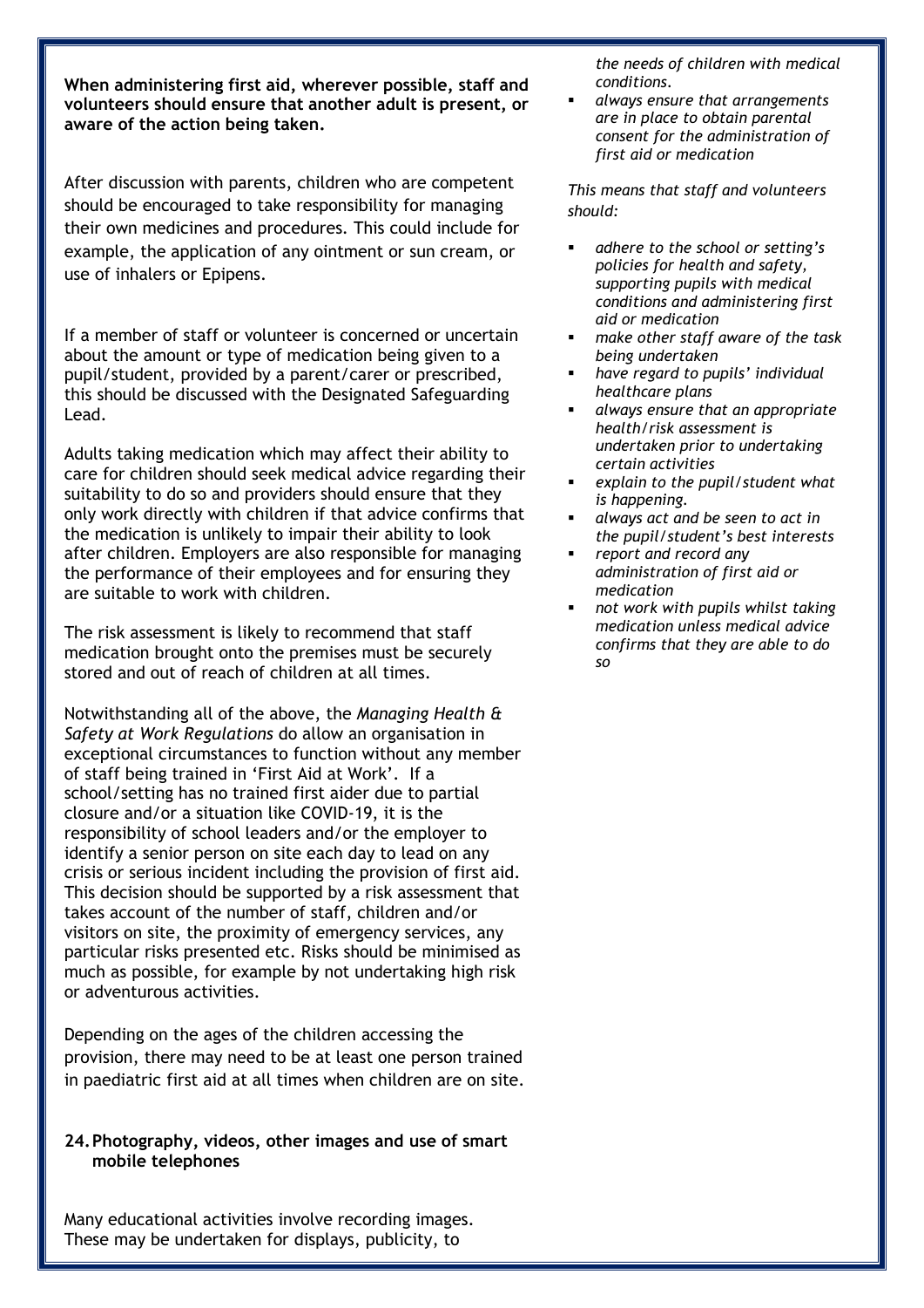**When administering first aid, wherever possible, staff and volunteers should ensure that another adult is present, or aware of the action being taken.**

After discussion with parents, children who are competent should be encouraged to take responsibility for managing their own medicines and procedures. This could include for example, the application of any ointment or sun cream, or use of inhalers or Epipens.

If a member of staff or volunteer is concerned or uncertain about the amount or type of medication being given to a pupil/student, provided by a parent/carer or prescribed, this should be discussed with the Designated Safeguarding Lead.

Adults taking medication which may affect their ability to care for children should seek medical advice regarding their suitability to do so and providers should ensure that they only work directly with children if that advice confirms that the medication is unlikely to impair their ability to look after children. Employers are also responsible for managing the performance of their employees and for ensuring they are suitable to work with children.

The risk assessment is likely to recommend that staff medication brought onto the premises must be securely stored and out of reach of children at all times.

Notwithstanding all of the above, the *Managing Health & Safety at Work Regulations* do allow an organisation in exceptional circumstances to function without any member of staff being trained in 'First Aid at Work'. If a school/setting has no trained first aider due to partial closure and/or a situation like COVID-19, it is the responsibility of school leaders and/or the employer to identify a senior person on site each day to lead on any crisis or serious incident including the provision of first aid. This decision should be supported by a risk assessment that takes account of the number of staff, children and/or visitors on site, the proximity of emergency services, any particular risks presented etc. Risks should be minimised as much as possible, for example by not undertaking high risk or adventurous activities.

Depending on the ages of the children accessing the provision, there may need to be at least one person trained in paediatric first aid at all times when children are on site.

## 24. Photography, videos, other images and use of smart mobile telephones

Many educational activities involve recording images. These may be undertaken for displays, publicity, to

*the needs of children with medical conditions.*

- *always ensure that arrangements are in place to obtain parental consent for the administration of first aid or medication*

*This means that staff and volunteers should:*

- *adhere to the school or setting's policies for health and safety, supporting pupils with medical conditions and administering first aid or medication*
- *make other staff aware of the task being undertaken*
- *have regard to pupils' individual healthcare plans*
- *always ensure that an appropriate health/risk assessment is undertaken prior to undertaking certain activities*
- *explain to the pupil/student what is happening.*
- *always act and be seen to act in the pupil/student's best interests*
- *report and record any administration of first aid or medication*
- *not work with pupils whilst taking medication unless medical advice confirms that they are able to do so*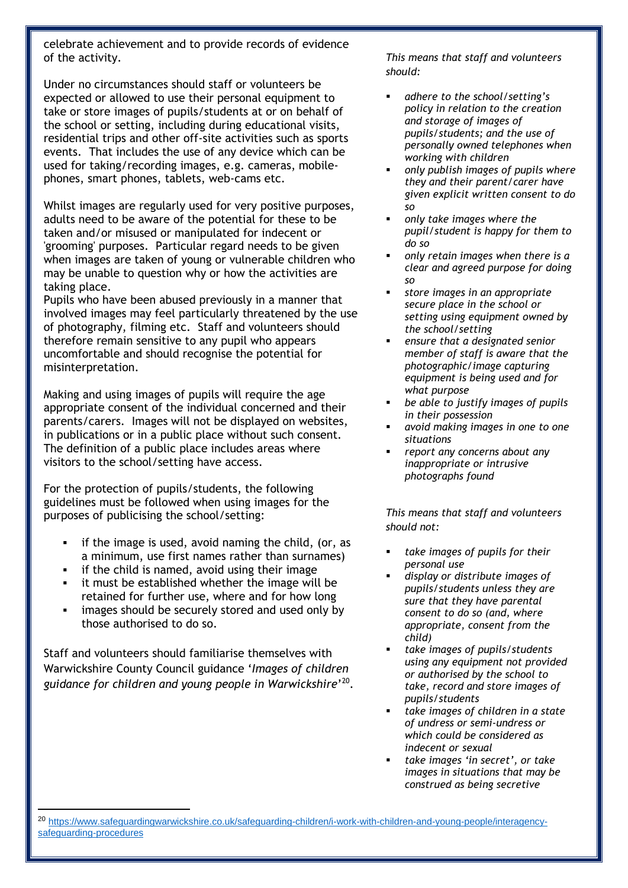celebrate achievement and to provide records of evidence of the activity.

Under no circumstances should staff or volunteers be expected or allowed to use their personal equipment to take or store images of pupils/students at or on behalf of the school or setting, including during educational visits, residential trips and other off-site activities such as sports events. That includes the use of any device which can be used for taking/recording images, e.g. cameras, mobile-phones, smart phones, tablets, web-cams etc.

Whilst images are regularly used for very positive purposes, adults need to be aware of the potential for these to be taken and/or misused or manipulated for indecent or 'grooming' purposes. Particular regard needs to be given when images are taken of young or vulnerable children who may be unable to question why or how the activities are taking place.
Pupils who have been abused previously in a manner that involved images may feel particularly threatened by the use of photography, filming etc. Staff and volunteers should therefore remain sensitive to any pupil who appears uncomfortable and should recognise the potential for misinterpretation.

Making and using images of pupils will require the age appropriate consent of the individual concerned and their parents/carers. Images will not be displayed on websites, in publications or in a public place without such consent. The definition of a public place includes areas where visitors to the school/setting have access.

For the protection of pupils/students, the following guidelines must be followed when using images for the purposes of publicising the school/setting:

- if the image is used, avoid naming the child, (or, as a minimum, use first names rather than surnames)
- if the child is named, avoid using their image
- it must be established whether the image will be retained for further use, where and for how long
- images should be securely stored and used only by those authorised to do so.

Staff and volunteers should familiarise themselves with Warwickshire County Council guidance '*Images of children guidance for children and young people in Warwickshire*'[20].

*This means that staff and volunteers should:*

- *adhere to the school/setting's policy in relation to the creation and storage of images of pupils/students; and the use of personally owned telephones when working with children*
- *only publish images of pupils where they and their parent/carer have given explicit written consent to do so*
- *only take images where the pupil/student is happy for them to do so*
- *only retain images when there is a clear and agreed purpose for doing so*
- *store images in an appropriate secure place in the school or setting using equipment owned by the school/setting*
- *ensure that a designated senior member of staff is aware that the photographic/image capturing equipment is being used and for what purpose*
- *be able to justify images of pupils in their possession*
- *avoid making images in one to one situations*
- *report any concerns about any inappropriate or intrusive photographs found*

*This means that staff and volunteers should not:*

- *take images of pupils for their personal use*
- *display or distribute images of pupils/students unless they are sure that they have parental consent to do so (and, where appropriate, consent from the child)*
- *take images of pupils/students using any equipment not provided or authorised by the school to take, record and store images of pupils/students*
- *take images of children in a state of undress or semi-undress or which could be considered as indecent or sexual*
- *take images 'in secret', or take images in situations that may be construed as being secretive*

[20] https://www.safeguardingwarwickshire.co.uk/safeguarding-children/i-work-with-children-and-young-people/interagency-safeguarding-procedures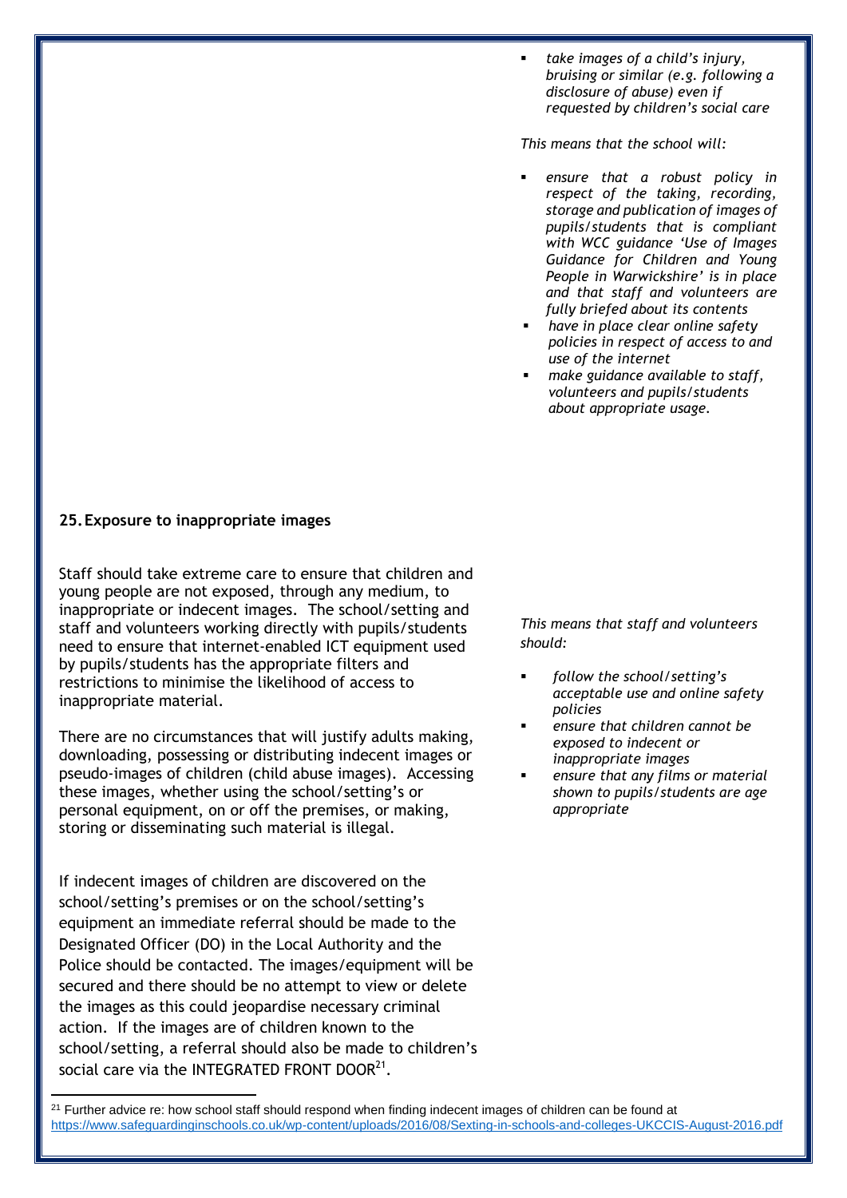- *take images of a child's injury, bruising or similar (e.g. following a disclosure of abuse) even if requested by children's social care*

*This means that the school will:*

- *ensure that a robust policy in respect of the taking, recording, storage and publication of images of pupils/students that is compliant with WCC guidance 'Use of Images Guidance for Children and Young People in Warwickshire' is in place and that staff and volunteers are fully briefed about its contents*
- *have in place clear online safety policies in respect of access to and use of the internet*
- *make guidance available to staff, volunteers and pupils/students about appropriate usage.*

## 25. Exposure to inappropriate images

Staff should take extreme care to ensure that children and young people are not exposed, through any medium, to inappropriate or indecent images. The school/setting and staff and volunteers working directly with pupils/students need to ensure that internet-enabled ICT equipment used by pupils/students has the appropriate filters and restrictions to minimise the likelihood of access to inappropriate material.

There are no circumstances that will justify adults making, downloading, possessing or distributing indecent images or pseudo-images of children (child abuse images). Accessing these images, whether using the school/setting's or personal equipment, on or off the premises, or making, storing or disseminating such material is illegal.

If indecent images of children are discovered on the school/setting's premises or on the school/setting's equipment an immediate referral should be made to the Designated Officer (DO) in the Local Authority and the Police should be contacted. The images/equipment will be secured and there should be no attempt to view or delete the images as this could jeopardise necessary criminal action. If the images are of children known to the school/setting, a referral should also be made to children's social care via the INTEGRATED FRONT DOOR[21].

*This means that staff and volunteers should:*

- *follow the school/setting's acceptable use and online safety policies*
- *ensure that children cannot be exposed to indecent or inappropriate images*
- *ensure that any films or material shown to pupils/students are age appropriate*

[21] Further advice re: how school staff should respond when finding indecent images of children can be found at https://www.safeguardinginschools.co.uk/wp-content/uploads/2016/08/Sexting-in-schools-and-colleges-UKCCIS-August-2016.pdf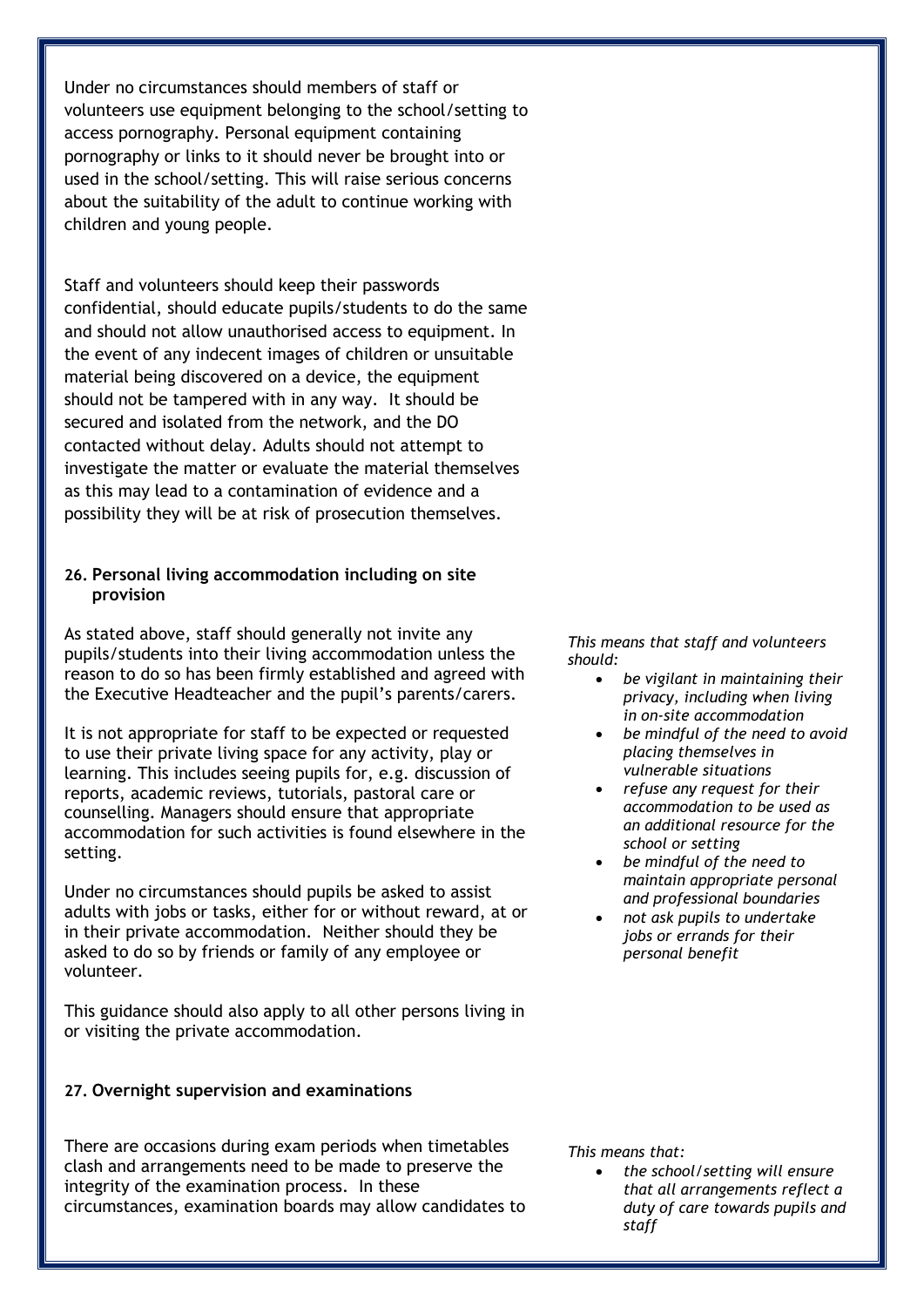Under no circumstances should members of staff or volunteers use equipment belonging to the school/setting to access pornography. Personal equipment containing pornography or links to it should never be brought into or used in the school/setting. This will raise serious concerns about the suitability of the adult to continue working with children and young people.

Staff and volunteers should keep their passwords confidential, should educate pupils/students to do the same and should not allow unauthorised access to equipment. In the event of any indecent images of children or unsuitable material being discovered on a device, the equipment should not be tampered with in any way. It should be secured and isolated from the network, and the DO contacted without delay. Adults should not attempt to investigate the matter or evaluate the material themselves as this may lead to a contamination of evidence and a possibility they will be at risk of prosecution themselves.

### 26. Personal living accommodation including on site provision

As stated above, staff should generally not invite any pupils/students into their living accommodation unless the reason to do so has been firmly established and agreed with the Executive Headteacher and the pupil's parents/carers.

It is not appropriate for staff to be expected or requested to use their private living space for any activity, play or learning. This includes seeing pupils for, e.g. discussion of reports, academic reviews, tutorials, pastoral care or counselling. Managers should ensure that appropriate accommodation for such activities is found elsewhere in the setting.

Under no circumstances should pupils be asked to assist adults with jobs or tasks, either for or without reward, at or in their private accommodation. Neither should they be asked to do so by friends or family of any employee or volunteer.

This guidance should also apply to all other persons living in or visiting the private accommodation.

*This means that staff and volunteers should:*

- *be vigilant in maintaining their privacy, including when living in on-site accommodation*
- *be mindful of the need to avoid placing themselves in vulnerable situations*
- *refuse any request for their accommodation to be used as an additional resource for the school or setting*
- *be mindful of the need to maintain appropriate personal and professional boundaries*
- *not ask pupils to undertake jobs or errands for their personal benefit*

### 27. Overnight supervision and examinations

There are occasions during exam periods when timetables clash and arrangements need to be made to preserve the integrity of the examination process. In these circumstances, examination boards may allow candidates to

*This means that:*

- *the school/setting will ensure that all arrangements reflect a duty of care towards pupils and staff*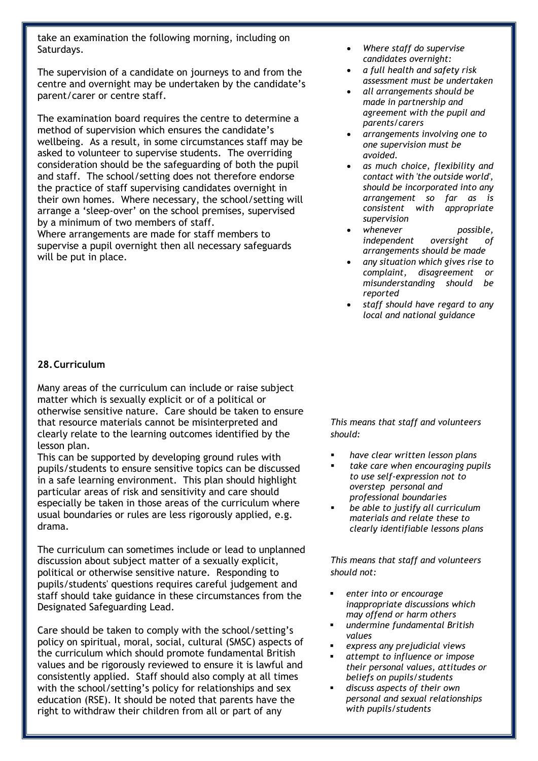take an examination the following morning, including on Saturdays.

The supervision of a candidate on journeys to and from the centre and overnight may be undertaken by the candidate's parent/carer or centre staff.

The examination board requires the centre to determine a method of supervision which ensures the candidate's wellbeing. As a result, in some circumstances staff may be asked to volunteer to supervise students. The overriding consideration should be the safeguarding of both the pupil and staff. The school/setting does not therefore endorse the practice of staff supervising candidates overnight in their own homes. Where necessary, the school/setting will arrange a 'sleep-over' on the school premises, supervised by a minimum of two members of staff.
Where arrangements are made for staff members to supervise a pupil overnight then all necessary safeguards will be put in place.

- *Where staff do supervise candidates overnight:*
- *a full health and safety risk assessment must be undertaken*
- *all arrangements should be made in partnership and agreement with the pupil and parents/carers*
- *arrangements involving one to one supervision must be avoided.*
- *as much choice, flexibility and contact with 'the outside world', should be incorporated into any arrangement so far as is consistent with appropriate supervision*
- *whenever possible, independent oversight of arrangements should be made*
- *any situation which gives rise to complaint, disagreement or misunderstanding should be reported*
- *staff should have regard to any local and national guidance*

### 28. Curriculum

Many areas of the curriculum can include or raise subject matter which is sexually explicit or of a political or otherwise sensitive nature. Care should be taken to ensure that resource materials cannot be misinterpreted and clearly relate to the learning outcomes identified by the lesson plan.
This can be supported by developing ground rules with pupils/students to ensure sensitive topics can be discussed in a safe learning environment. This plan should highlight particular areas of risk and sensitivity and care should especially be taken in those areas of the curriculum where usual boundaries or rules are less rigorously applied, e.g. drama.

The curriculum can sometimes include or lead to unplanned discussion about subject matter of a sexually explicit, political or otherwise sensitive nature. Responding to pupils/students' questions requires careful judgement and staff should take guidance in these circumstances from the Designated Safeguarding Lead.

Care should be taken to comply with the school/setting's policy on spiritual, moral, social, cultural (SMSC) aspects of the curriculum which should promote fundamental British values and be rigorously reviewed to ensure it is lawful and consistently applied. Staff should also comply at all times with the school/setting's policy for relationships and sex education (RSE). It should be noted that parents have the right to withdraw their children from all or part of any

*This means that staff and volunteers should:*

- *have clear written lesson plans*
- *take care when encouraging pupils to use self-expression not to overstep personal and professional boundaries*
- *be able to justify all curriculum materials and relate these to clearly identifiable lessons plans*

*This means that staff and volunteers should not:*

- *enter into or encourage inappropriate discussions which may offend or harm others*
- *undermine fundamental British values*
- *express any prejudicial views*
- *attempt to influence or impose their personal values, attitudes or beliefs on pupils/students*
- *discuss aspects of their own personal and sexual relationships with pupils/students*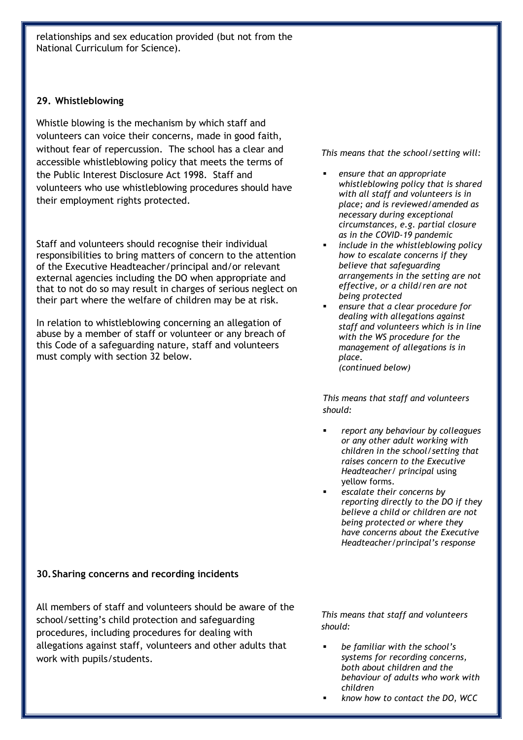relationships and sex education provided (but not from the National Curriculum for Science).

## 29. Whistleblowing

Whistle blowing is the mechanism by which staff and volunteers can voice their concerns, made in good faith, without fear of repercussion. The school has a clear and accessible whistleblowing policy that meets the terms of the Public Interest Disclosure Act 1998. Staff and volunteers who use whistleblowing procedures should have their employment rights protected.

Staff and volunteers should recognise their individual responsibilities to bring matters of concern to the attention of the Executive Headteacher/principal and/or relevant external agencies including the DO when appropriate and that to not do so may result in charges of serious neglect on their part where the welfare of children may be at risk.

In relation to whistleblowing concerning an allegation of abuse by a member of staff or volunteer or any breach of this Code of a safeguarding nature, staff and volunteers must comply with section 32 below.

*This means that the school/setting will:*

- *ensure that an appropriate whistleblowing policy that is shared with all staff and volunteers is in place; and is reviewed/amended as necessary during exceptional circumstances, e.g. partial closure as in the COVID-19 pandemic*
- *include in the whistleblowing policy how to escalate concerns if they believe that safeguarding arrangements in the setting are not effective, or a child/ren are not being protected*
- *ensure that a clear procedure for dealing with allegations against staff and volunteers which is in line with the WS procedure for the management of allegations is in place.*
  *(continued below)*

*This means that staff and volunteers should:*

- *report any behaviour by colleagues or any other adult working with children in the school/setting that raises concern to the Executive Headteacher/ principal* using yellow forms.
- *escalate their concerns by reporting directly to the DO if they believe a child or children are not being protected or where they have concerns about the Executive Headteacher/principal's response*

## 30. Sharing concerns and recording incidents

All members of staff and volunteers should be aware of the school/setting's child protection and safeguarding procedures, including procedures for dealing with allegations against staff, volunteers and other adults that work with pupils/students.

*This means that staff and volunteers should:*

- *be familiar with the school's systems for recording concerns, both about children and the behaviour of adults who work with children*
- *know how to contact the DO, WCC*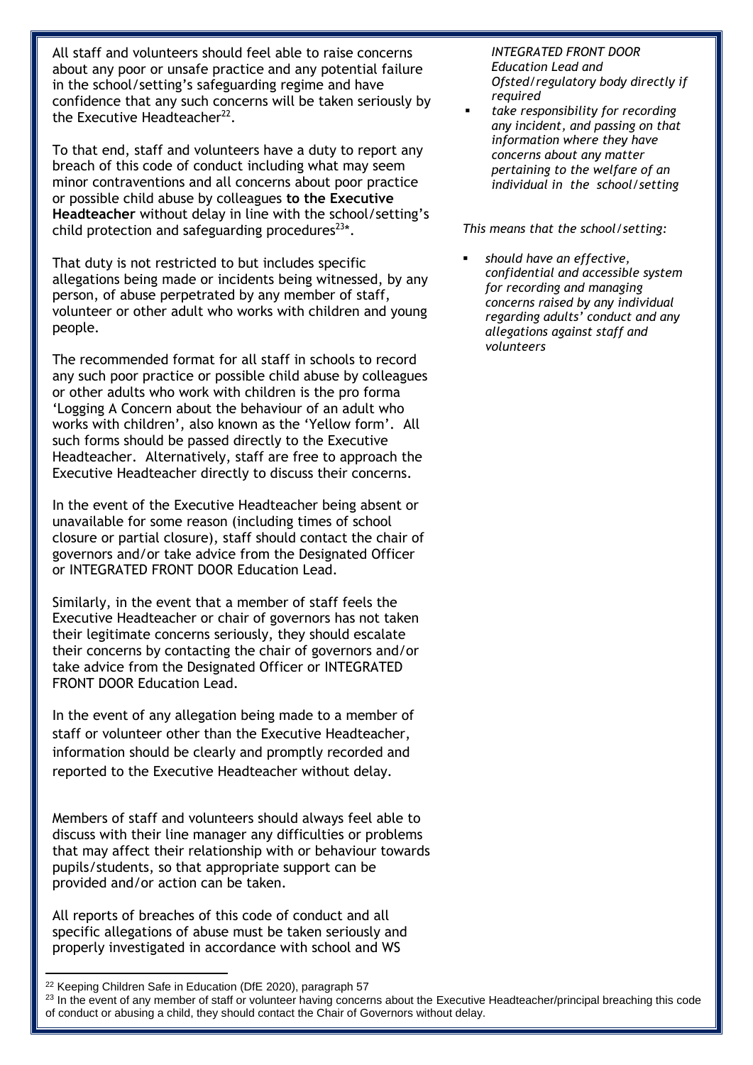All staff and volunteers should feel able to raise concerns about any poor or unsafe practice and any potential failure in the school/setting's safeguarding regime and have confidence that any such concerns will be taken seriously by the Executive Headteacher[22].

To that end, staff and volunteers have a duty to report any breach of this code of conduct including what may seem minor contraventions and all concerns about poor practice or possible child abuse by colleagues **to the Executive Headteacher** without delay in line with the school/setting's child protection and safeguarding procedures[23]*.

That duty is not restricted to but includes specific allegations being made or incidents being witnessed, by any person, of abuse perpetrated by any member of staff, volunteer or other adult who works with children and young people.

The recommended format for all staff in schools to record any such poor practice or possible child abuse by colleagues or other adults who work with children is the pro forma 'Logging A Concern about the behaviour of an adult who works with children', also known as the 'Yellow form'. All such forms should be passed directly to the Executive Headteacher. Alternatively, staff are free to approach the Executive Headteacher directly to discuss their concerns.

In the event of the Executive Headteacher being absent or unavailable for some reason (including times of school closure or partial closure), staff should contact the chair of governors and/or take advice from the Designated Officer or INTEGRATED FRONT DOOR Education Lead.

Similarly, in the event that a member of staff feels the Executive Headteacher or chair of governors has not taken their legitimate concerns seriously, they should escalate their concerns by contacting the chair of governors and/or take advice from the Designated Officer or INTEGRATED FRONT DOOR Education Lead.

In the event of any allegation being made to a member of staff or volunteer other than the Executive Headteacher, information should be clearly and promptly recorded and reported to the Executive Headteacher without delay.

Members of staff and volunteers should always feel able to discuss with their line manager any difficulties or problems that may affect their relationship with or behaviour towards pupils/students, so that appropriate support can be provided and/or action can be taken.

All reports of breaches of this code of conduct and all specific allegations of abuse must be taken seriously and properly investigated in accordance with school and WS

*INTEGRATED FRONT DOOR Education Lead and Ofsted/regulatory body directly if required*

- *take responsibility for recording any incident, and passing on that information where they have concerns about any matter pertaining to the welfare of an individual in the school/setting*

*This means that the school/setting:*

- *should have an effective, confidential and accessible system for recording and managing concerns raised by any individual regarding adults' conduct and any allegations against staff and volunteers*

---

[22] Keeping Children Safe in Education (DfE 2020), paragraph 57

[23] In the event of any member of staff or volunteer having concerns about the Executive Headteacher/principal breaching this code of conduct or abusing a child, they should contact the Chair of Governors without delay.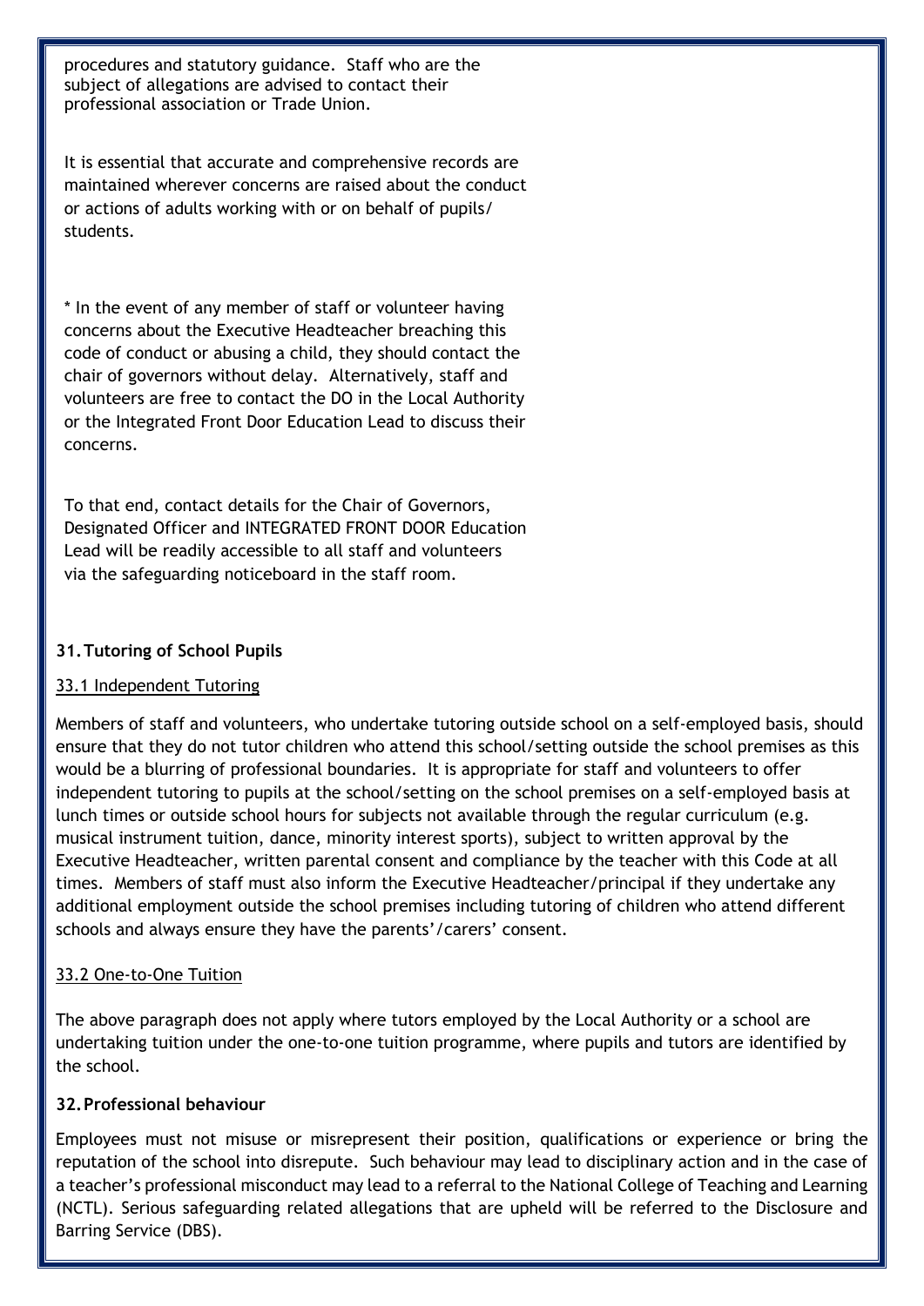procedures and statutory guidance. Staff who are the subject of allegations are advised to contact their professional association or Trade Union.

It is essential that accurate and comprehensive records are maintained wherever concerns are raised about the conduct or actions of adults working with or on behalf of pupils/ students.

* In the event of any member of staff or volunteer having concerns about the Executive Headteacher breaching this code of conduct or abusing a child, they should contact the chair of governors without delay. Alternatively, staff and volunteers are free to contact the DO in the Local Authority or the Integrated Front Door Education Lead to discuss their concerns.

To that end, contact details for the Chair of Governors, Designated Officer and INTEGRATED FRONT DOOR Education Lead will be readily accessible to all staff and volunteers via the safeguarding noticeboard in the staff room.

## 31. Tutoring of School Pupils

### 33.1 Independent Tutoring

Members of staff and volunteers, who undertake tutoring outside school on a self-employed basis, should ensure that they do not tutor children who attend this school/setting outside the school premises as this would be a blurring of professional boundaries. It is appropriate for staff and volunteers to offer independent tutoring to pupils at the school/setting on the school premises on a self-employed basis at lunch times or outside school hours for subjects not available through the regular curriculum (e.g. musical instrument tuition, dance, minority interest sports), subject to written approval by the Executive Headteacher, written parental consent and compliance by the teacher with this Code at all times. Members of staff must also inform the Executive Headteacher/principal if they undertake any additional employment outside the school premises including tutoring of children who attend different schools and always ensure they have the parents'/carers' consent.

### 33.2 One-to-One Tuition

The above paragraph does not apply where tutors employed by the Local Authority or a school are undertaking tuition under the one-to-one tuition programme, where pupils and tutors are identified by the school.

## 32. Professional behaviour

Employees must not misuse or misrepresent their position, qualifications or experience or bring the reputation of the school into disrepute. Such behaviour may lead to disciplinary action and in the case of a teacher's professional misconduct may lead to a referral to the National College of Teaching and Learning (NCTL). Serious safeguarding related allegations that are upheld will be referred to the Disclosure and Barring Service (DBS).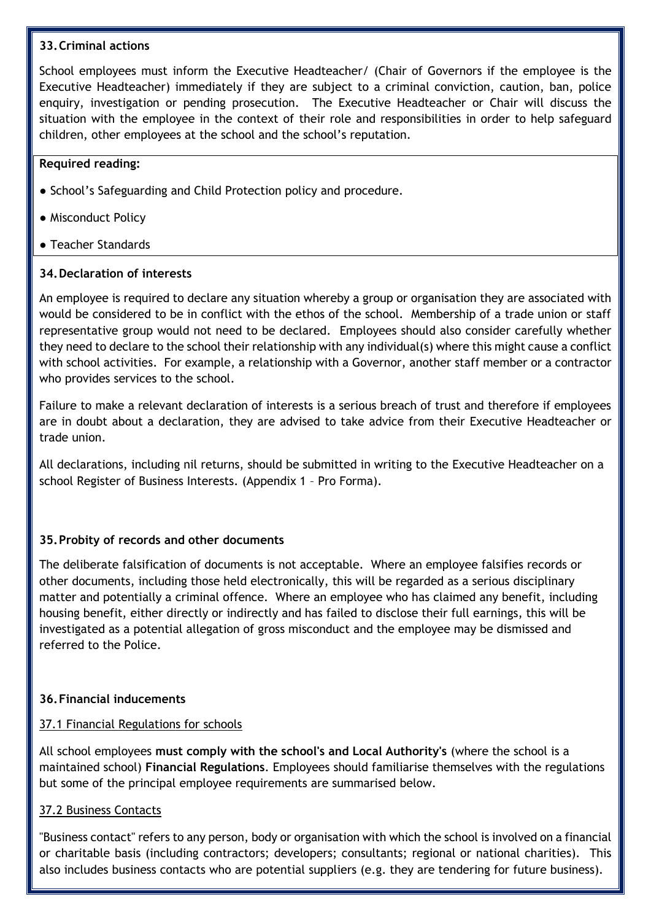### 33. Criminal actions

School employees must inform the Executive Headteacher/ (Chair of Governors if the employee is the Executive Headteacher) immediately if they are subject to a criminal conviction, caution, ban, police enquiry, investigation or pending prosecution. The Executive Headteacher or Chair will discuss the situation with the employee in the context of their role and responsibilities in order to help safeguard children, other employees at the school and the school's reputation.

**Required reading:**

- School's Safeguarding and Child Protection policy and procedure.
- Misconduct Policy
- Teacher Standards

### 34. Declaration of interests

An employee is required to declare any situation whereby a group or organisation they are associated with would be considered to be in conflict with the ethos of the school. Membership of a trade union or staff representative group would not need to be declared. Employees should also consider carefully whether they need to declare to the school their relationship with any individual(s) where this might cause a conflict with school activities. For example, a relationship with a Governor, another staff member or a contractor who provides services to the school.

Failure to make a relevant declaration of interests is a serious breach of trust and therefore if employees are in doubt about a declaration, they are advised to take advice from their Executive Headteacher or trade union.

All declarations, including nil returns, should be submitted in writing to the Executive Headteacher on a school Register of Business Interests. (Appendix 1 – Pro Forma).

### 35. Probity of records and other documents

The deliberate falsification of documents is not acceptable. Where an employee falsifies records or other documents, including those held electronically, this will be regarded as a serious disciplinary matter and potentially a criminal offence. Where an employee who has claimed any benefit, including housing benefit, either directly or indirectly and has failed to disclose their full earnings, this will be investigated as a potential allegation of gross misconduct and the employee may be dismissed and referred to the Police.

### 36. Financial inducements

#### 37.1 Financial Regulations for schools

All school employees **must comply with the school's and Local Authority's** (where the school is a maintained school) **Financial Regulations**. Employees should familiarise themselves with the regulations but some of the principal employee requirements are summarised below.

#### 37.2 Business Contacts

"Business contact" refers to any person, body or organisation with which the school is involved on a financial or charitable basis (including contractors; developers; consultants; regional or national charities). This also includes business contacts who are potential suppliers (e.g. they are tendering for future business).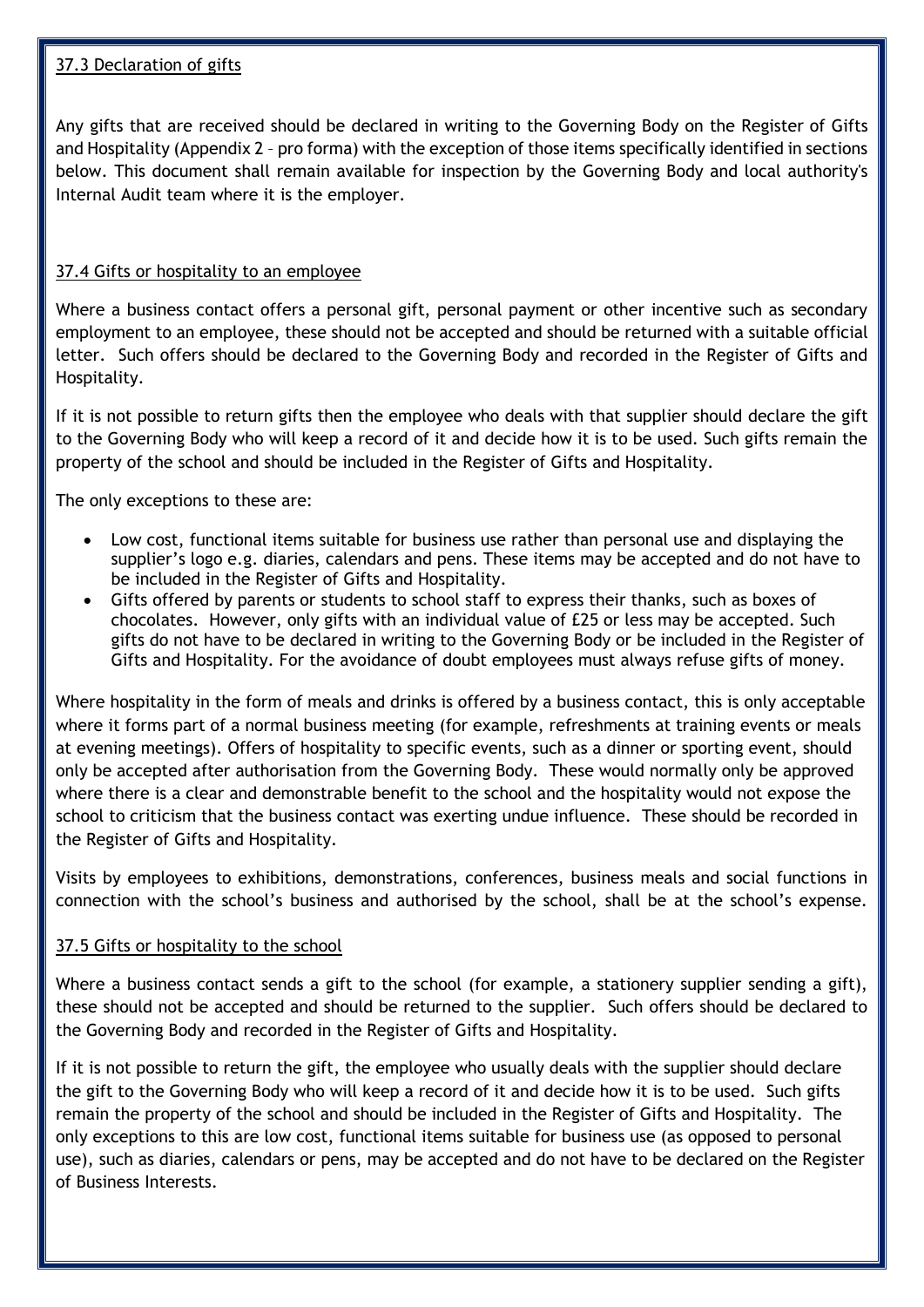### 37.3 Declaration of gifts

Any gifts that are received should be declared in writing to the Governing Body on the Register of Gifts and Hospitality (Appendix 2 – pro forma) with the exception of those items specifically identified in sections below. This document shall remain available for inspection by the Governing Body and local authority's Internal Audit team where it is the employer.

### 37.4 Gifts or hospitality to an employee

Where a business contact offers a personal gift, personal payment or other incentive such as secondary employment to an employee, these should not be accepted and should be returned with a suitable official letter. Such offers should be declared to the Governing Body and recorded in the Register of Gifts and Hospitality.

If it is not possible to return gifts then the employee who deals with that supplier should declare the gift to the Governing Body who will keep a record of it and decide how it is to be used. Such gifts remain the property of the school and should be included in the Register of Gifts and Hospitality.

The only exceptions to these are:

- Low cost, functional items suitable for business use rather than personal use and displaying the supplier's logo e.g. diaries, calendars and pens. These items may be accepted and do not have to be included in the Register of Gifts and Hospitality.
- Gifts offered by parents or students to school staff to express their thanks, such as boxes of chocolates. However, only gifts with an individual value of £25 or less may be accepted. Such gifts do not have to be declared in writing to the Governing Body or be included in the Register of Gifts and Hospitality. For the avoidance of doubt employees must always refuse gifts of money.

Where hospitality in the form of meals and drinks is offered by a business contact, this is only acceptable where it forms part of a normal business meeting (for example, refreshments at training events or meals at evening meetings). Offers of hospitality to specific events, such as a dinner or sporting event, should only be accepted after authorisation from the Governing Body. These would normally only be approved where there is a clear and demonstrable benefit to the school and the hospitality would not expose the school to criticism that the business contact was exerting undue influence. These should be recorded in the Register of Gifts and Hospitality.

Visits by employees to exhibitions, demonstrations, conferences, business meals and social functions in connection with the school's business and authorised by the school, shall be at the school's expense.

### 37.5 Gifts or hospitality to the school

Where a business contact sends a gift to the school (for example, a stationery supplier sending a gift), these should not be accepted and should be returned to the supplier. Such offers should be declared to the Governing Body and recorded in the Register of Gifts and Hospitality.

If it is not possible to return the gift, the employee who usually deals with the supplier should declare the gift to the Governing Body who will keep a record of it and decide how it is to be used. Such gifts remain the property of the school and should be included in the Register of Gifts and Hospitality. The only exceptions to this are low cost, functional items suitable for business use (as opposed to personal use), such as diaries, calendars or pens, may be accepted and do not have to be declared on the Register of Business Interests.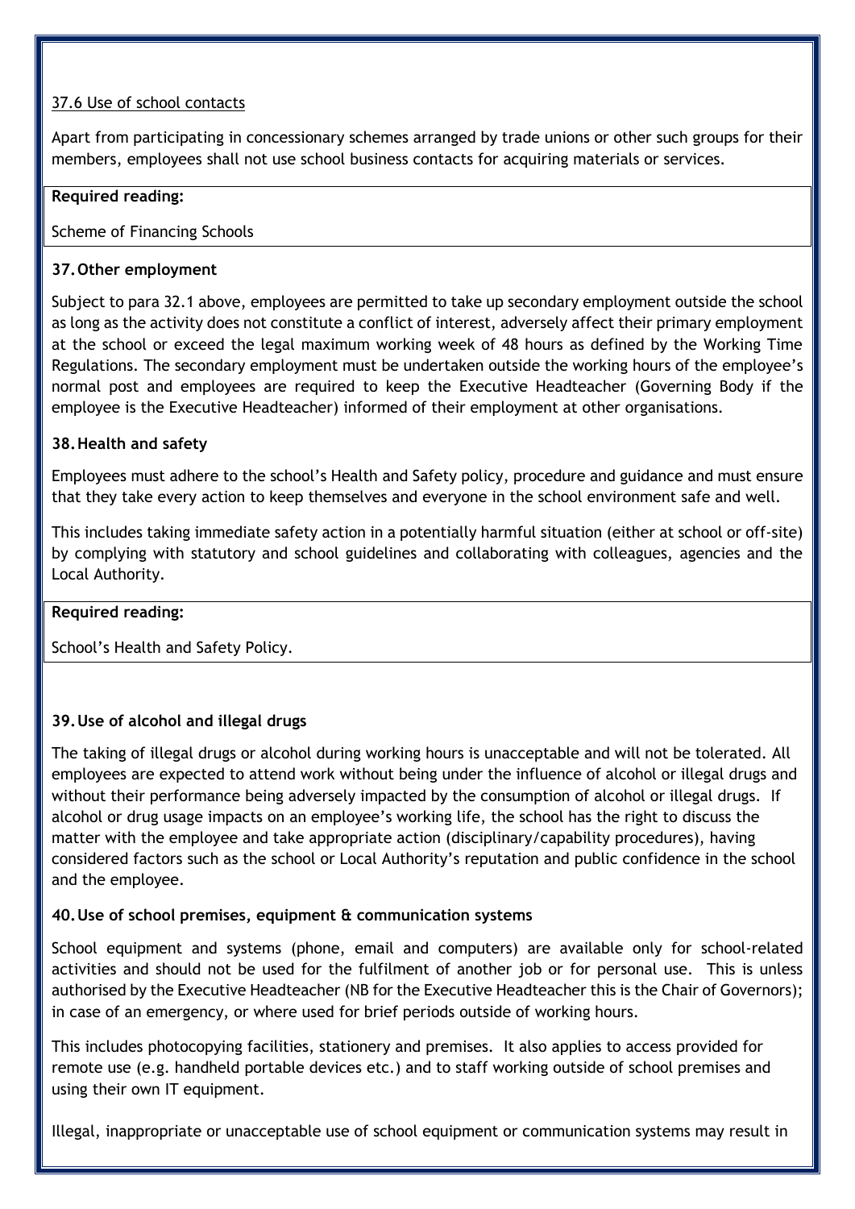37.6 Use of school contacts

Apart from participating in concessionary schemes arranged by trade unions or other such groups for their members, employees shall not use school business contacts for acquiring materials or services.

| **Required reading:** |
| --- |
| Scheme of Financing Schools |

## 37. Other employment

Subject to para 32.1 above, employees are permitted to take up secondary employment outside the school as long as the activity does not constitute a conflict of interest, adversely affect their primary employment at the school or exceed the legal maximum working week of 48 hours as defined by the Working Time Regulations. The secondary employment must be undertaken outside the working hours of the employee's normal post and employees are required to keep the Executive Headteacher (Governing Body if the employee is the Executive Headteacher) informed of their employment at other organisations.

## 38. Health and safety

Employees must adhere to the school's Health and Safety policy, procedure and guidance and must ensure that they take every action to keep themselves and everyone in the school environment safe and well.

This includes taking immediate safety action in a potentially harmful situation (either at school or off-site) by complying with statutory and school guidelines and collaborating with colleagues, agencies and the Local Authority.

| **Required reading:** |
| --- |
| School's Health and Safety Policy. |

## 39. Use of alcohol and illegal drugs

The taking of illegal drugs or alcohol during working hours is unacceptable and will not be tolerated. All employees are expected to attend work without being under the influence of alcohol or illegal drugs and without their performance being adversely impacted by the consumption of alcohol or illegal drugs. If alcohol or drug usage impacts on an employee's working life, the school has the right to discuss the matter with the employee and take appropriate action (disciplinary/capability procedures), having considered factors such as the school or Local Authority's reputation and public confidence in the school and the employee.

## 40. Use of school premises, equipment & communication systems

School equipment and systems (phone, email and computers) are available only for school-related activities and should not be used for the fulfilment of another job or for personal use. This is unless authorised by the Executive Headteacher (NB for the Executive Headteacher this is the Chair of Governors); in case of an emergency, or where used for brief periods outside of working hours.

This includes photocopying facilities, stationery and premises. It also applies to access provided for remote use (e.g. handheld portable devices etc.) and to staff working outside of school premises and using their own IT equipment.

Illegal, inappropriate or unacceptable use of school equipment or communication systems may result in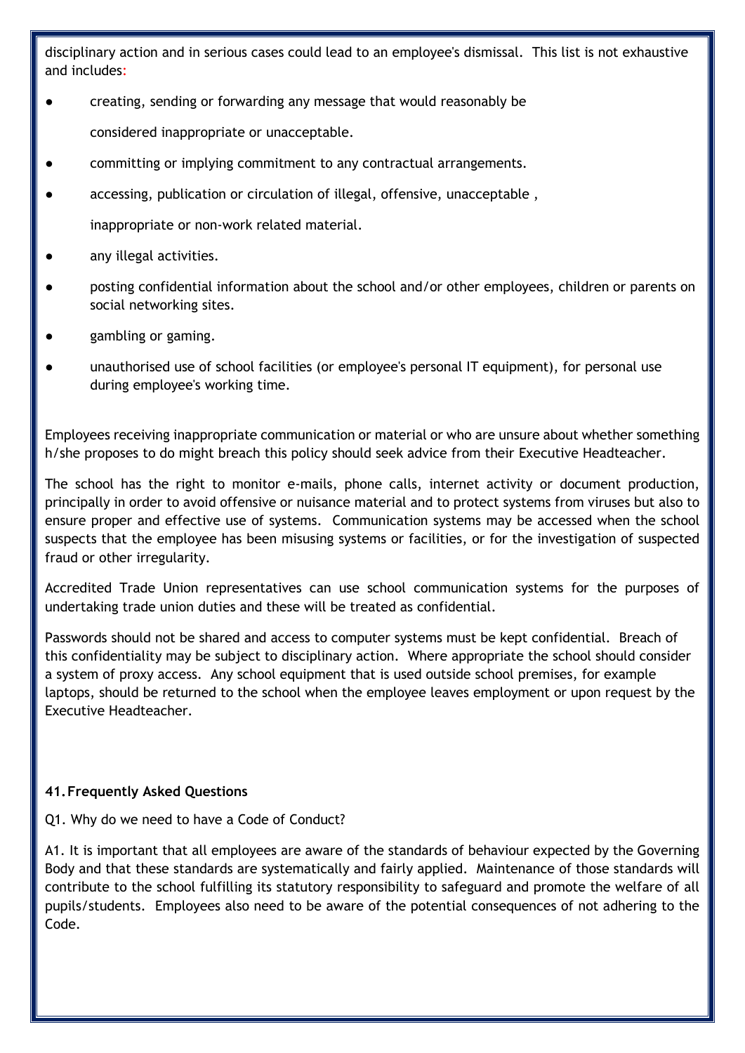disciplinary action and in serious cases could lead to an employee's dismissal. This list is not exhaustive and includes:

- creating, sending or forwarding any message that would reasonably be considered inappropriate or unacceptable.
- committing or implying commitment to any contractual arrangements.
- accessing, publication or circulation of illegal, offensive, unacceptable , inappropriate or non-work related material.
- any illegal activities.
- posting confidential information about the school and/or other employees, children or parents on social networking sites.
- gambling or gaming.
- unauthorised use of school facilities (or employee's personal IT equipment), for personal use during employee's working time.

Employees receiving inappropriate communication or material or who are unsure about whether something h/she proposes to do might breach this policy should seek advice from their Executive Headteacher.

The school has the right to monitor e-mails, phone calls, internet activity or document production, principally in order to avoid offensive or nuisance material and to protect systems from viruses but also to ensure proper and effective use of systems. Communication systems may be accessed when the school suspects that the employee has been misusing systems or facilities, or for the investigation of suspected fraud or other irregularity.

Accredited Trade Union representatives can use school communication systems for the purposes of undertaking trade union duties and these will be treated as confidential.

Passwords should not be shared and access to computer systems must be kept confidential. Breach of this confidentiality may be subject to disciplinary action. Where appropriate the school should consider a system of proxy access. Any school equipment that is used outside school premises, for example laptops, should be returned to the school when the employee leaves employment or upon request by the Executive Headteacher.

**41. Frequently Asked Questions**

Q1. Why do we need to have a Code of Conduct?

A1. It is important that all employees are aware of the standards of behaviour expected by the Governing Body and that these standards are systematically and fairly applied. Maintenance of those standards will contribute to the school fulfilling its statutory responsibility to safeguard and promote the welfare of all pupils/students. Employees also need to be aware of the potential consequences of not adhering to the Code.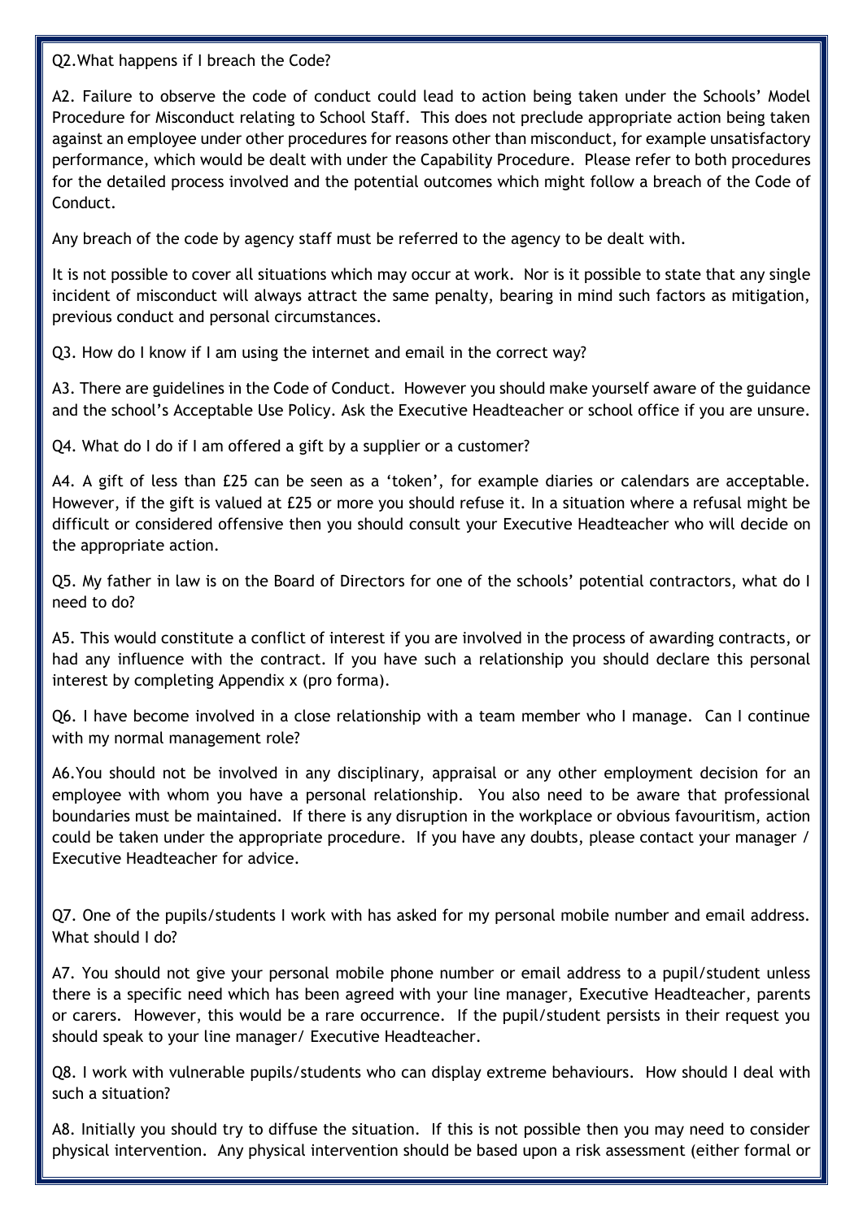Q2.What happens if I breach the Code?

A2. Failure to observe the code of conduct could lead to action being taken under the Schools' Model Procedure for Misconduct relating to School Staff. This does not preclude appropriate action being taken against an employee under other procedures for reasons other than misconduct, for example unsatisfactory performance, which would be dealt with under the Capability Procedure. Please refer to both procedures for the detailed process involved and the potential outcomes which might follow a breach of the Code of Conduct.

Any breach of the code by agency staff must be referred to the agency to be dealt with.

It is not possible to cover all situations which may occur at work. Nor is it possible to state that any single incident of misconduct will always attract the same penalty, bearing in mind such factors as mitigation, previous conduct and personal circumstances.

Q3. How do I know if I am using the internet and email in the correct way?

A3. There are guidelines in the Code of Conduct. However you should make yourself aware of the guidance and the school's Acceptable Use Policy. Ask the Executive Headteacher or school office if you are unsure.

Q4. What do I do if I am offered a gift by a supplier or a customer?

A4. A gift of less than £25 can be seen as a 'token', for example diaries or calendars are acceptable. However, if the gift is valued at £25 or more you should refuse it. In a situation where a refusal might be difficult or considered offensive then you should consult your Executive Headteacher who will decide on the appropriate action.

Q5. My father in law is on the Board of Directors for one of the schools' potential contractors, what do I need to do?

A5. This would constitute a conflict of interest if you are involved in the process of awarding contracts, or had any influence with the contract. If you have such a relationship you should declare this personal interest by completing Appendix x (pro forma).

Q6. I have become involved in a close relationship with a team member who I manage. Can I continue with my normal management role?

A6.You should not be involved in any disciplinary, appraisal or any other employment decision for an employee with whom you have a personal relationship. You also need to be aware that professional boundaries must be maintained. If there is any disruption in the workplace or obvious favouritism, action could be taken under the appropriate procedure. If you have any doubts, please contact your manager / Executive Headteacher for advice.

Q7. One of the pupils/students I work with has asked for my personal mobile number and email address. What should I do?

A7. You should not give your personal mobile phone number or email address to a pupil/student unless there is a specific need which has been agreed with your line manager, Executive Headteacher, parents or carers. However, this would be a rare occurrence. If the pupil/student persists in their request you should speak to your line manager/ Executive Headteacher.

Q8. I work with vulnerable pupils/students who can display extreme behaviours. How should I deal with such a situation?

A8. Initially you should try to diffuse the situation. If this is not possible then you may need to consider physical intervention. Any physical intervention should be based upon a risk assessment (either formal or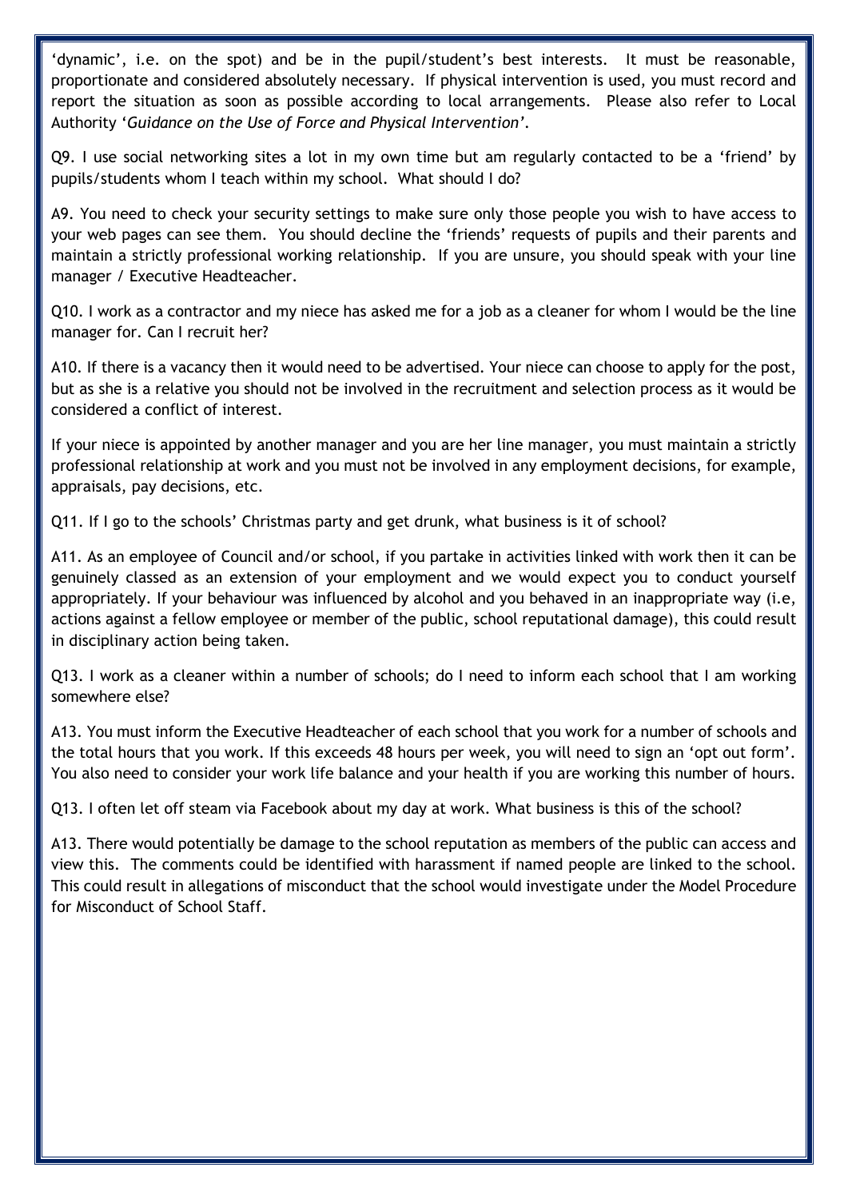'dynamic', i.e. on the spot) and be in the pupil/student's best interests. It must be reasonable, proportionate and considered absolutely necessary. If physical intervention is used, you must record and report the situation as soon as possible according to local arrangements. Please also refer to Local Authority '*Guidance on the Use of Force and Physical Intervention*'.

Q9. I use social networking sites a lot in my own time but am regularly contacted to be a 'friend' by pupils/students whom I teach within my school. What should I do?

A9. You need to check your security settings to make sure only those people you wish to have access to your web pages can see them. You should decline the 'friends' requests of pupils and their parents and maintain a strictly professional working relationship. If you are unsure, you should speak with your line manager / Executive Headteacher.

Q10. I work as a contractor and my niece has asked me for a job as a cleaner for whom I would be the line manager for. Can I recruit her?

A10. If there is a vacancy then it would need to be advertised. Your niece can choose to apply for the post, but as she is a relative you should not be involved in the recruitment and selection process as it would be considered a conflict of interest.

If your niece is appointed by another manager and you are her line manager, you must maintain a strictly professional relationship at work and you must not be involved in any employment decisions, for example, appraisals, pay decisions, etc.

Q11. If I go to the schools' Christmas party and get drunk, what business is it of school?

A11. As an employee of Council and/or school, if you partake in activities linked with work then it can be genuinely classed as an extension of your employment and we would expect you to conduct yourself appropriately. If your behaviour was influenced by alcohol and you behaved in an inappropriate way (i.e, actions against a fellow employee or member of the public, school reputational damage), this could result in disciplinary action being taken.

Q13. I work as a cleaner within a number of schools; do I need to inform each school that I am working somewhere else?

A13. You must inform the Executive Headteacher of each school that you work for a number of schools and the total hours that you work. If this exceeds 48 hours per week, you will need to sign an 'opt out form'. You also need to consider your work life balance and your health if you are working this number of hours.

Q13. I often let off steam via Facebook about my day at work. What business is this of the school?

A13. There would potentially be damage to the school reputation as members of the public can access and view this. The comments could be identified with harassment if named people are linked to the school. This could result in allegations of misconduct that the school would investigate under the Model Procedure for Misconduct of School Staff.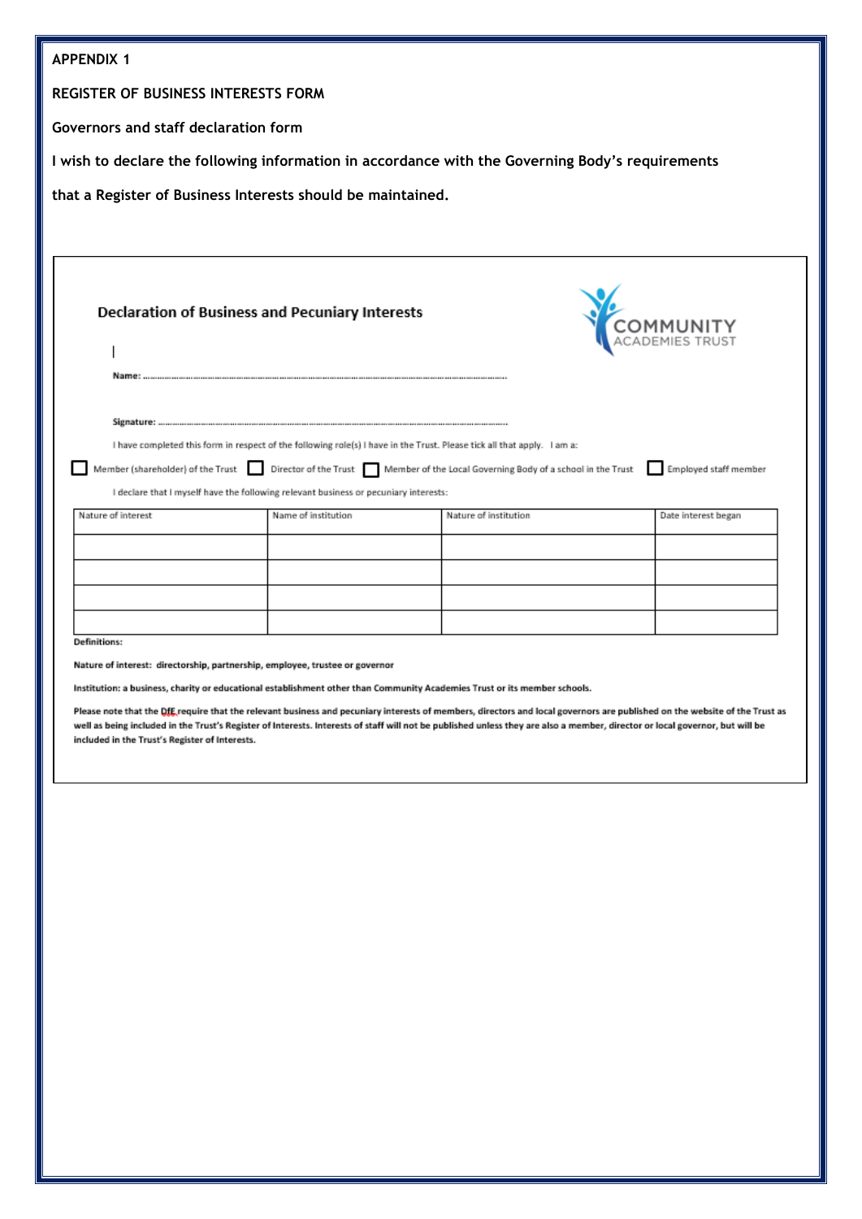APPENDIX 1

REGISTER OF BUSINESS INTERESTS FORM

Governors and staff declaration form

I wish to declare the following information in accordance with the Governing Body's requirements

that a Register of Business Interests should be maintained.

## Declaration of Business and Pecuniary Interests

COMMUNITY ACADEMIES TRUST

Name: ……………………………………………………………………………………………

Signature: ……………………………………………………………………………………………

I have completed this form in respect of the following role(s) I have in the Trust. Please tick all that apply. I am a:

☐ Member (shareholder) of the Trust ☐ Director of the Trust ☐ Member of the Local Governing Body of a school in the Trust ☐ Employed staff member

I declare that I myself have the following relevant business or pecuniary interests:

| Nature of interest | Name of institution | Nature of institution | Date interest began |
|---|---|---|---|
| | | | |
| | | | |
| | | | |
| | | | |

**Definitions:**

**Nature of interest: directorship, partnership, employee, trustee or governor**

**Institution: a business, charity or educational establishment other than Community Academies Trust or its member schools.**

**Please note that the DfE require that the relevant business and pecuniary interests of members, directors and local governors are published on the website of the Trust as well as being included in the Trust's Register of Interests. Interests of staff will not be published unless they are also a member, director or local governor, but will be included in the Trust's Register of Interests.**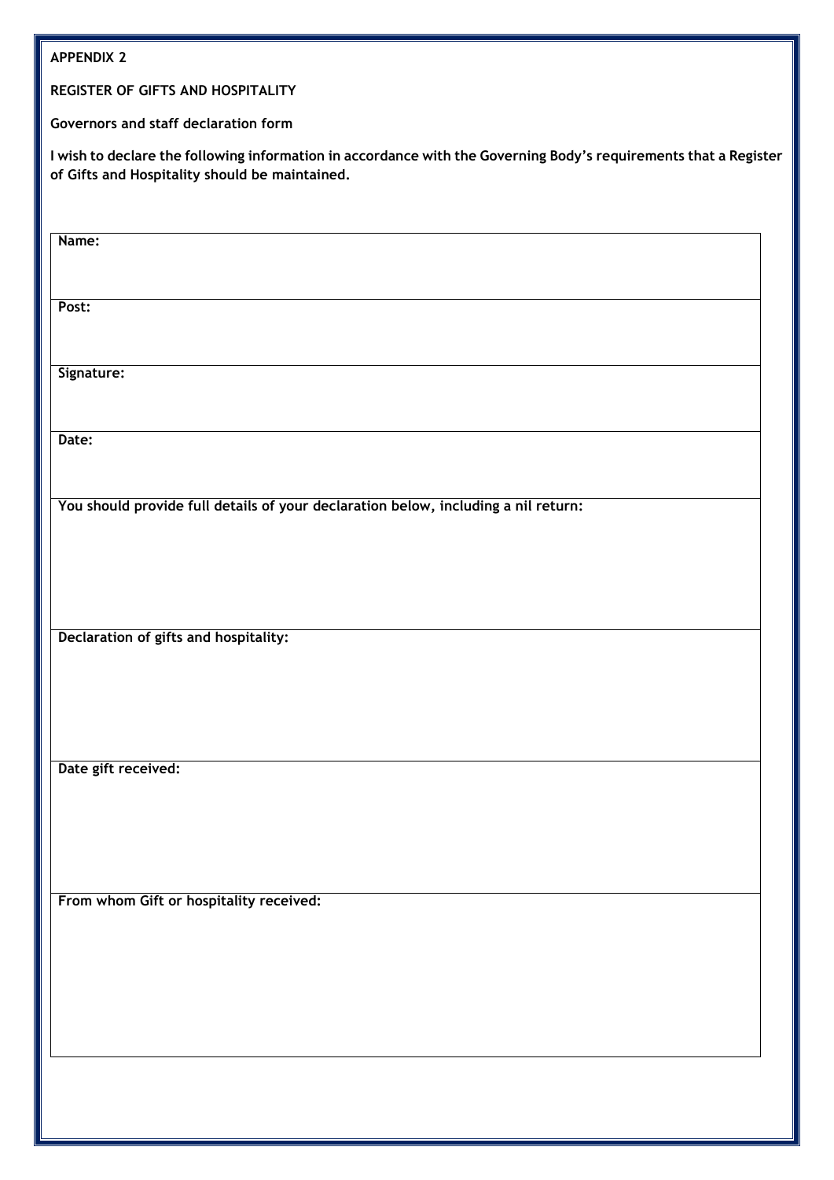**APPENDIX 2**

**REGISTER OF GIFTS AND HOSPITALITY**

**Governors and staff declaration form**

**I wish to declare the following information in accordance with the Governing Body's requirements that a Register of Gifts and Hospitality should be maintained.**

| |
|---|
| **Name:** |
| **Post:** |
| **Signature:** |
| **Date:** |
| **You should provide full details of your declaration below, including a nil return:** |
| **Declaration of gifts and hospitality:** |
| **Date gift received:** |
| **From whom Gift or hospitality received:** |